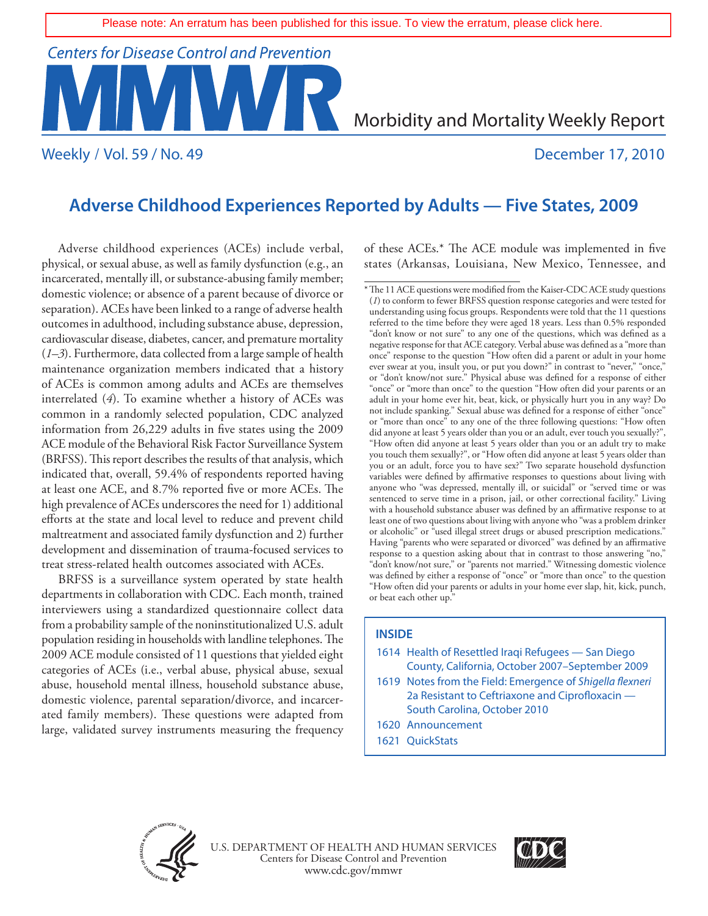Please note: An erratum has been published for this issue. To view the erratum, please click here.

Centers for Disease Control and Prevention

# MMWR

Morbidity and Mortality Weekly Report

Weekly / Vol. 59 / No. 49

December 17, 2010

## Adverse Childhood Experiences Reported by Adults — Five States, 2009

Adverse childhood experiences (ACEs) include verbal, physical, or sexual abuse, as well as family dysfunction (e.g., an incarcerated, mentally ill, or substance-abusing family member; domestic violence; or absence of a parent because of divorce or separation). ACEs have been linked to a range of adverse health outcomes in adulthood, including substance abuse, depression, cardiovascular disease, diabetes, cancer, and premature mortality (*1–3*). Furthermore, data collected from a large sample of health maintenance organization members indicated that a history of ACEs is common among adults and ACEs are themselves interrelated (*4*). To examine whether a history of ACEs was common in a randomly selected population, CDC analyzed information from 26,229 adults in five states using the 2009 ACE module of the Behavioral Risk Factor Surveillance System (BRFSS). This report describes the results of that analysis, which indicated that, overall, 59.4% of respondents reported having at least one ACE, and 8.7% reported five or more ACEs. The high prevalence of ACEs underscores the need for 1) additional efforts at the state and local level to reduce and prevent child maltreatment and associated family dysfunction and 2) further development and dissemination of trauma-focused services to treat stress-related health outcomes associated with ACEs.

BRFSS is a surveillance system operated by state health departments in collaboration with CDC. Each month, trained interviewers using a standardized questionnaire collect data from a probability sample of the noninstitutionalized U.S. adult population residing in households with landline telephones. The 2009 ACE module consisted of 11 questions that yielded eight categories of ACEs (i.e., verbal abuse, physical abuse, sexual abuse, household mental illness, household substance abuse, domestic violence, parental separation/divorce, and incarcerated family members). These questions were adapted from large, validated survey instruments measuring the frequency of these ACEs.* The ACE module was implemented in five states (Arkansas, Louisiana, New Mexico, Tennessee, and

\* The 11 ACE questions were modified from the Kaiser-CDC ACE study questions (*1*) to conform to fewer BRFSS question response categories and were tested for understanding using focus groups. Respondents were told that the 11 questions referred to the time before they were aged 18 years. Less than 0.5% responded "don't know or not sure" to any one of the questions, which was defined as a negative response for that ACE category. Verbal abuse was defined as a "more than once" response to the question "How often did a parent or adult in your home ever swear at you, insult you, or put you down?" in contrast to "never," "once," or "don't know/not sure." Physical abuse was defined for a response of either "once" or "more than once" to the question "How often did your parents or an adult in your home ever hit, beat, kick, or physically hurt you in any way? Do not include spanking." Sexual abuse was defined for a response of either "once" or "more than once" to any one of the three following questions: "How often did anyone at least 5 years older than you or an adult, ever touch you sexually?", "How often did anyone at least 5 years older than you or an adult try to make you touch them sexually?", or "How often did anyone at least 5 years older than you or an adult, force you to have sex?" Two separate household dysfunction variables were defined by affirmative responses to questions about living with anyone who "was depressed, mentally ill, or suicidal" or "served time or was sentenced to serve time in a prison, jail, or other correctional facility." Living with a household substance abuser was defined by an affirmative response to at least one of two questions about living with anyone who "was a problem drinker or alcoholic" or "used illegal street drugs or abused prescription medications." Having "parents who were separated or divorced" was defined by an affirmative response to a question asking about that in contrast to those answering "no," "don't know/not sure," or "parents not married." Witnessing domestic violence was defined by either a response of "once" or "more than once" to the question "How often did your parents or adults in your home ever slap, hit, kick, punch, or beat each other up."

**INSIDE**

- 1614 Health of Resettled Iraqi Refugees — San Diego County, California, October 2007–September 2009
- 1619 Notes from the Field: Emergence of *Shigella flexneri* 2a Resistant to Ceftriaxone and Ciprofloxacin — South Carolina, October 2010
- 1620 Announcement
- 1621 QuickStats

U.S. DEPARTMENT OF HEALTH AND HUMAN SERVICES
Centers for Disease Control and Prevention
www.cdc.gov/mmwr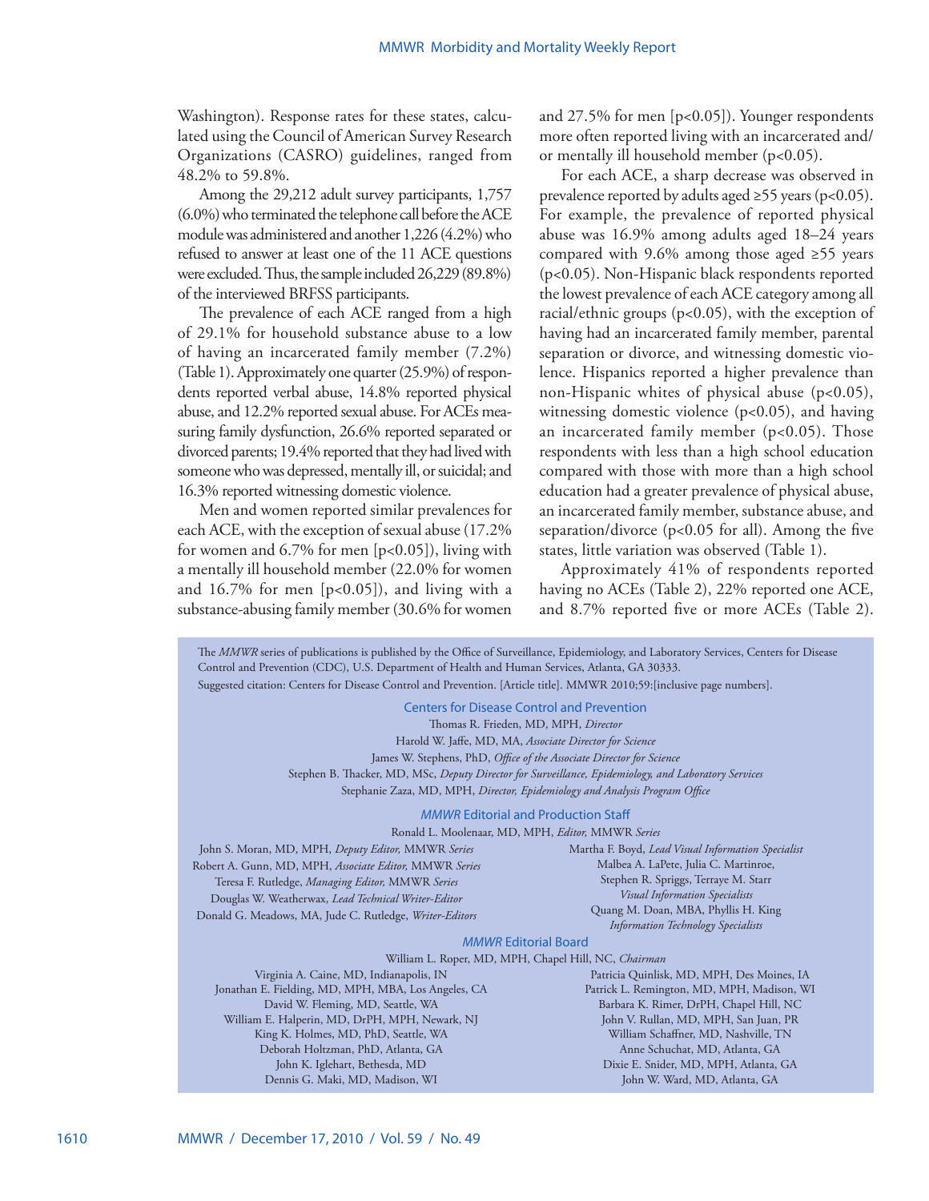Washington). Response rates for these states, calculated using the Council of American Survey Research Organizations (CASRO) guidelines, ranged from 48.2% to 59.8%.

Among the 29,212 adult survey participants, 1,757 (6.0%) who terminated the telephone call before the ACE module was administered and another 1,226 (4.2%) who refused to answer at least one of the 11 ACE questions were excluded. Thus, the sample included 26,229 (89.8%) of the interviewed BRFSS participants.

The prevalence of each ACE ranged from a high of 29.1% for household substance abuse to a low of having an incarcerated family member (7.2%) (Table 1). Approximately one quarter (25.9%) of respondents reported verbal abuse, 14.8% reported physical abuse, and 12.2% reported sexual abuse. For ACEs measuring family dysfunction, 26.6% reported separated or divorced parents; 19.4% reported that they had lived with someone who was depressed, mentally ill, or suicidal; and 16.3% reported witnessing domestic violence.

Men and women reported similar prevalences for each ACE, with the exception of sexual abuse (17.2% for women and 6.7% for men [$p<0.05$]), living with a mentally ill household member (22.0% for women and 16.7% for men [$p<0.05$]), and living with a substance-abusing family member (30.6% for women and 27.5% for men [$p<0.05$]). Younger respondents more often reported living with an incarcerated and/or mentally ill household member ($p<0.05$).

For each ACE, a sharp decrease was observed in prevalence reported by adults aged ≥55 years ($p<0.05$). For example, the prevalence of reported physical abuse was 16.9% among adults aged 18–24 years compared with 9.6% among those aged ≥55 years ($p<0.05$). Non-Hispanic black respondents reported the lowest prevalence of each ACE category among all racial/ethnic groups ($p<0.05$), with the exception of having had an incarcerated family member, parental separation or divorce, and witnessing domestic violence. Hispanics reported a higher prevalence than non-Hispanic whites of physical abuse ($p<0.05$), witnessing domestic violence ($p<0.05$), and having an incarcerated family member ($p<0.05$). Those respondents with less than a high school education compared with those with more than a high school education had a greater prevalence of physical abuse, an incarcerated family member, substance abuse, and separation/divorce ($p<0.05$ for all). Among the five states, little variation was observed (Table 1).

Approximately 41% of respondents reported having no ACEs (Table 2), 22% reported one ACE, and 8.7% reported five or more ACEs (Table 2).

The *MMWR* series of publications is published by the Office of Surveillance, Epidemiology, and Laboratory Services, Centers for Disease Control and Prevention (CDC), U.S. Department of Health and Human Services, Atlanta, GA 30333.

Suggested citation: Centers for Disease Control and Prevention. [Article title]. MMWR 2010;59:[inclusive page numbers].

**Centers for Disease Control and Prevention**

Thomas R. Frieden, MD, MPH, *Director*
Harold W. Jaffe, MD, MA, *Associate Director for Science*
James W. Stephens, PhD, *Office of the Associate Director for Science*
Stephen B. Thacker, MD, MSc, *Deputy Director for Surveillance, Epidemiology, and Laboratory Services*
Stephanie Zaza, MD, MPH, *Director, Epidemiology and Analysis Program Office*

***MMWR* Editorial and Production Staff**

Ronald L. Moolenaar, MD, MPH, *Editor,* MMWR *Series*
John S. Moran, MD, MPH, *Deputy Editor,* MMWR *Series*
Robert A. Gunn, MD, MPH, *Associate Editor,* MMWR *Series*
Teresa F. Rutledge, *Managing Editor,* MMWR *Series*
Douglas W. Weatherwax, *Lead Technical Writer-Editor*
Donald G. Meadows, MA, Jude C. Rutledge, *Writer-Editors*
Martha F. Boyd, *Lead Visual Information Specialist*
Malbea A. LaPete, Julia C. Martinroe,
Stephen R. Spriggs, Terraye M. Starr
*Visual Information Specialists*
Quang M. Doan, MBA, Phyllis H. King
*Information Technology Specialists*

***MMWR* Editorial Board**

William L. Roper, MD, MPH, Chapel Hill, NC, *Chairman*
Virginia A. Caine, MD, Indianapolis, IN
Jonathan E. Fielding, MD, MPH, MBA, Los Angeles, CA
David W. Fleming, MD, Seattle, WA
William E. Halperin, MD, DrPH, MPH, Newark, NJ
King K. Holmes, MD, PhD, Seattle, WA
Deborah Holtzman, PhD, Atlanta, GA
John K. Iglehart, Bethesda, MD
Dennis G. Maki, MD, Madison, WI
Patricia Quinlisk, MD, MPH, Des Moines, IA
Patrick L. Remington, MD, MPH, Madison, WI
Barbara K. Rimer, DrPH, Chapel Hill, NC
John V. Rullan, MD, MPH, San Juan, PR
William Schaffner, MD, Nashville, TN
Anne Schuchat, MD, Atlanta, GA
Dixie E. Snider, MD, MPH, Atlanta, GA
John W. Ward, MD, Atlanta, GA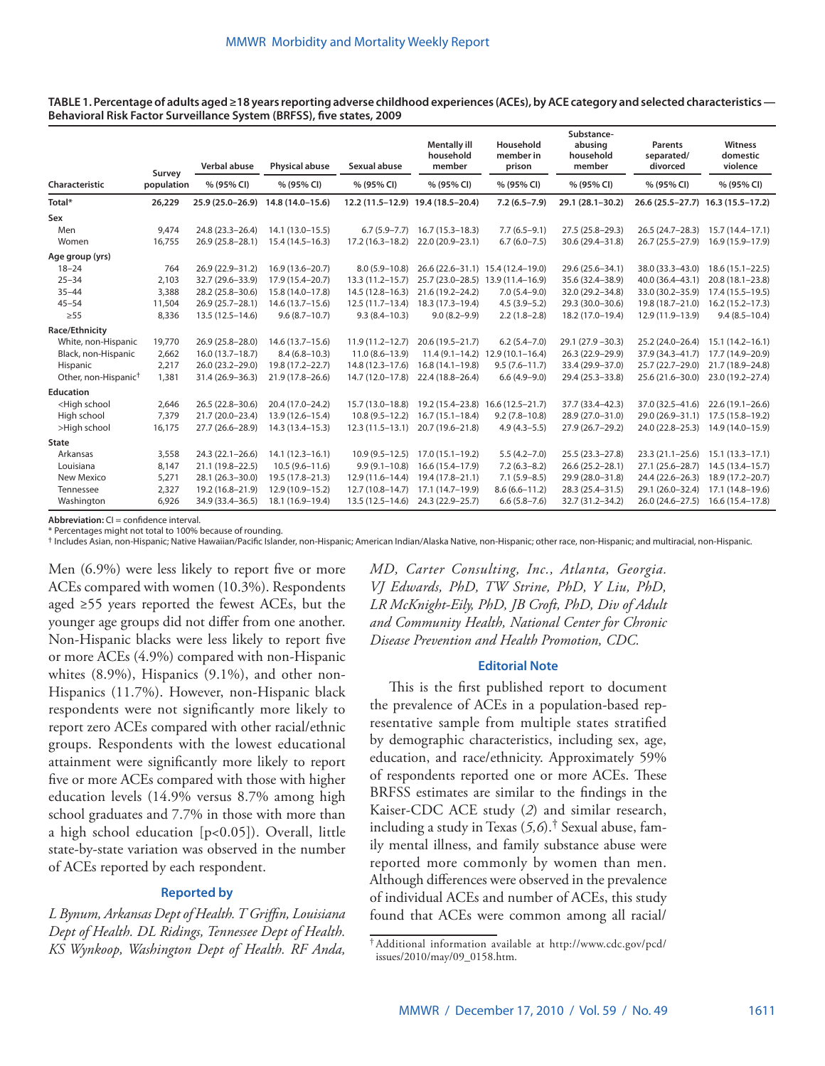**TABLE 1. Percentage of adults aged ≥18 years reporting adverse childhood experiences (ACEs), by ACE category and selected characteristics — Behavioral Risk Factor Surveillance System (BRFSS), five states, 2009**

| Characteristic | Survey population | Verbal abuse % (95% CI) | Physical abuse % (95% CI) | Sexual abuse % (95% CI) | Mentally ill household member % (95% CI) | Household member in prison % (95% CI) | Substance-abusing household member % (95% CI) | Parents separated/ divorced % (95% CI) | Witness domestic violence % (95% CI) |
|---|---|---|---|---|---|---|---|---|---|
| **Total*** | **26,229** | **25.9 (25.0–26.9)** | **14.8 (14.0–15.6)** | **12.2 (11.5–12.9)** | **19.4 (18.5–20.4)** | **7.2 (6.5–7.9)** | **29.1 (28.1–30.2)** | **26.6 (25.5–27.7)** | **16.3 (15.5–17.2)** |
| **Sex** | | | | | | | | | |
| Men | 9,474 | 24.8 (23.3–26.4) | 14.1 (13.0–15.5) | 6.7 (5.9–7.7) | 16.7 (15.3–18.3) | 7.7 (6.5–9.1) | 27.5 (25.8–29.3) | 26.5 (24.7–28.3) | 15.7 (14.4–17.1) |
| Women | 16,755 | 26.9 (25.8–28.1) | 15.4 (14.5–16.3) | 17.2 (16.3–18.2) | 22.0 (20.9–23.1) | 6.7 (6.0–7.5) | 30.6 (29.4–31.8) | 26.7 (25.5–27.9) | 16.9 (15.9–17.9) |
| **Age group (yrs)** | | | | | | | | | |
| 18–24 | 764 | 26.9 (22.9–31.2) | 16.9 (13.6–20.7) | 8.0 (5.9–10.8) | 26.6 (22.6–31.1) | 15.4 (12.4–19.0) | 29.6 (25.6–34.1) | 38.0 (33.3–43.0) | 18.6 (15.1–22.5) |
| 25–34 | 2,103 | 32.7 (29.6–33.9) | 17.9 (15.4–20.7) | 13.3 (11.2–15.7) | 25.7 (23.0–28.5) | 13.9 (11.4–16.9) | 35.6 (32.4–38.9) | 40.0 (36.4–43.1) | 20.8 (18.1–23.8) |
| 35–44 | 3,388 | 28.2 (25.8–30.6) | 15.8 (14.0–17.8) | 14.5 (12.8–16.3) | 21.6 (19.2–24.2) | 7.0 (5.4–9.0) | 32.0 (29.2–34.8) | 33.0 (30.2–35.9) | 17.4 (15.5–19.5) |
| 45–54 | 11,504 | 26.9 (25.7–28.1) | 14.6 (13.7–15.6) | 12.5 (11.7–13.4) | 18.3 (17.3–19.4) | 4.5 (3.9–5.2) | 29.3 (30.0–30.6) | 19.8 (18.7–21.0) | 16.2 (15.2–17.3) |
| ≥55 | 8,336 | 13.5 (12.5–14.6) | 9.6 (8.7–10.7) | 9.3 (8.4–10.3) | 9.0 (8.2–9.9) | 2.2 (1.8–2.8) | 18.2 (17.0–19.4) | 12.9 (11.9–13.9) | 9.4 (8.5–10.4) |
| **Race/Ethnicity** | | | | | | | | | |
| White, non-Hispanic | 19,770 | 26.9 (25.8–28.0) | 14.6 (13.7–15.6) | 11.9 (11.2–12.7) | 20.6 (19.5–21.7) | 6.2 (5.4–7.0) | 29.1 (27.9 –30.3) | 25.2 (24.0–26.4) | 15.1 (14.2–16.1) |
| Black, non-Hispanic | 2,662 | 16.0 (13.7–18.7) | 8.4 (6.8–10.3) | 11.0 (8.6–13.9) | 11.4 (9.1–14.2) | 12.9 (10.1–16.4) | 26.3 (22.9–29.9) | 37.9 (34.3–41.7) | 17.7 (14.9–20.9) |
| Hispanic | 2,217 | 26.0 (23.2–29.0) | 19.8 (17.2–22.7) | 14.8 (12.3–17.6) | 16.8 (14.1–19.8) | 9.5 (7.6–11.7) | 33.4 (29.9–37.0) | 25.7 (22.7–29.0) | 21.7 (18.9–24.8) |
| Other, non-Hispanic[†] | 1,381 | 31.4 (26.9–36.3) | 21.9 (17.8–26.6) | 14.7 (12.0–17.8) | 22.4 (18.8–26.4) | 6.6 (4.9–9.0) | 29.4 (25.3–33.8) | 25.6 (21.6–30.0) | 23.0 (19.2–27.4) |
| **Education** | | | | | | | | | |
| <High school | 2,646 | 26.5 (22.8–30.6) | 20.4 (17.0–24.2) | 15.7 (13.0–18.8) | 19.2 (15.4–23.8) | 16.6 (12.5–21.7) | 37.7 (33.4–42.3) | 37.0 (32.5–41.6) | 22.6 (19.1–26.6) |
| High school | 7,379 | 21.7 (20.0–23.4) | 13.9 (12.6–15.4) | 10.8 (9.5–12.2) | 16.7 (15.1–18.4) | 9.2 (7.8–10.8) | 28.9 (27.0–31.0) | 29.0 (26.9–31.1) | 17.5 (15.8–19.2) |
| >High school | 16,175 | 27.7 (26.6–28.9) | 14.3 (13.4–15.3) | 12.3 (11.5–13.1) | 20.7 (19.6–21.8) | 4.9 (4.3–5.5) | 27.9 (26.7–29.2) | 24.0 (22.8–25.3) | 14.9 (14.0–15.9) |
| **State** | | | | | | | | | |
| Arkansas | 3,558 | 24.3 (22.1–26.6) | 14.1 (12.3–16.1) | 10.9 (9.5–12.5) | 17.0 (15.1–19.2) | 5.5 (4.2–7.0) | 25.5 (23.3–27.8) | 23.3 (21.1–25.6) | 15.1 (13.3–17.1) |
| Louisiana | 8,147 | 21.1 (19.8–22.5) | 10.5 (9.6–11.6) | 9.9 (9.1–10.8) | 16.6 (15.4–17.9) | 7.2 (6.3–8.2) | 26.6 (25.2–28.1) | 27.1 (25.6–28.7) | 14.5 (13.4–15.7) |
| New Mexico | 5,271 | 28.1 (26.3–30.0) | 19.5 (17.8–21.3) | 12.9 (11.6–14.4) | 19.4 (17.8–21.1) | 7.1 (5.9–8.5) | 29.9 (28.0–31.8) | 24.4 (22.6–26.3) | 18.9 (17.2–20.7) |
| Tennessee | 2,327 | 19.2 (16.8–21.9) | 12.9 (10.9–15.2) | 12.7 (10.8–14.7) | 17.1 (14.7–19.9) | 8.6 (6.6–11.2) | 28.3 (25.4–31.5) | 29.1 (26.0–32.4) | 17.1 (14.8–19.6) |
| Washington | 6,926 | 34.9 (33.4–36.5) | 18.1 (16.9–19.4) | 13.5 (12.5–14.6) | 24.3 (22.9–25.7) | 6.6 (5.8–7.6) | 32.7 (31.2–34.2) | 26.0 (24.6–27.5) | 16.6 (15.4–17.8) |

**Abbreviation:** CI = confidence interval.
* Percentages might not total to 100% because of rounding.
† Includes Asian, non-Hispanic; Native Hawaiian/Pacific Islander, non-Hispanic; American Indian/Alaska Native, non-Hispanic; other race, non-Hispanic; and multiracial, non-Hispanic.

Men (6.9%) were less likely to report five or more ACEs compared with women (10.3%). Respondents aged ≥55 years reported the fewest ACEs, but the younger age groups did not differ from one another. Non-Hispanic blacks were less likely to report five or more ACEs (4.9%) compared with non-Hispanic whites (8.9%), Hispanics (9.1%), and other non-Hispanics (11.7%). However, non-Hispanic black respondents were not significantly more likely to report zero ACEs compared with other racial/ethnic groups. Respondents with the lowest educational attainment were significantly more likely to report five or more ACEs compared with those with higher education levels (14.9% versus 8.7% among high school graduates and 7.7% in those with more than a high school education [$p<0.05$]). Overall, little state-by-state variation was observed in the number of ACEs reported by each respondent.

### Reported by

*L Bynum, Arkansas Dept of Health. T Griffin, Louisiana Dept of Health. DL Ridings, Tennessee Dept of Health. KS Wynkoop, Washington Dept of Health. RF Anda, MD, Carter Consulting, Inc., Atlanta, Georgia. VJ Edwards, PhD, TW Strine, PhD, Y Liu, PhD, LR McKnight-Eily, PhD, JB Croft, PhD, Div of Adult and Community Health, National Center for Chronic Disease Prevention and Health Promotion, CDC.*

### Editorial Note

This is the first published report to document the prevalence of ACEs in a population-based representative sample from multiple states stratified by demographic characteristics, including sex, age, education, and race/ethnicity. Approximately 59% of respondents reported one or more ACEs. These BRFSS estimates are similar to the findings in the Kaiser-CDC ACE study (*2*) and similar research, including a study in Texas (*5,6*).[†] Sexual abuse, family mental illness, and family substance abuse were reported more commonly by women than men. Although differences were observed in the prevalence of individual ACEs and number of ACEs, this study found that ACEs were common among all racial/

† Additional information available at http://www.cdc.gov/pcd/issues/2010/may/09_0158.htm.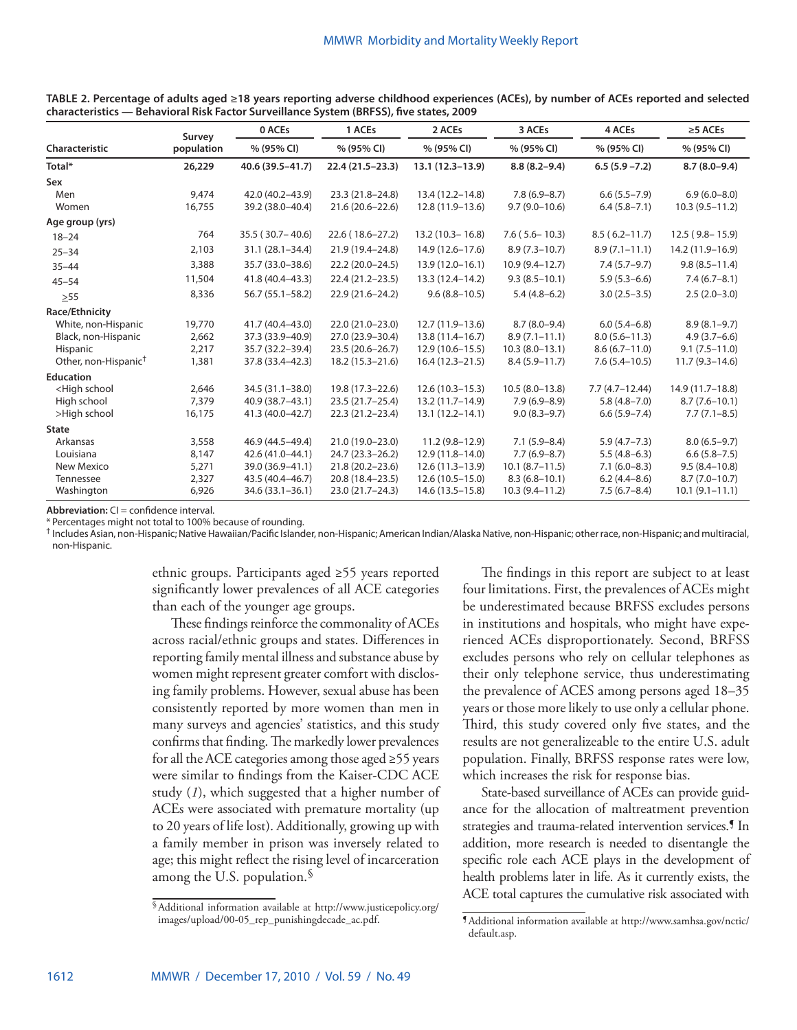**TABLE 2. Percentage of adults aged ≥18 years reporting adverse childhood experiences (ACEs), by number of ACEs reported and selected characteristics — Behavioral Risk Factor Surveillance System (BRFSS), five states, 2009**

| Characteristic | Survey population | 0 ACEs | 1 ACEs | 2 ACEs | 3 ACEs | 4 ACEs | ≥5 ACEs |
|---|---|---|---|---|---|---|---|
| | | % (95% CI) | % (95% CI) | % (95% CI) | % (95% CI) | % (95% CI) | % (95% CI) |
| **Total*** | **26,229** | **40.6 (39.5–41.7)** | **22.4 (21.5–23.3)** | **13.1 (12.3–13.9)** | **8.8 (8.2–9.4)** | **6.5 (5.9 –7.2)** | **8.7 (8.0–9.4)** |
| **Sex** | | | | | | | |
| Men | 9,474 | 42.0 (40.2–43.9) | 23.3 (21.8–24.8) | 13.4 (12.2–14.8) | 7.8 (6.9–8.7) | 6.6 (5.5–7.9) | 6.9 (6.0–8.0) |
| Women | 16,755 | 39.2 (38.0–40.4) | 21.6 (20.6–22.6) | 12.8 (11.9–13.6) | 9.7 (9.0–10.6) | 6.4 (5.8–7.1) | 10.3 (9.5–11.2) |
| **Age group (yrs)** | | | | | | | |
| 18–24 | 764 | 35.5 ( 30.7– 40.6) | 22.6 ( 18.6–27.2) | 13.2 (10.3– 16.8) | 7.6 ( 5.6– 10.3) | 8.5 ( 6.2–11.7) | 12.5 ( 9.8– 15.9) |
| 25–34 | 2,103 | 31.1 (28.1–34.4) | 21.9 (19.4–24.8) | 14.9 (12.6–17.6) | 8.9 (7.3–10.7) | 8.9 (7.1–11.1) | 14.2 (11.9–16.9) |
| 35–44 | 3,388 | 35.7 (33.0–38.6) | 22.2 (20.0–24.5) | 13.9 (12.0–16.1) | 10.9 (9.4–12.7) | 7.4 (5.7–9.7) | 9.8 (8.5–11.4) |
| 45–54 | 11,504 | 41.8 (40.4–43.3) | 22.4 (21.2–23.5) | 13.3 (12.4–14.2) | 9.3 (8.5–10.1) | 5.9 (5.3–6.6) | 7.4 (6.7–8.1) |
| ≥55 | 8,336 | 56.7 (55.1–58.2) | 22.9 (21.6–24.2) | 9.6 (8.8–10.5) | 5.4 (4.8–6.2) | 3.0 (2.5–3.5) | 2.5 (2.0–3.0) |
| **Race/Ethnicity** | | | | | | | |
| White, non-Hispanic | 19,770 | 41.7 (40.4–43.0) | 22.0 (21.0–23.0) | 12.7 (11.9–13.6) | 8.7 (8.0–9.4) | 6.0 (5.4–6.8) | 8.9 (8.1–9.7) |
| Black, non-Hispanic | 2,662 | 37.3 (33.9–40.9) | 27.0 (23.9–30.4) | 13.8 (11.4–16.7) | 8.9 (7.1–11.1) | 8.0 (5.6–11.3) | 4.9 (3.7–6.6) |
| Hispanic | 2,217 | 35.7 (32.2–39.4) | 23.5 (20.6–26.7) | 12.9 (10.6–15.5) | 10.3 (8.0–13.1) | 8.6 (6.7–11.0) | 9.1 (7.5–11.0) |
| Other, non-Hispanic[†] | 1,381 | 37.8 (33.4–42.3) | 18.2 (15.3–21.6) | 16.4 (12.3–21.5) | 8.4 (5.9–11.7) | 7.6 (5.4–10.5) | 11.7 (9.3–14.6) |
| **Education** | | | | | | | |
| <High school | 2,646 | 34.5 (31.1–38.0) | 19.8 (17.3–22.6) | 12.6 (10.3–15.3) | 10.5 (8.0–13.8) | 7.7 (4.7–12.44) | 14.9 (11.7–18.8) |
| High school | 7,379 | 40.9 (38.7–43.1) | 23.5 (21.7–25.4) | 13.2 (11.7–14.9) | 7.9 (6.9–8.9) | 5.8 (4.8–7.0) | 8.7 (7.6–10.1) |
| >High school | 16,175 | 41.3 (40.0–42.7) | 22.3 (21.2–23.4) | 13.1 (12.2–14.1) | 9.0 (8.3–9.7) | 6.6 (5.9–7.4) | 7.7 (7.1–8.5) |
| **State** | | | | | | | |
| Arkansas | 3,558 | 46.9 (44.5–49.4) | 21.0 (19.0–23.0) | 11.2 (9.8–12.9) | 7.1 (5.9–8.4) | 5.9 (4.7–7.3) | 8.0 (6.5–9.7) |
| Louisiana | 8,147 | 42.6 (41.0–44.1) | 24.7 (23.3–26.2) | 12.9 (11.8–14.0) | 7.7 (6.9–8.7) | 5.5 (4.8–6.3) | 6.6 (5.8–7.5) |
| New Mexico | 5,271 | 39.0 (36.9–41.1) | 21.8 (20.2–23.6) | 12.6 (11.3–13.9) | 10.1 (8.7–11.5) | 7.1 (6.0–8.3) | 9.5 (8.4–10.8) |
| Tennessee | 2,327 | 43.5 (40.4–46.7) | 20.8 (18.4–23.5) | 12.6 (10.5–15.0) | 8.3 (6.8–10.1) | 6.2 (4.4–8.6) | 8.7 (7.0–10.7) |
| Washington | 6,926 | 34.6 (33.1–36.1) | 23.0 (21.7–24.3) | 14.6 (13.5–15.8) | 10.3 (9.4–11.2) | 7.5 (6.7–8.4) | 10.1 (9.1–11.1) |

**Abbreviation:** CI = confidence interval.
\* Percentages might not total to 100% because of rounding.
[†] Includes Asian, non-Hispanic; Native Hawaiian/Pacific Islander, non-Hispanic; American Indian/Alaska Native, non-Hispanic; other race, non-Hispanic; and multiracial, non-Hispanic.

ethnic groups. Participants aged ≥55 years reported significantly lower prevalences of all ACE categories than each of the younger age groups.

These findings reinforce the commonality of ACEs across racial/ethnic groups and states. Differences in reporting family mental illness and substance abuse by women might represent greater comfort with disclosing family problems. However, sexual abuse has been consistently reported by more women than men in many surveys and agencies' statistics, and this study confirms that finding. The markedly lower prevalences for all the ACE categories among those aged ≥55 years were similar to findings from the Kaiser-CDC ACE study (*1*), which suggested that a higher number of ACEs were associated with premature mortality (up to 20 years of life lost). Additionally, growing up with a family member in prison was inversely related to age; this might reflect the rising level of incarceration among the U.S. population.[§]

The findings in this report are subject to at least four limitations. First, the prevalences of ACEs might be underestimated because BRFSS excludes persons in institutions and hospitals, who might have experienced ACEs disproportionately. Second, BRFSS excludes persons who rely on cellular telephones as their only telephone service, thus underestimating the prevalence of ACES among persons aged 18–35 years or those more likely to use only a cellular phone. Third, this study covered only five states, and the results are not generalizeable to the entire U.S. adult population. Finally, BRFSS response rates were low, which increases the risk for response bias.

State-based surveillance of ACEs can provide guidance for the allocation of maltreatment prevention strategies and trauma-related intervention services.[¶] In addition, more research is needed to disentangle the specific role each ACE plays in the development of health problems later in life. As it currently exists, the ACE total captures the cumulative risk associated with

[§] Additional information available at http://www.justicepolicy.org/images/upload/00-05_rep_punishingdecade_ac.pdf.

[¶] Additional information available at http://www.samhsa.gov/nctic/default.asp.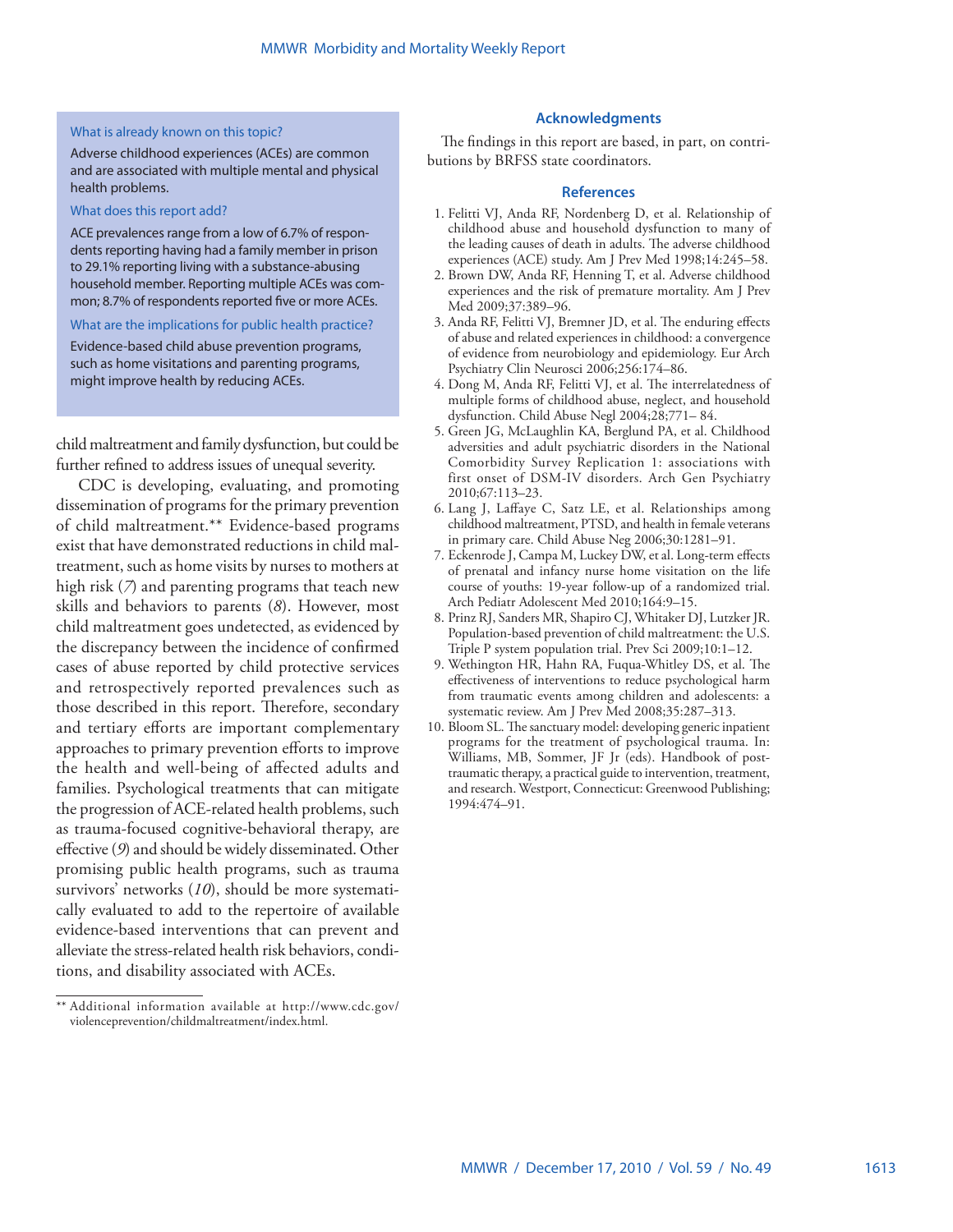**What is already known on this topic?**

Adverse childhood experiences (ACEs) are common and are associated with multiple mental and physical health problems.

**What does this report add?**

ACE prevalences range from a low of 6.7% of respondents reporting having had a family member in prison to 29.1% reporting living with a substance-abusing household member. Reporting multiple ACEs was common; 8.7% of respondents reported five or more ACEs.

**What are the implications for public health practice?**

Evidence-based child abuse prevention programs, such as home visitations and parenting programs, might improve health by reducing ACEs.

child maltreatment and family dysfunction, but could be further refined to address issues of unequal severity.

CDC is developing, evaluating, and promoting dissemination of programs for the primary prevention of child maltreatment.** Evidence-based programs exist that have demonstrated reductions in child maltreatment, such as home visits by nurses to mothers at high risk (*7*) and parenting programs that teach new skills and behaviors to parents (*8*). However, most child maltreatment goes undetected, as evidenced by the discrepancy between the incidence of confirmed cases of abuse reported by child protective services and retrospectively reported prevalences such as those described in this report. Therefore, secondary and tertiary efforts are important complementary approaches to primary prevention efforts to improve the health and well-being of affected adults and families. Psychological treatments that can mitigate the progression of ACE-related health problems, such as trauma-focused cognitive-behavioral therapy, are effective (*9*) and should be widely disseminated. Other promising public health programs, such as trauma survivors' networks (*10*), should be more systematically evaluated to add to the repertoire of available evidence-based interventions that can prevent and alleviate the stress-related health risk behaviors, conditions, and disability associated with ACEs.

** Additional information available at http://www.cdc.gov/violenceprevention/childmaltreatment/index.html.

## Acknowledgments

The findings in this report are based, in part, on contributions by BRFSS state coordinators.

## References

1. Felitti VJ, Anda RF, Nordenberg D, et al. Relationship of childhood abuse and household dysfunction to many of the leading causes of death in adults. The adverse childhood experiences (ACE) study. Am J Prev Med 1998;14:245–58.
2. Brown DW, Anda RF, Henning T, et al. Adverse childhood experiences and the risk of premature mortality. Am J Prev Med 2009;37:389–96.
3. Anda RF, Felitti VJ, Bremner JD, et al. The enduring effects of abuse and related experiences in childhood: a convergence of evidence from neurobiology and epidemiology. Eur Arch Psychiatry Clin Neurosci 2006;256:174–86.
4. Dong M, Anda RF, Felitti VJ, et al. The interrelatedness of multiple forms of childhood abuse, neglect, and household dysfunction. Child Abuse Negl 2004;28;771– 84.
5. Green JG, McLaughlin KA, Berglund PA, et al. Childhood adversities and adult psychiatric disorders in the National Comorbidity Survey Replication 1: associations with first onset of DSM-IV disorders. Arch Gen Psychiatry 2010;67:113–23.
6. Lang J, Laffaye C, Satz LE, et al. Relationships among childhood maltreatment, PTSD, and health in female veterans in primary care. Child Abuse Neg 2006;30:1281–91.
7. Eckenrode J, Campa M, Luckey DW, et al. Long-term effects of prenatal and infancy nurse home visitation on the life course of youths: 19-year follow-up of a randomized trial. Arch Pediatr Adolescent Med 2010;164:9–15.
8. Prinz RJ, Sanders MR, Shapiro CJ, Whitaker DJ, Lutzker JR. Population-based prevention of child maltreatment: the U.S. Triple P system population trial. Prev Sci 2009;10:1–12.
9. Wethington HR, Hahn RA, Fuqua-Whitley DS, et al. The effectiveness of interventions to reduce psychological harm from traumatic events among children and adolescents: a systematic review. Am J Prev Med 2008;35:287–313.
10. Bloom SL. The sanctuary model: developing generic inpatient programs for the treatment of psychological trauma. In: Williams, MB, Sommer, JF Jr (eds). Handbook of post-traumatic therapy, a practical guide to intervention, treatment, and research. Westport, Connecticut: Greenwood Publishing; 1994:474–91.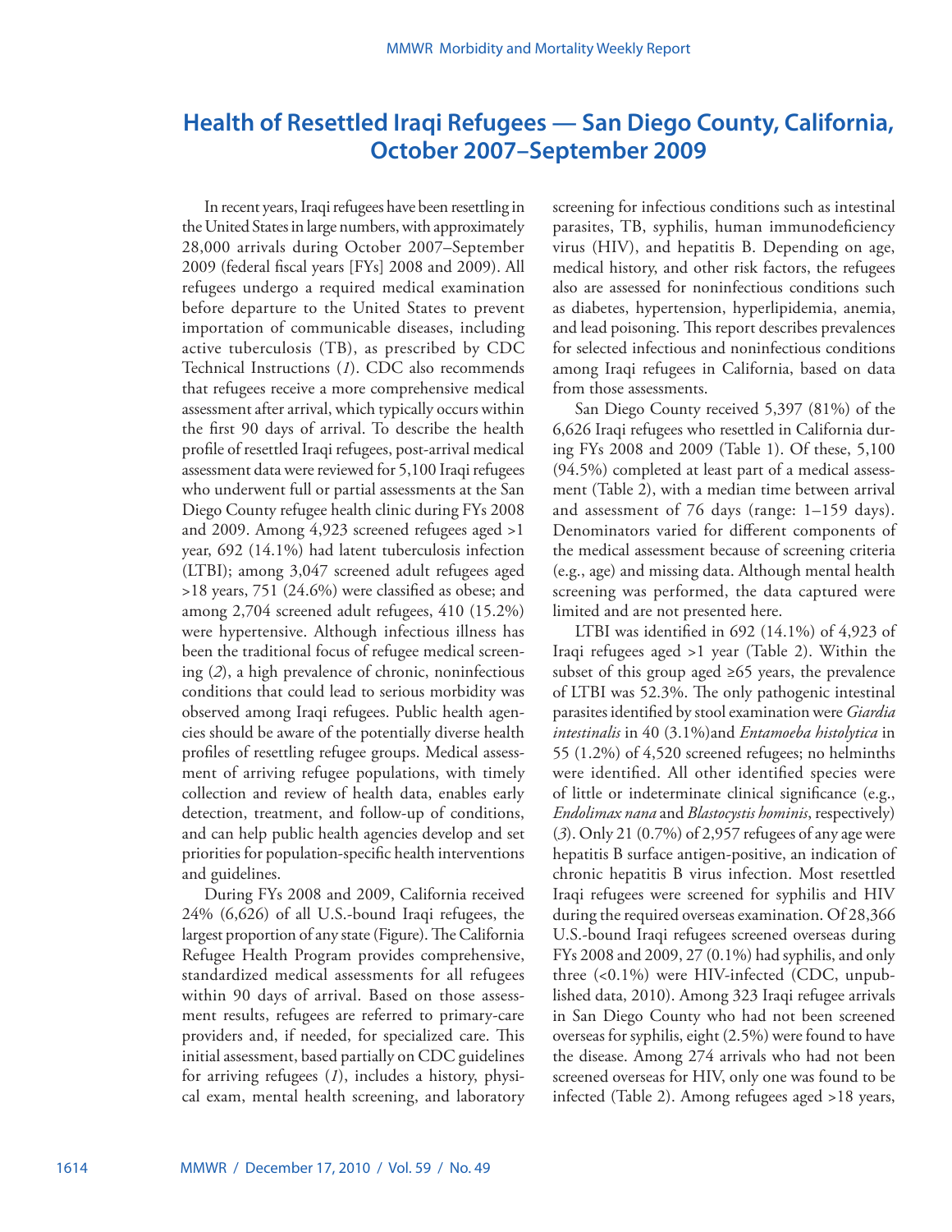# Health of Resettled Iraqi Refugees — San Diego County, California, October 2007–September 2009

In recent years, Iraqi refugees have been resettling in the United States in large numbers, with approximately 28,000 arrivals during October 2007–September 2009 (federal fiscal years [FYs] 2008 and 2009). All refugees undergo a required medical examination before departure to the United States to prevent importation of communicable diseases, including active tuberculosis (TB), as prescribed by CDC Technical Instructions (*1*). CDC also recommends that refugees receive a more comprehensive medical assessment after arrival, which typically occurs within the first 90 days of arrival. To describe the health profile of resettled Iraqi refugees, post-arrival medical assessment data were reviewed for 5,100 Iraqi refugees who underwent full or partial assessments at the San Diego County refugee health clinic during FYs 2008 and 2009. Among 4,923 screened refugees aged >1 year, 692 (14.1%) had latent tuberculosis infection (LTBI); among 3,047 screened adult refugees aged >18 years, 751 (24.6%) were classified as obese; and among 2,704 screened adult refugees, 410 (15.2%) were hypertensive. Although infectious illness has been the traditional focus of refugee medical screening (*2*), a high prevalence of chronic, noninfectious conditions that could lead to serious morbidity was observed among Iraqi refugees. Public health agencies should be aware of the potentially diverse health profiles of resettling refugee groups. Medical assessment of arriving refugee populations, with timely collection and review of health data, enables early detection, treatment, and follow-up of conditions, and can help public health agencies develop and set priorities for population-specific health interventions and guidelines.

During FYs 2008 and 2009, California received 24% (6,626) of all U.S.-bound Iraqi refugees, the largest proportion of any state (Figure). The California Refugee Health Program provides comprehensive, standardized medical assessments for all refugees within 90 days of arrival. Based on those assessment results, refugees are referred to primary-care providers and, if needed, for specialized care. This initial assessment, based partially on CDC guidelines for arriving refugees (*1*), includes a history, physical exam, mental health screening, and laboratory screening for infectious conditions such as intestinal parasites, TB, syphilis, human immunodeficiency virus (HIV), and hepatitis B. Depending on age, medical history, and other risk factors, the refugees also are assessed for noninfectious conditions such as diabetes, hypertension, hyperlipidemia, anemia, and lead poisoning. This report describes prevalences for selected infectious and noninfectious conditions among Iraqi refugees in California, based on data from those assessments.

San Diego County received 5,397 (81%) of the 6,626 Iraqi refugees who resettled in California during FYs 2008 and 2009 (Table 1). Of these, 5,100 (94.5%) completed at least part of a medical assessment (Table 2), with a median time between arrival and assessment of 76 days (range: 1–159 days). Denominators varied for different components of the medical assessment because of screening criteria (e.g., age) and missing data. Although mental health screening was performed, the data captured were limited and are not presented here.

LTBI was identified in 692 (14.1%) of 4,923 of Iraqi refugees aged >1 year (Table 2). Within the subset of this group aged ≥65 years, the prevalence of LTBI was 52.3%. The only pathogenic intestinal parasites identified by stool examination were *Giardia intestinalis* in 40 (3.1%)and *Entamoeba histolytica* in 55 (1.2%) of 4,520 screened refugees; no helminths were identified. All other identified species were of little or indeterminate clinical significance (e.g., *Endolimax nana* and *Blastocystis hominis*, respectively) (*3*). Only 21 (0.7%) of 2,957 refugees of any age were hepatitis B surface antigen-positive, an indication of chronic hepatitis B virus infection. Most resettled Iraqi refugees were screened for syphilis and HIV during the required overseas examination. Of 28,366 U.S.-bound Iraqi refugees screened overseas during FYs 2008 and 2009, 27 (0.1%) had syphilis, and only three (<0.1%) were HIV-infected (CDC, unpublished data, 2010). Among 323 Iraqi refugee arrivals in San Diego County who had not been screened overseas for syphilis, eight (2.5%) were found to have the disease. Among 274 arrivals who had not been screened overseas for HIV, only one was found to be infected (Table 2). Among refugees aged >18 years,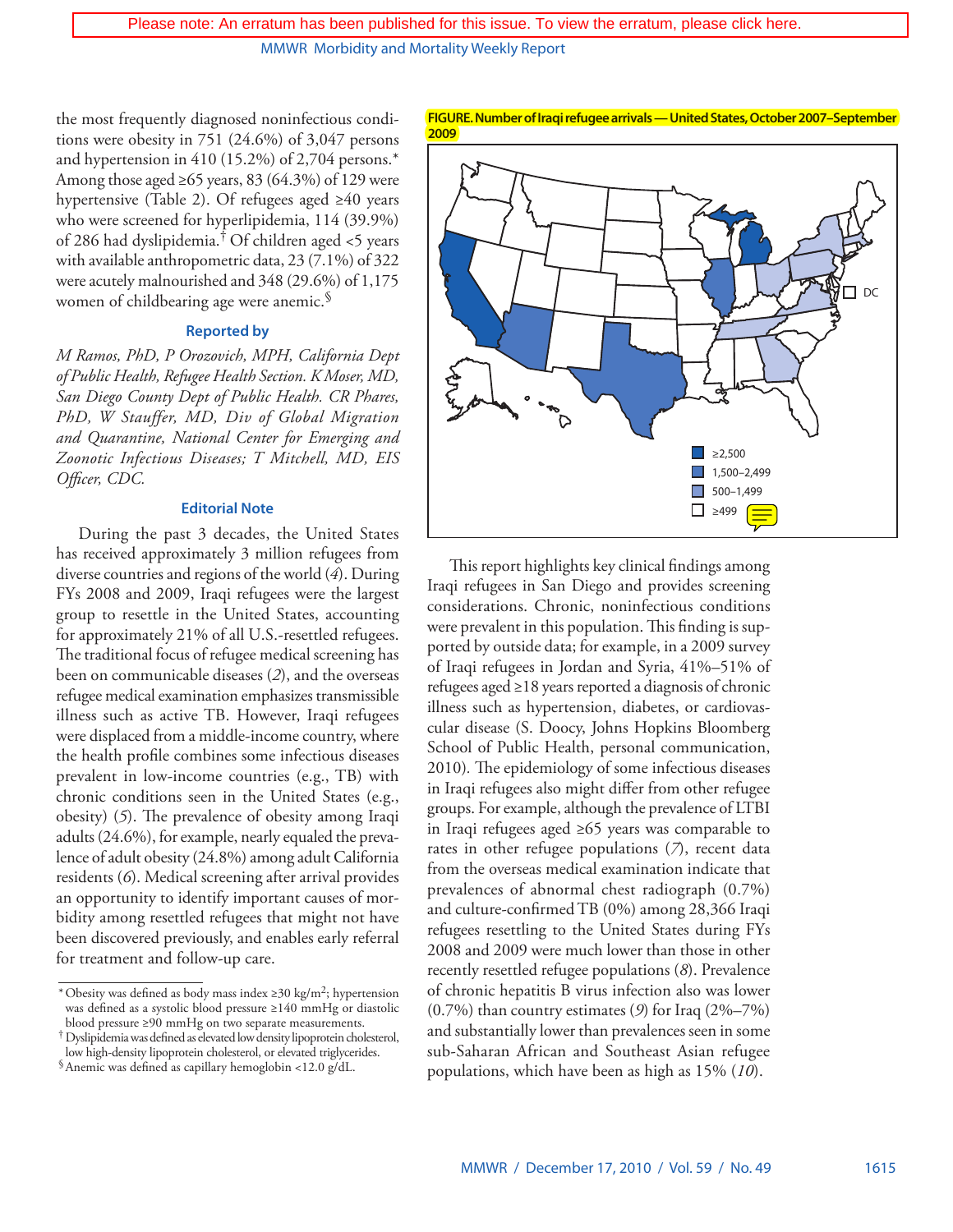Please note: An erratum has been published for this issue. To view the erratum, please click here.

the most frequently diagnosed noninfectious conditions were obesity in 751 (24.6%) of 3,047 persons and hypertension in 410 (15.2%) of 2,704 persons.* Among those aged ≥65 years, 83 (64.3%) of 129 were hypertensive (Table 2). Of refugees aged ≥40 years who were screened for hyperlipidemia, 114 (39.9%) of 286 had dyslipidemia.† Of children aged <5 years with available anthropometric data, 23 (7.1%) of 322 were acutely malnourished and 348 (29.6%) of 1,175 women of childbearing age were anemic.§

### Reported by

*M Ramos, PhD, P Orozovich, MPH, California Dept of Public Health, Refugee Health Section. K Moser, MD, San Diego County Dept of Public Health. CR Phares, PhD, W Stauffer, MD, Div of Global Migration and Quarantine, National Center for Emerging and Zoonotic Infectious Diseases; T Mitchell, MD, EIS Officer, CDC.*

### Editorial Note

During the past 3 decades, the United States has received approximately 3 million refugees from diverse countries and regions of the world (*4*). During FYs 2008 and 2009, Iraqi refugees were the largest group to resettle in the United States, accounting for approximately 21% of all U.S.-resettled refugees. The traditional focus of refugee medical screening has been on communicable diseases (*2*), and the overseas refugee medical examination emphasizes transmissible illness such as active TB. However, Iraqi refugees were displaced from a middle-income country, where the health profile combines some infectious diseases prevalent in low-income countries (e.g., TB) with chronic conditions seen in the United States (e.g., obesity) (*5*). The prevalence of obesity among Iraqi adults (24.6%), for example, nearly equaled the prevalence of adult obesity (24.8%) among adult California residents (*6*). Medical screening after arrival provides an opportunity to identify important causes of morbidity among resettled refugees that might not have been discovered previously, and enables early referral for treatment and follow-up care.

**FIGURE. Number of Iraqi refugee arrivals — United States, October 2007–September 2009**

≥2,500
1,500–2,499
500–1,499
≥499
DC

This report highlights key clinical findings among Iraqi refugees in San Diego and provides screening considerations. Chronic, noninfectious conditions were prevalent in this population. This finding is supported by outside data; for example, in a 2009 survey of Iraqi refugees in Jordan and Syria, 41%–51% of refugees aged ≥18 years reported a diagnosis of chronic illness such as hypertension, diabetes, or cardiovascular disease (S. Doocy, Johns Hopkins Bloomberg School of Public Health, personal communication, 2010). The epidemiology of some infectious diseases in Iraqi refugees also might differ from other refugee groups. For example, although the prevalence of LTBI in Iraqi refugees aged ≥65 years was comparable to rates in other refugee populations (*7*), recent data from the overseas medical examination indicate that prevalences of abnormal chest radiograph (0.7%) and culture-confirmed TB (0%) among 28,366 Iraqi refugees resettling to the United States during FYs 2008 and 2009 were much lower than those in other recently resettled refugee populations (*8*). Prevalence of chronic hepatitis B virus infection also was lower (0.7%) than country estimates (*9*) for Iraq (2%–7%) and substantially lower than prevalences seen in some sub-Saharan African and Southeast Asian refugee populations, which have been as high as 15% (*10*).

---

* Obesity was defined as body mass index ≥30 kg/m$^2$; hypertension was defined as a systolic blood pressure ≥140 mmHg or diastolic blood pressure ≥90 mmHg on two separate measurements.

† Dyslipidemia was defined as elevated low density lipoprotein cholesterol, low high-density lipoprotein cholesterol, or elevated triglycerides.

§ Anemic was defined as capillary hemoglobin <12.0 g/dL.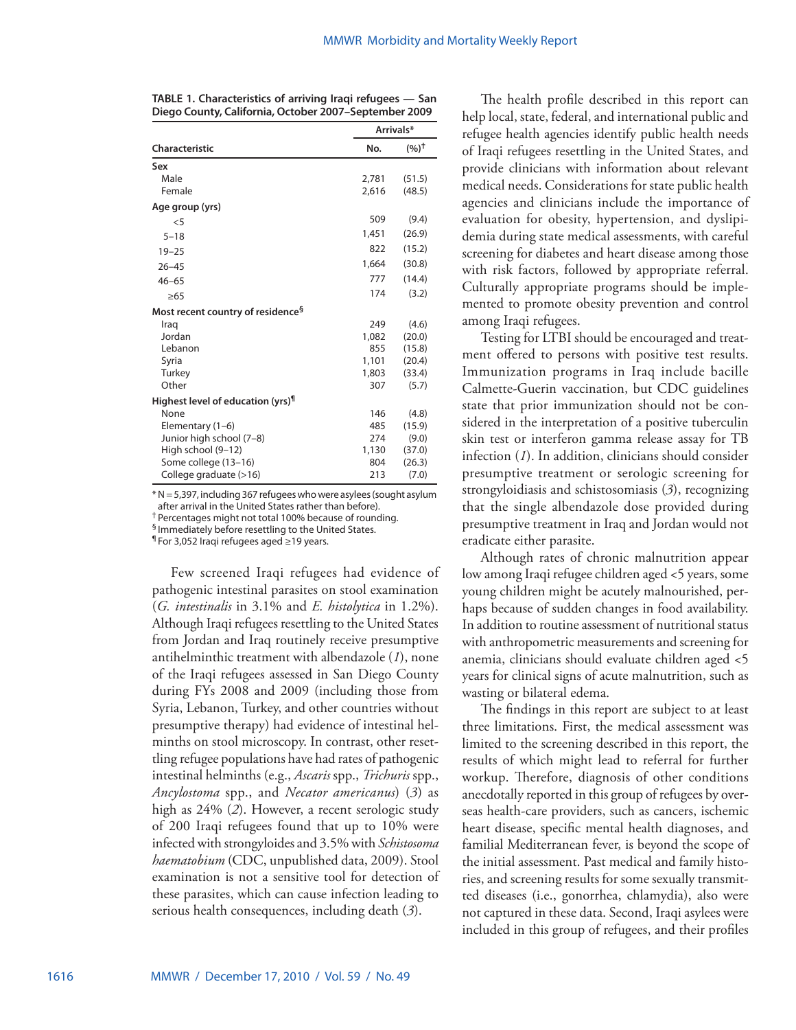**TABLE 1. Characteristics of arriving Iraqi refugees — San Diego County, California, October 2007–September 2009**

| Characteristic | Arrivals* No. | Arrivals* (%)† |
|---|---|---|
| **Sex** | | |
| Male | 2,781 | (51.5) |
| Female | 2,616 | (48.5) |
| **Age group (yrs)** | | |
| <5 | 509 | (9.4) |
| 5–18 | 1,451 | (26.9) |
| 19–25 | 822 | (15.2) |
| 26–45 | 1,664 | (30.8) |
| 46–65 | 777 | (14.4) |
| ≥65 | 174 | (3.2) |
| **Most recent country of residence§** | | |
| Iraq | 249 | (4.6) |
| Jordan | 1,082 | (20.0) |
| Lebanon | 855 | (15.8) |
| Syria | 1,101 | (20.4) |
| Turkey | 1,803 | (33.4) |
| Other | 307 | (5.7) |
| **Highest level of education (yrs)¶** | | |
| None | 146 | (4.8) |
| Elementary (1–6) | 485 | (15.9) |
| Junior high school (7–8) | 274 | (9.0) |
| High school (9–12) | 1,130 | (37.0) |
| Some college (13–16) | 804 | (26.3) |
| College graduate (>16) | 213 | (7.0) |

\* N = 5,397, including 367 refugees who were asylees (sought asylum after arrival in the United States rather than before).
† Percentages might not total 100% because of rounding.
§ Immediately before resettling to the United States.
¶ For 3,052 Iraqi refugees aged ≥19 years.

Few screened Iraqi refugees had evidence of pathogenic intestinal parasites on stool examination (*G. intestinalis* in 3.1% and *E. histolytica* in 1.2%). Although Iraqi refugees resettling to the United States from Jordan and Iraq routinely receive presumptive antihelminthic treatment with albendazole (*1*), none of the Iraqi refugees assessed in San Diego County during FYs 2008 and 2009 (including those from Syria, Lebanon, Turkey, and other countries without presumptive therapy) had evidence of intestinal helminths on stool microscopy. In contrast, other resettling refugee populations have had rates of pathogenic intestinal helminths (e.g., *Ascaris* spp., *Trichuris* spp., *Ancylostoma* spp., and *Necator americanus*) (*3*) as high as 24% (*2*). However, a recent serologic study of 200 Iraqi refugees found that up to 10% were infected with strongyloides and 3.5% with *Schistosoma haematobium* (CDC, unpublished data, 2009). Stool examination is not a sensitive tool for detection of these parasites, which can cause infection leading to serious health consequences, including death (*3*).

The health profile described in this report can help local, state, federal, and international public and refugee health agencies identify public health needs of Iraqi refugees resettling in the United States, and provide clinicians with information about relevant medical needs. Considerations for state public health agencies and clinicians include the importance of evaluation for obesity, hypertension, and dyslipidemia during state medical assessments, with careful screening for diabetes and heart disease among those with risk factors, followed by appropriate referral. Culturally appropriate programs should be implemented to promote obesity prevention and control among Iraqi refugees.

Testing for LTBI should be encouraged and treatment offered to persons with positive test results. Immunization programs in Iraq include bacille Calmette-Guerin vaccination, but CDC guidelines state that prior immunization should not be considered in the interpretation of a positive tuberculin skin test or interferon gamma release assay for TB infection (*1*). In addition, clinicians should consider presumptive treatment or serologic screening for strongyloidiasis and schistosomiasis (*3*), recognizing that the single albendazole dose provided during presumptive treatment in Iraq and Jordan would not eradicate either parasite.

Although rates of chronic malnutrition appear low among Iraqi refugee children aged <5 years, some young children might be acutely malnourished, perhaps because of sudden changes in food availability. In addition to routine assessment of nutritional status with anthropometric measurements and screening for anemia, clinicians should evaluate children aged <5 years for clinical signs of acute malnutrition, such as wasting or bilateral edema.

The findings in this report are subject to at least three limitations. First, the medical assessment was limited to the screening described in this report, the results of which might lead to referral for further workup. Therefore, diagnosis of other conditions anecdotally reported in this group of refugees by overseas health-care providers, such as cancers, ischemic heart disease, specific mental health diagnoses, and familial Mediterranean fever, is beyond the scope of the initial assessment. Past medical and family histories, and screening results for some sexually transmitted diseases (i.e., gonorrhea, chlamydia), also were not captured in these data. Second, Iraqi asylees were included in this group of refugees, and their profiles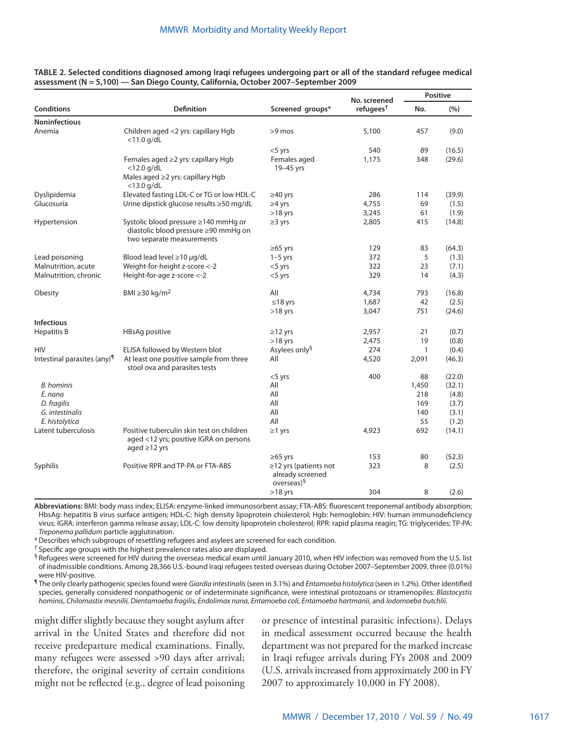**TABLE 2. Selected conditions diagnosed among Iraqi refugees undergoing part or all of the standard refugee medical assessment (N = 5,100) — San Diego County, California, October 2007–September 2009**

| Conditions | Definition | Screened groups* | No. screened refugees[†] | Positive | |
|---|---|---|---|---|---|
| | | | | No. | (%) |
| **Noninfectious** | | | | | |
| Anemia | Children aged <2 yrs: capillary Hgb <11.0 g/dL | >9 mos | 5,100 | 457 | (9.0) |
| | | <5 yrs | 540 | 89 | (16.5) |
| | Females aged ≥2 yrs: capillary Hgb <12.0 g/dL<br>Males aged ≥2 yrs: capillary Hgb <13.0 g/dL | Females aged 19–45 yrs | 1,175 | 348 | (29.6) |
| Dyslipidemia | Elevated fasting LDL-C or TG or low HDL-C | ≥40 yrs | 286 | 114 | (39.9) |
| Glucosuria | Urine dipstick glucose results ≥50 mg/dL | ≥4 yrs | 4,755 | 69 | (1.5) |
| | | >18 yrs | 3,245 | 61 | (1.9) |
| Hypertension | Systolic blood pressure ≥140 mmHg or diastolic blood pressure ≥90 mmHg on two separate measurements | ≥3 yrs | 2,805 | 415 | (14.8) |
| | | ≥65 yrs | 129 | 83 | (64.3) |
| Lead poisoning | Blood lead level ≥10 µg/dL | 1–5 yrs | 372 | 5 | (1.3) |
| Malnutrition, acute | Weight-for-height z-score <-2 | <5 yrs | 322 | 23 | (7.1) |
| Malnutrition, chronic | Height-for-age z-score <-2 | <5 yrs | 329 | 14 | (4.3) |
| Obesity | BMI ≥30 kg/m$^2$ | All | 4,734 | 793 | (16.8) |
| | | ≤18 yrs | 1,687 | 42 | (2.5) |
| | | >18 yrs | 3,047 | 751 | (24.6) |
| **Infectious** | | | | | |
| Hepatitis B | HBsAg positive | ≥12 yrs | 2,957 | 21 | (0.7) |
| | | >18 yrs | 2,475 | 19 | (0.8) |
| HIV | ELISA followed by Western blot | Asylees only[§] | 274 | 1 | (0.4) |
| Intestinal parasites (any)[¶] | At least one positive sample from three stool ova and parasites tests | All | 4,520 | 2,091 | (46.3) |
| | | <5 yrs | 400 | 88 | (22.0) |
| *B. hominis* | | All | | 1,450 | (32.1) |
| *E. nana* | | All | | 218 | (4.8) |
| *D. fragilis* | | All | | 169 | (3.7) |
| *G. intestinalis* | | All | | 140 | (3.1) |
| *E. histolytica* | | All | | 55 | (1.2) |
| Latent tuberculosis | Positive tuberculin skin test on children aged <12 yrs; positive IGRA on persons aged ≥12 yrs | ≥1 yrs | 4,923 | 692 | (14.1) |
| | | ≥65 yrs | 153 | 80 | (52.3) |
| Syphilis | Positive RPR and TP-PA or FTA-ABS | ≥12 yrs (patients not already screened overseas)[§] | 323 | 8 | (2.5) |
| | | >18 yrs | 304 | 8 | (2.6) |

**Abbreviations:** BMI: body mass index; ELISA: enzyme-linked immunosorbent assay; FTA-ABS: fluorescent treponemal antibody absorption; HbsAg: hepatitis B virus surface antigen; HDL-C: high density lipoprotein cholesterol; Hgb: hemoglobin; HIV: human immunodeficiency virus; IGRA: interferon gamma release assay; LDL-C: low density lipoprotein cholesterol; RPR: rapid plasma reagin; TG: triglycerides; TP-PA: *Treponema pallidum* particle agglutination.

\* Describes which subgroups of resettling refugees and asylees are screened for each condition.

† Specific age groups with the highest prevalence rates also are displayed.

§ Refugees were screened for HIV during the overseas medical exam until January 2010, when HIV infection was removed from the U.S. list of inadmissible conditions. Among 28,366 U.S.-bound Iraqi refugees tested overseas during October 2007–September 2009, three (0.01%) were HIV-positive.

¶ The only clearly pathogenic species found were *Giardia intestinalis* (seen in 3.1%) and *Entamoeba histolytica* (seen in 1.2%). Other identified species, generally considered nonpathogenic or of indeterminate significance, were intestinal protozoans or stramenopiles: *Blastocystis hominis*, *Chilomastix mesnilii*, *Dientamoeba fragilis*, *Endolimax nana*, *Entamoeba coli*, *Entamoeba hartmanii*, and *Iodomoeba butchlii.*

might differ slightly because they sought asylum after arrival in the United States and therefore did not receive predeparture medical examinations. Finally, many refugees were assessed >90 days after arrival; therefore, the original severity of certain conditions might not be reflected (e.g., degree of lead poisoning or presence of intestinal parasitic infections). Delays in medical assessment occurred because the health department was not prepared for the marked increase in Iraqi refugee arrivals during FYs 2008 and 2009 (U.S. arrivals increased from approximately 200 in FY 2007 to approximately 10,000 in FY 2008).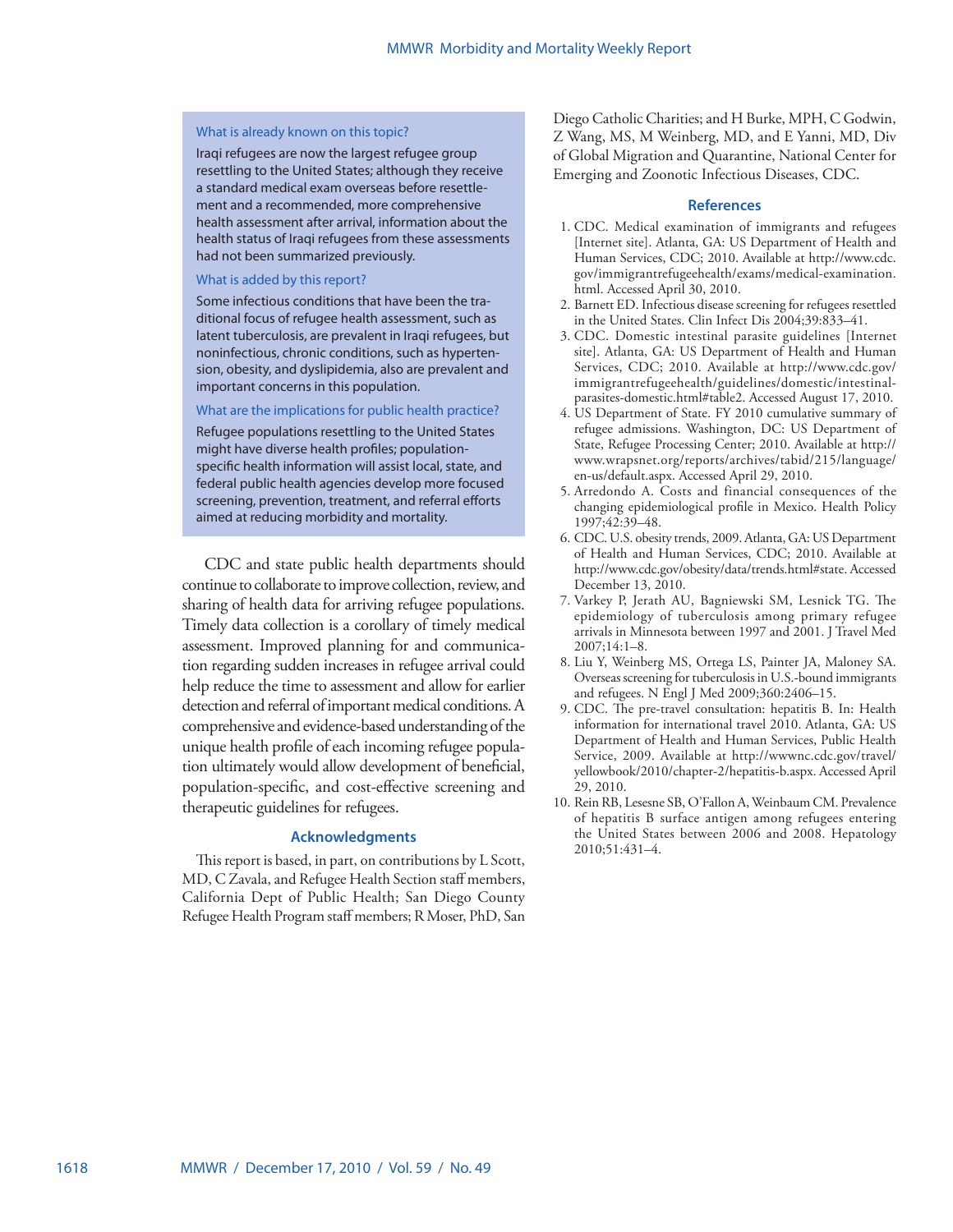**What is already known on this topic?**

Iraqi refugees are now the largest refugee group resettling to the United States; although they receive a standard medical exam overseas before resettlement and a recommended, more comprehensive health assessment after arrival, information about the health status of Iraqi refugees from these assessments had not been summarized previously.

**What is added by this report?**

Some infectious conditions that have been the traditional focus of refugee health assessment, such as latent tuberculosis, are prevalent in Iraqi refugees, but noninfectious, chronic conditions, such as hypertension, obesity, and dyslipidemia, also are prevalent and important concerns in this population.

**What are the implications for public health practice?**

Refugee populations resettling to the United States might have diverse health profiles; population-specific health information will assist local, state, and federal public health agencies develop more focused screening, prevention, treatment, and referral efforts aimed at reducing morbidity and mortality.

CDC and state public health departments should continue to collaborate to improve collection, review, and sharing of health data for arriving refugee populations. Timely data collection is a corollary of timely medical assessment. Improved planning for and communication regarding sudden increases in refugee arrival could help reduce the time to assessment and allow for earlier detection and referral of important medical conditions. A comprehensive and evidence-based understanding of the unique health profile of each incoming refugee population ultimately would allow development of beneficial, population-specific, and cost-effective screening and therapeutic guidelines for refugees.

## Acknowledgments

This report is based, in part, on contributions by L Scott, MD, C Zavala, and Refugee Health Section staff members, California Dept of Public Health; San Diego County Refugee Health Program staff members; R Moser, PhD, San Diego Catholic Charities; and H Burke, MPH, C Godwin, Z Wang, MS, M Weinberg, MD, and E Yanni, MD, Div of Global Migration and Quarantine, National Center for Emerging and Zoonotic Infectious Diseases, CDC.

## References

1. CDC. Medical examination of immigrants and refugees [Internet site]. Atlanta, GA: US Department of Health and Human Services, CDC; 2010. Available at http://www.cdc.gov/immigrantrefugeehealth/exams/medical-examination.html. Accessed April 30, 2010.
2. Barnett ED. Infectious disease screening for refugees resettled in the United States. Clin Infect Dis 2004;39:833–41.
3. CDC. Domestic intestinal parasite guidelines [Internet site]. Atlanta, GA: US Department of Health and Human Services, CDC; 2010. Available at http://www.cdc.gov/immigrantrefugeehealth/guidelines/domestic/intestinal-parasites-domestic.html#table2. Accessed August 17, 2010.
4. US Department of State. FY 2010 cumulative summary of refugee admissions. Washington, DC: US Department of State, Refugee Processing Center; 2010. Available at http://www.wrapsnet.org/reports/archives/tabid/215/language/en-us/default.aspx. Accessed April 29, 2010.
5. Arredondo A. Costs and financial consequences of the changing epidemiological profile in Mexico. Health Policy 1997;42:39–48.
6. CDC. U.S. obesity trends, 2009. Atlanta, GA: US Department of Health and Human Services, CDC; 2010. Available at http://www.cdc.gov/obesity/data/trends.html#state. Accessed December 13, 2010.
7. Varkey P, Jerath AU, Bagniewski SM, Lesnick TG. The epidemiology of tuberculosis among primary refugee arrivals in Minnesota between 1997 and 2001. J Travel Med 2007;14:1–8.
8. Liu Y, Weinberg MS, Ortega LS, Painter JA, Maloney SA. Overseas screening for tuberculosis in U.S.-bound immigrants and refugees. N Engl J Med 2009;360:2406–15.
9. CDC. The pre-travel consultation: hepatitis B. In: Health information for international travel 2010. Atlanta, GA: US Department of Health and Human Services, Public Health Service, 2009. Available at http://wwwnc.cdc.gov/travel/yellowbook/2010/chapter-2/hepatitis-b.aspx. Accessed April 29, 2010.
10. Rein RB, Lesesne SB, O'Fallon A, Weinbaum CM. Prevalence of hepatitis B surface antigen among refugees entering the United States between 2006 and 2008. Hepatology 2010;51:431–4.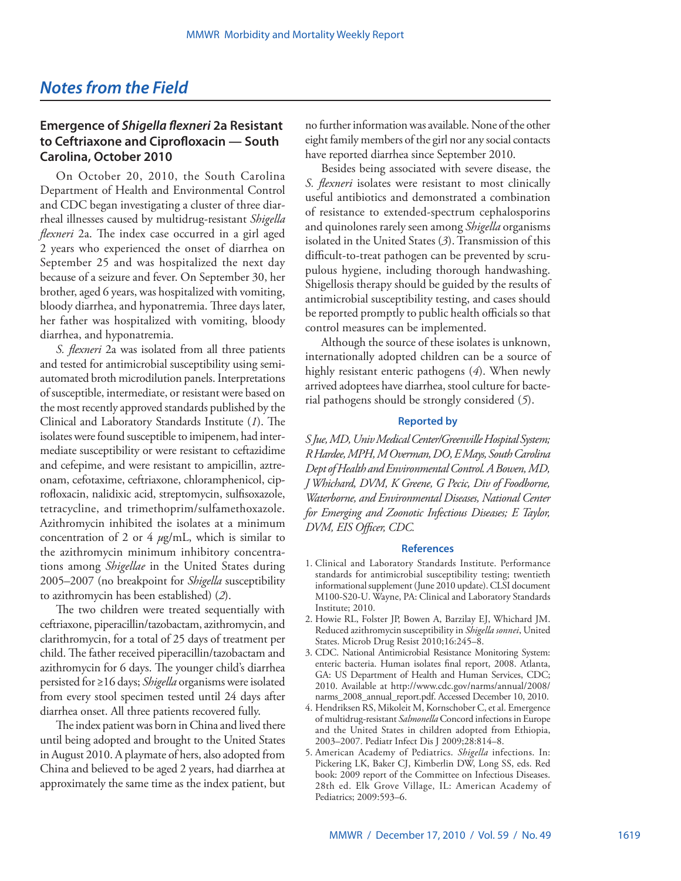## *Notes from the Field*

### Emergence of *Shigella flexneri* 2a Resistant to Ceftriaxone and Ciprofloxacin — South Carolina, October 2010

On October 20, 2010, the South Carolina Department of Health and Environmental Control and CDC began investigating a cluster of three diarrheal illnesses caused by multidrug-resistant *Shigella flexneri* 2a. The index case occurred in a girl aged 2 years who experienced the onset of diarrhea on September 25 and was hospitalized the next day because of a seizure and fever. On September 30, her brother, aged 6 years, was hospitalized with vomiting, bloody diarrhea, and hyponatremia. Three days later, her father was hospitalized with vomiting, bloody diarrhea, and hyponatremia.

*S. flexneri* 2a was isolated from all three patients and tested for antimicrobial susceptibility using semi-automated broth microdilution panels. Interpretations of susceptible, intermediate, or resistant were based on the most recently approved standards published by the Clinical and Laboratory Standards Institute (*1*). The isolates were found susceptible to imipenem, had intermediate susceptibility or were resistant to ceftazidime and cefepime, and were resistant to ampicillin, aztreonam, cefotaxime, ceftriaxone, chloramphenicol, ciprofloxacin, nalidixic acid, streptomycin, sulfisoxazole, tetracycline, and trimethoprim/sulfamethoxazole. Azithromycin inhibited the isolates at a minimum concentration of 2 or 4 $\mu$g/mL, which is similar to the azithromycin minimum inhibitory concentrations among *Shigellae* in the United States during 2005–2007 (no breakpoint for *Shigella* susceptibility to azithromycin has been established) (*2*).

The two children were treated sequentially with ceftriaxone, piperacillin/tazobactam, azithromycin, and clarithromycin, for a total of 25 days of treatment per child. The father received piperacillin/tazobactam and azithromycin for 6 days. The younger child's diarrhea persisted for ≥16 days; *Shigella* organisms were isolated from every stool specimen tested until 24 days after diarrhea onset. All three patients recovered fully.

The index patient was born in China and lived there until being adopted and brought to the United States in August 2010. A playmate of hers, also adopted from China and believed to be aged 2 years, had diarrhea at approximately the same time as the index patient, but no further information was available. None of the other eight family members of the girl nor any social contacts have reported diarrhea since September 2010.

Besides being associated with severe disease, the *S. flexneri* isolates were resistant to most clinically useful antibiotics and demonstrated a combination of resistance to extended-spectrum cephalosporins and quinolones rarely seen among *Shigella* organisms isolated in the United States (*3*). Transmission of this difficult-to-treat pathogen can be prevented by scrupulous hygiene, including thorough handwashing. Shigellosis therapy should be guided by the results of antimicrobial susceptibility testing, and cases should be reported promptly to public health officials so that control measures can be implemented.

Although the source of these isolates is unknown, internationally adopted children can be a source of highly resistant enteric pathogens (*4*). When newly arrived adoptees have diarrhea, stool culture for bacterial pathogens should be strongly considered (*5*).

#### Reported by

*S Jue, MD, Univ Medical Center/Greenville Hospital System; R Hardee, MPH, M Overman, DO, E Mays, South Carolina Dept of Health and Environmental Control. A Bowen, MD, J Whichard, DVM, K Greene, G Pecic, Div of Foodborne, Waterborne, and Environmental Diseases, National Center for Emerging and Zoonotic Infectious Diseases; E Taylor, DVM, EIS Officer, CDC.*

#### References

1. Clinical and Laboratory Standards Institute. Performance standards for antimicrobial susceptibility testing; twentieth informational supplement (June 2010 update). CLSI document M100-S20-U. Wayne, PA: Clinical and Laboratory Standards Institute; 2010.
2. Howie RL, Folster JP, Bowen A, Barzilay EJ, Whichard JM. Reduced azithromycin susceptibility in *Shigella sonnei*, United States. Microb Drug Resist 2010;16:245–8.
3. CDC. National Antimicrobial Resistance Monitoring System: enteric bacteria. Human isolates final report, 2008. Atlanta, GA: US Department of Health and Human Services, CDC; 2010. Available at http://www.cdc.gov/narms/annual/2008/narms_2008_annual_report.pdf. Accessed December 10, 2010.
4. Hendriksen RS, Mikoleit M, Kornschober C, et al. Emergence of multidrug-resistant *Salmonella* Concord infections in Europe and the United States in children adopted from Ethiopia, 2003–2007. Pediatr Infect Dis J 2009;28:814–8.
5. American Academy of Pediatrics. *Shigella* infections. In: Pickering LK, Baker CJ, Kimberlin DW, Long SS, eds. Red book: 2009 report of the Committee on Infectious Diseases. 28th ed. Elk Grove Village, IL: American Academy of Pediatrics; 2009:593–6.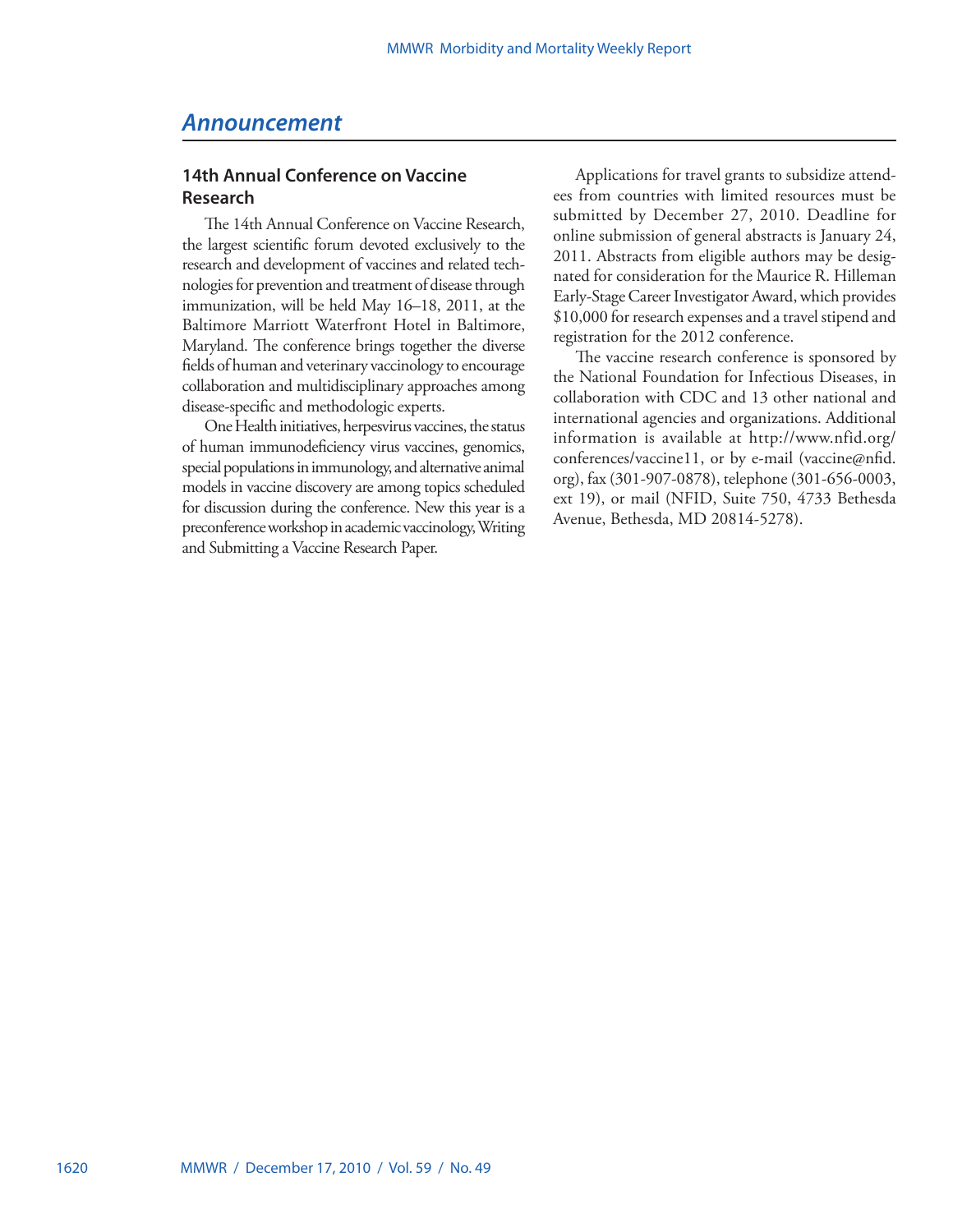## Announcement

### 14th Annual Conference on Vaccine Research

The 14th Annual Conference on Vaccine Research, the largest scientific forum devoted exclusively to the research and development of vaccines and related technologies for prevention and treatment of disease through immunization, will be held May 16–18, 2011, at the Baltimore Marriott Waterfront Hotel in Baltimore, Maryland. The conference brings together the diverse fields of human and veterinary vaccinology to encourage collaboration and multidisciplinary approaches among disease-specific and methodologic experts.

One Health initiatives, herpesvirus vaccines, the status of human immunodeficiency virus vaccines, genomics, special populations in immunology, and alternative animal models in vaccine discovery are among topics scheduled for discussion during the conference. New this year is a preconference workshop in academic vaccinology, Writing and Submitting a Vaccine Research Paper.

Applications for travel grants to subsidize attendees from countries with limited resources must be submitted by December 27, 2010. Deadline for online submission of general abstracts is January 24, 2011. Abstracts from eligible authors may be designated for consideration for the Maurice R. Hilleman Early-Stage Career Investigator Award, which provides $10,000 for research expenses and a travel stipend and registration for the 2012 conference.

The vaccine research conference is sponsored by the National Foundation for Infectious Diseases, in collaboration with CDC and 13 other national and international agencies and organizations. Additional information is available at http://www.nfid.org/conferences/vaccine11, or by e-mail (vaccine@nfid.org), fax (301-907-0878), telephone (301-656-0003, ext 19), or mail (NFID, Suite 750, 4733 Bethesda Avenue, Bethesda, MD 20814-5278).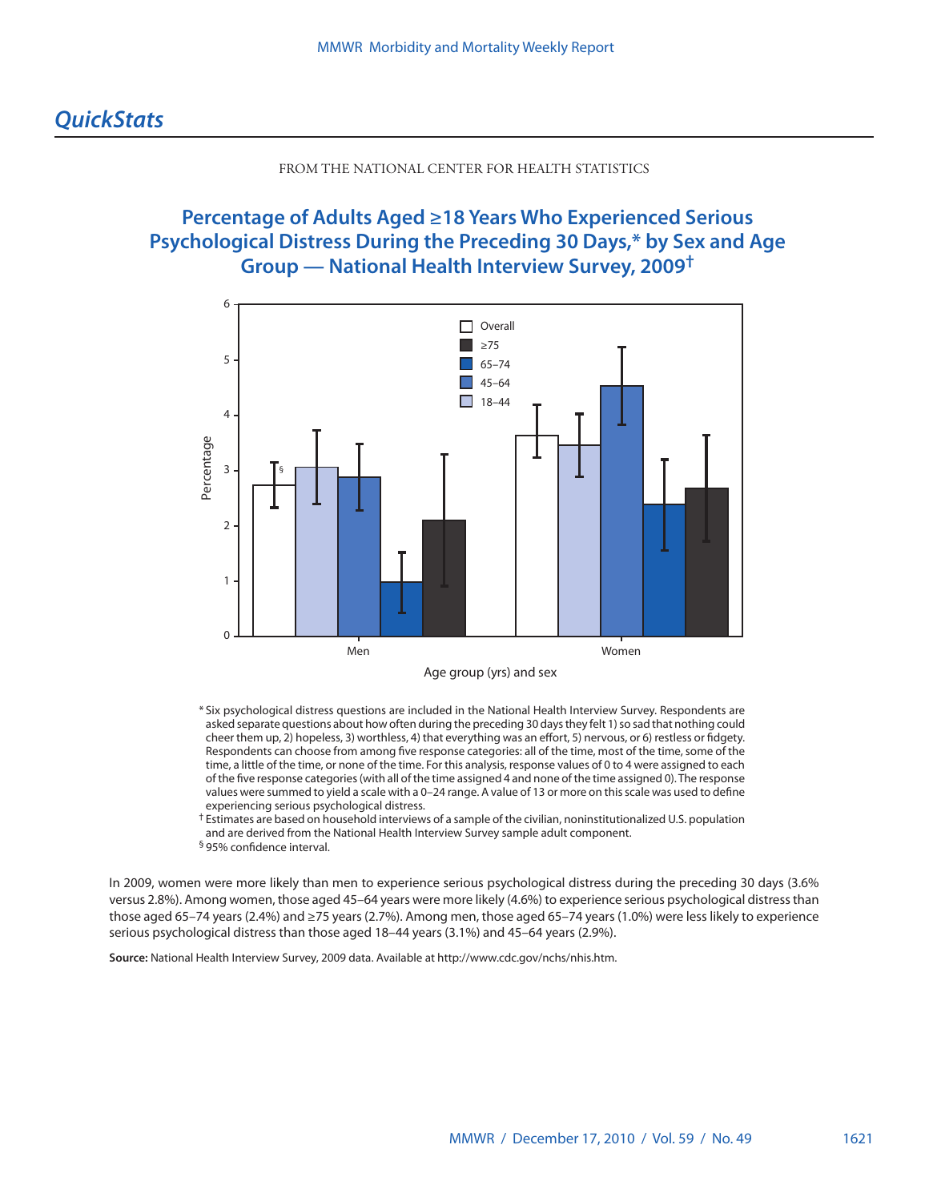# *QuickStats*

FROM THE NATIONAL CENTER FOR HEALTH STATISTICS

## Percentage of Adults Aged ≥18 Years Who Experienced Serious Psychological Distress During the Preceding 30 Days,* by Sex and Age Group — National Health Interview Survey, 2009†

\* Six psychological distress questions are included in the National Health Interview Survey. Respondents are asked separate questions about how often during the preceding 30 days they felt 1) so sad that nothing could cheer them up, 2) hopeless, 3) worthless, 4) that everything was an effort, 5) nervous, or 6) restless or fidgety. Respondents can choose from among five response categories: all of the time, most of the time, some of the time, a little of the time, or none of the time. For this analysis, response values of 0 to 4 were assigned to each of the five response categories (with all of the time assigned 4 and none of the time assigned 0). The response values were summed to yield a scale with a 0–24 range. A value of 13 or more on this scale was used to define experiencing serious psychological distress.

† Estimates are based on household interviews of a sample of the civilian, noninstitutionalized U.S. population and are derived from the National Health Interview Survey sample adult component.

§ 95% confidence interval.

In 2009, women were more likely than men to experience serious psychological distress during the preceding 30 days (3.6% versus 2.8%). Among women, those aged 45–64 years were more likely (4.6%) to experience serious psychological distress than those aged 65–74 years (2.4%) and ≥75 years (2.7%). Among men, those aged 65–74 years (1.0%) were less likely to experience serious psychological distress than those aged 18–44 years (3.1%) and 45–64 years (2.9%).

**Source:** National Health Interview Survey, 2009 data. Available at http://www.cdc.gov/nchs/nhis.htm.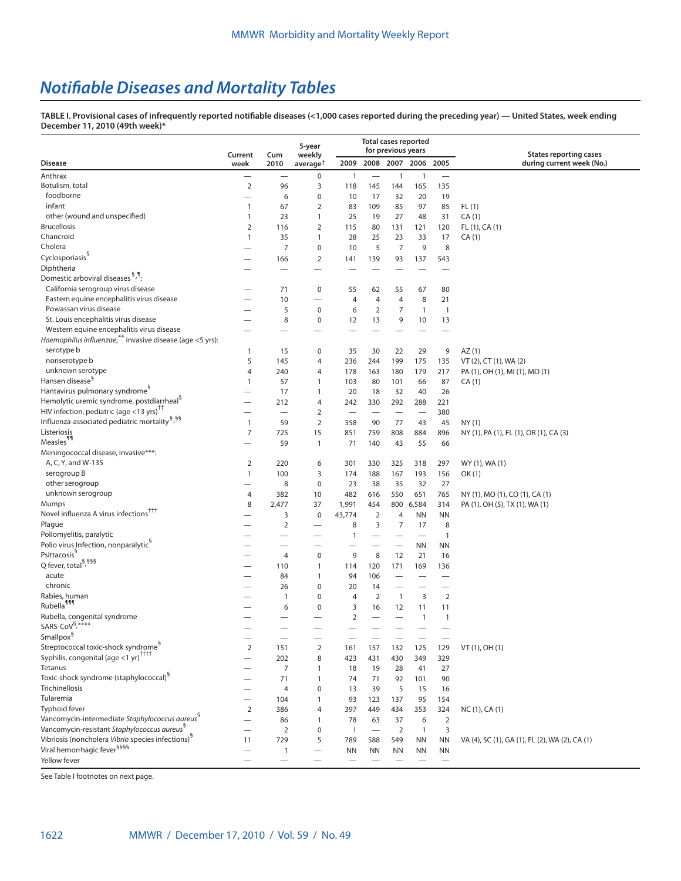# Notifiable Diseases and Mortality Tables

**TABLE I. Provisional cases of infrequently reported notifiable diseases (<1,000 cases reported during the preceding year) — United States, week ending December 11, 2010 (49th week)***

| Disease | Current week | Cum 2010 | 5-year weekly average† | Total cases reported for previous years | | | | | States reporting cases during current week (No.) |
|---|---|---|---|---|---|---|---|---|---|
| | | | | 2009 | 2008 | 2007 | 2006 | 2005 | |
| Anthrax | — | — | 0 | 1 | — | 1 | 1 | — | |
| Botulism, total | 2 | 96 | 3 | 118 | 145 | 144 | 165 | 135 | |
| foodborne | — | 6 | 0 | 10 | 17 | 32 | 20 | 19 | |
| infant | 1 | 67 | 2 | 83 | 109 | 85 | 97 | 85 | FL (1) |
| other (wound and unspecified) | 1 | 23 | 1 | 25 | 19 | 27 | 48 | 31 | CA (1) |
| Brucellosis | 2 | 116 | 2 | 115 | 80 | 131 | 121 | 120 | FL (1), CA (1) |
| Chancroid | 1 | 35 | 1 | 28 | 25 | 23 | 33 | 17 | CA (1) |
| Cholera | — | 7 | 0 | 10 | 5 | 7 | 9 | 8 | |
| Cyclosporiasis§ | — | 166 | 2 | 141 | 139 | 93 | 137 | 543 | |
| Diphtheria | — | — | — | — | — | — | — | — | |
| Domestic arboviral diseases §,¶: | | | | | | | | | |
| California serogroup virus disease | — | 71 | 0 | 55 | 62 | 55 | 67 | 80 | |
| Eastern equine encephalitis virus disease | — | 10 | — | 4 | 4 | 4 | 8 | 21 | |
| Powassan virus disease | — | 5 | 0 | 6 | 2 | 7 | 1 | 1 | |
| St. Louis encephalitis virus disease | — | 8 | 0 | 12 | 13 | 9 | 10 | 13 | |
| Western equine encephalitis virus disease | — | — | — | — | — | — | — | — | |
| *Haemophilus influenzae*,** invasive disease (age <5 yrs): | | | | | | | | | |
| serotype b | 1 | 15 | 0 | 35 | 30 | 22 | 29 | 9 | AZ (1) |
| nonserotype b | 5 | 145 | 4 | 236 | 244 | 199 | 175 | 135 | VT (2), CT (1), WA (2) |
| unknown serotype | 4 | 240 | 4 | 178 | 163 | 180 | 179 | 217 | PA (1), OH (1), MI (1), MO (1) |
| Hansen disease§ | 1 | 57 | 1 | 103 | 80 | 101 | 66 | 87 | CA (1) |
| Hantavirus pulmonary syndrome§ | — | 17 | 1 | 20 | 18 | 32 | 40 | 26 | |
| Hemolytic uremic syndrome, postdiarrheal§ | — | 212 | 4 | 242 | 330 | 292 | 288 | 221 | |
| HIV infection, pediatric (age <13 yrs)†† | — | — | 2 | — | — | — | — | 380 | |
| Influenza-associated pediatric mortality§,§§ | 1 | 59 | 2 | 358 | 90 | 77 | 43 | 45 | NY (1) |
| Listeriosis | 7 | 725 | 15 | 851 | 759 | 808 | 884 | 896 | NY (1), PA (1), FL (1), OR (1), CA (3) |
| Measles¶¶ | — | 59 | 1 | 71 | 140 | 43 | 55 | 66 | |
| Meningococcal disease, invasive***: | | | | | | | | | |
| A, C, Y, and W-135 | 2 | 220 | 6 | 301 | 330 | 325 | 318 | 297 | WY (1), WA (1) |
| serogroup B | 1 | 100 | 3 | 174 | 188 | 167 | 193 | 156 | OK (1) |
| other serogroup | — | 8 | 0 | 23 | 38 | 35 | 32 | 27 | |
| unknown serogroup | 4 | 382 | 10 | 482 | 616 | 550 | 651 | 765 | NY (1), MO (1), CO (1), CA (1) |
| Mumps | 8 | 2,477 | 37 | 1,991 | 454 | 800 | 6,584 | 314 | PA (1), OH (5), TX (1), WA (1) |
| Novel influenza A virus infections††† | — | 3 | 0 | 43,774 | 2 | 4 | NN | NN | |
| Plague | — | 2 | — | 8 | 3 | 7 | 17 | 8 | |
| Poliomyelitis, paralytic | — | — | — | 1 | — | — | — | 1 | |
| Polio virus Infection, nonparalytic§ | — | — | — | — | — | — | NN | NN | |
| Psittacosis§ | — | 4 | 0 | 9 | 8 | 12 | 21 | 16 | |
| Q fever, total§,§§§ | — | 110 | 1 | 114 | 120 | 171 | 169 | 136 | |
| acute | — | 84 | 1 | 94 | 106 | — | — | — | |
| chronic | — | 26 | 0 | 20 | 14 | — | — | — | |
| Rabies, human | — | 1 | 0 | 4 | 2 | 1 | 3 | 2 | |
| Rubella¶¶¶ | — | 6 | 0 | 3 | 16 | 12 | 11 | 11 | |
| Rubella, congenital syndrome | — | — | — | 2 | — | — | 1 | 1 | |
| SARS-CoV§,**** | — | — | — | — | — | — | — | — | |
| Smallpox§ | — | — | — | — | — | — | — | — | |
| Streptococcal toxic-shock syndrome§ | 2 | 151 | 2 | 161 | 157 | 132 | 125 | 129 | VT (1), OH (1) |
| Syphilis, congenital (age <1 yr)†††† | — | 202 | 8 | 423 | 431 | 430 | 349 | 329 | |
| Tetanus | — | 7 | 1 | 18 | 19 | 28 | 41 | 27 | |
| Toxic-shock syndrome (staphylococcal)§ | — | 71 | 1 | 74 | 71 | 92 | 101 | 90 | |
| Trichinellosis | — | 4 | 0 | 13 | 39 | 5 | 15 | 16 | |
| Tularemia | — | 104 | 1 | 93 | 123 | 137 | 95 | 154 | |
| Typhoid fever | 2 | 386 | 4 | 397 | 449 | 434 | 353 | 324 | NC (1), CA (1) |
| Vancomycin-intermediate *Staphylococcus aureus*§ | — | 86 | 1 | 78 | 63 | 37 | 6 | 2 | |
| Vancomycin-resistant *Staphylococcus aureus*§ | — | 2 | 0 | 1 | — | 2 | 1 | 3 | |
| Vibriosis (noncholera *Vibrio* species infections)§ | 11 | 729 | 5 | 789 | 588 | 549 | NN | NN | VA (4), SC (1), GA (1), FL (2), WA (2), CA (1) |
| Viral hemorrhagic fever§§§§ | — | 1 | — | NN | NN | NN | NN | NN | |
| Yellow fever | — | — | — | — | — | — | — | — | |

See Table I footnotes on next page.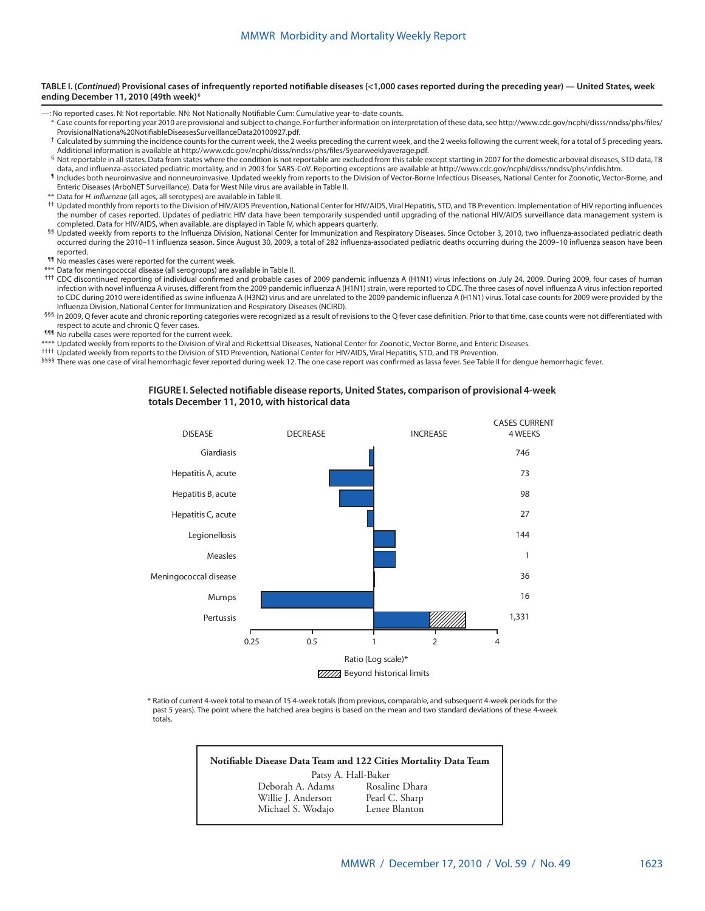**TABLE I. (*Continued*) Provisional cases of infrequently reported notifiable diseases (<1,000 cases reported during the preceding year) — United States, week ending December 11, 2010 (49th week)***

—: No reported cases. N: Not reportable. NN: Not Nationally Notifiable Cum: Cumulative year-to-date counts.

\* Case counts for reporting year 2010 are provisional and subject to change. For further information on interpretation of these data, see http://www.cdc.gov/ncphi/disss/nndss/phs/files/ProvisionalNationa%20NotifiableDiseasesSurveillanceData20100927.pdf.

† Calculated by summing the incidence counts for the current week, the 2 weeks preceding the current week, and the 2 weeks following the current week, for a total of 5 preceding years. Additional information is available at http://www.cdc.gov/ncphi/disss/nndss/phs/files/5yearweeklyaverage.pdf.

§ Not reportable in all states. Data from states where the condition is not reportable are excluded from this table except starting in 2007 for the domestic arboviral diseases, STD data, TB data, and influenza-associated pediatric mortality, and in 2003 for SARS-CoV. Reporting exceptions are available at http://www.cdc.gov/ncphi/disss/nndss/phs/infdis.htm.

¶ Includes both neuroinvasive and nonneuroinvasive. Updated weekly from reports to the Division of Vector-Borne Infectious Diseases, National Center for Zoonotic, Vector-Borne, and Enteric Diseases (ArboNET Surveillance). Data for West Nile virus are available in Table II.

\*\* Data for *H. influenzae* (all ages, all serotypes) are available in Table II.

†† Updated monthly from reports to the Division of HIV/AIDS Prevention, National Center for HIV/AIDS, Viral Hepatitis, STD, and TB Prevention. Implementation of HIV reporting influences the number of cases reported. Updates of pediatric HIV data have been temporarily suspended until upgrading of the national HIV/AIDS surveillance data management system is completed. Data for HIV/AIDS, when available, are displayed in Table IV, which appears quarterly.

§§ Updated weekly from reports to the Influenza Division, National Center for Immunization and Respiratory Diseases. Since October 3, 2010, two influenza-associated pediatric death occurred during the 2010–11 influenza season. Since August 30, 2009, a total of 282 influenza-associated pediatric deaths occurring during the 2009–10 influenza season have been reported.

¶¶ No measles cases were reported for the current week.

\*\*\* Data for meningococcal disease (all serogroups) are available in Table II.

††† CDC discontinued reporting of individual confirmed and probable cases of 2009 pandemic influenza A (H1N1) virus infections on July 24, 2009. During 2009, four cases of human infection with novel influenza A viruses, different from the 2009 pandemic influenza A (H1N1) strain, were reported to CDC. The three cases of novel influenza A virus infection reported to CDC during 2010 were identified as swine influenza A (H3N2) virus and are unrelated to the 2009 pandemic influenza A (H1N1) virus. Total case counts for 2009 were provided by the Influenza Division, National Center for Immunization and Respiratory Diseases (NCIRD).

§§§ In 2009, Q fever acute and chronic reporting categories were recognized as a result of revisions to the Q fever case definition. Prior to that time, case counts were not differentiated with respect to acute and chronic Q fever cases.

¶¶¶ No rubella cases were reported for the current week.

\*\*\*\* Updated weekly from reports to the Division of Viral and Rickettsial Diseases, National Center for Zoonotic, Vector-Borne, and Enteric Diseases.

†††† Updated weekly from reports to the Division of STD Prevention, National Center for HIV/AIDS, Viral Hepatitis, STD, and TB Prevention.

§§§§ There was one case of viral hemorrhagic fever reported during week 12. The one case report was confirmed as lassa fever. See Table II for dengue hemorrhagic fever.

**FIGURE I. Selected notifiable disease reports, United States, comparison of provisional 4-week totals December 11, 2010, with historical data**

| DISEASE | CASES CURRENT 4 WEEKS |
|---|---|
| Giardiasis | 746 |
| Hepatitis A, acute | 73 |
| Hepatitis B, acute | 98 |
| Hepatitis C, acute | 27 |
| Legionellosis | 144 |
| Measles | 1 |
| Meningococcal disease | 36 |
| Mumps | 16 |
| Pertussis | 1,331 |

Ratio (Log scale)*

Beyond historical limits

\* Ratio of current 4-week total to mean of 15 4-week totals (from previous, comparable, and subsequent 4-week periods for the past 5 years). The point where the hatched area begins is based on the mean and two standard deviations of these 4-week totals.

**Notifiable Disease Data Team and 122 Cities Mortality Data Team**

Patsy A. Hall-Baker

| | |
|---|---|
| Deborah A. Adams | Rosaline Dhara |
| Willie J. Anderson | Pearl C. Sharp |
| Michael S. Wodajo | Lenee Blanton |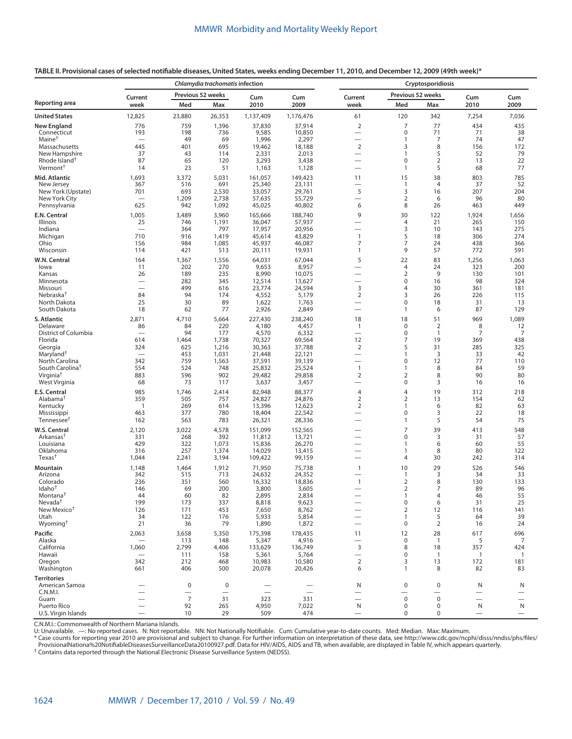**TABLE II. Provisional cases of selected notifiable diseases, United States, weeks ending December 11, 2010, and December 12, 2009 (49th week)***

| Reporting area | *Chlamydia trachomatis* infection | | | | | Cryptosporidiosis | | | | |
|---|---|---|---|---|---|---|---|---|---|---|
| | Current week | Previous 52 weeks Med | Previous 52 weeks Max | Cum 2010 | Cum 2009 | Current week | Previous 52 weeks Med | Previous 52 weeks Max | Cum 2010 | Cum 2009 |
| **United States** | 12,825 | 23,880 | 26,353 | 1,137,409 | 1,176,476 | 61 | 120 | 342 | 7,254 | 7,036 |
| **New England** | 776 | 759 | 1,396 | 37,830 | 37,914 | 2 | 7 | 77 | 434 | 435 |
| Connecticut | 193 | 198 | 736 | 9,585 | 10,850 | — | 0 | 71 | 71 | 38 |
| Maine† | — | 49 | 69 | 1,996 | 2,297 | — | 1 | 7 | 74 | 47 |
| Massachusetts | 445 | 401 | 695 | 19,462 | 18,188 | 2 | 3 | 8 | 156 | 172 |
| New Hampshire | 37 | 43 | 114 | 2,331 | 2,013 | — | 1 | 5 | 52 | 79 |
| Rhode Island† | 87 | 65 | 120 | 3,293 | 3,438 | — | 0 | 2 | 13 | 22 |
| Vermont† | 14 | 23 | 51 | 1,163 | 1,128 | — | 1 | 5 | 68 | 77 |
| **Mid. Atlantic** | 1,693 | 3,372 | 5,031 | 161,057 | 149,423 | 11 | 15 | 38 | 803 | 785 |
| New Jersey | 367 | 516 | 691 | 25,340 | 23,131 | — | 1 | 4 | 37 | 52 |
| New York (Upstate) | 701 | 693 | 2,530 | 33,057 | 29,761 | 5 | 3 | 16 | 207 | 204 |
| New York City | — | 1,209 | 2,738 | 57,635 | 55,729 | — | 2 | 6 | 96 | 80 |
| Pennsylvania | 625 | 942 | 1,092 | 45,025 | 40,802 | 6 | 8 | 26 | 463 | 449 |
| **E.N. Central** | 1,005 | 3,489 | 3,960 | 165,666 | 188,740 | 9 | 30 | 122 | 1,924 | 1,656 |
| Illinois | 25 | 746 | 1,191 | 36,047 | 57,937 | — | 4 | 21 | 265 | 150 |
| Indiana | — | 364 | 797 | 17,957 | 20,956 | — | 3 | 10 | 143 | 275 |
| Michigan | 710 | 916 | 1,419 | 45,614 | 43,829 | 1 | 5 | 18 | 306 | 274 |
| Ohio | 156 | 984 | 1,085 | 45,937 | 46,087 | 7 | 7 | 24 | 438 | 366 |
| Wisconsin | 114 | 421 | 513 | 20,111 | 19,931 | 1 | 9 | 57 | 772 | 591 |
| **W.N. Central** | 164 | 1,367 | 1,556 | 64,031 | 67,044 | 5 | 22 | 83 | 1,256 | 1,063 |
| Iowa | 11 | 202 | 270 | 9,653 | 8,957 | — | 4 | 24 | 323 | 200 |
| Kansas | 26 | 189 | 235 | 8,990 | 10,075 | — | 2 | 9 | 130 | 101 |
| Minnesota | — | 282 | 345 | 12,514 | 13,627 | — | 0 | 16 | 98 | 324 |
| Missouri | — | 499 | 616 | 23,774 | 24,594 | 3 | 4 | 30 | 361 | 181 |
| Nebraska† | 84 | 94 | 174 | 4,552 | 5,179 | 2 | 3 | 26 | 226 | 115 |
| North Dakota | 25 | 30 | 89 | 1,622 | 1,763 | — | 0 | 18 | 31 | 13 |
| South Dakota | 18 | 62 | 77 | 2,926 | 2,849 | — | 1 | 6 | 87 | 129 |
| **S. Atlantic** | 2,871 | 4,710 | 5,664 | 227,430 | 238,240 | 18 | 18 | 51 | 969 | 1,089 |
| Delaware | 86 | 84 | 220 | 4,180 | 4,457 | 1 | 0 | 2 | 8 | 12 |
| District of Columbia | — | 94 | 177 | 4,570 | 6,332 | — | 0 | 1 | 7 | 7 |
| Florida | 614 | 1,464 | 1,738 | 70,327 | 69,564 | 12 | 7 | 19 | 369 | 438 |
| Georgia | 324 | 625 | 1,216 | 30,363 | 37,788 | 2 | 5 | 31 | 285 | 325 |
| Maryland† | — | 453 | 1,031 | 21,448 | 22,121 | — | 1 | 3 | 33 | 42 |
| North Carolina | 342 | 759 | 1,563 | 37,591 | 39,139 | — | 0 | 12 | 77 | 110 |
| South Carolina† | 554 | 524 | 748 | 25,832 | 25,524 | 1 | 1 | 8 | 84 | 59 |
| Virginia† | 883 | 596 | 902 | 29,482 | 29,858 | 2 | 2 | 8 | 90 | 80 |
| West Virginia | 68 | 73 | 117 | 3,637 | 3,457 | — | 0 | 3 | 16 | 16 |
| **E.S. Central** | 985 | 1,746 | 2,414 | 82,948 | 88,377 | 4 | 4 | 19 | 312 | 218 |
| Alabama† | 359 | 505 | 757 | 24,827 | 24,876 | 2 | 2 | 13 | 154 | 62 |
| Kentucky | 1 | 269 | 614 | 13,396 | 12,623 | 2 | 1 | 6 | 82 | 63 |
| Mississippi | 463 | 377 | 780 | 18,404 | 22,542 | — | 0 | 3 | 22 | 18 |
| Tennessee† | 162 | 563 | 783 | 26,321 | 28,336 | — | 1 | 5 | 54 | 75 |
| **W.S. Central** | 2,120 | 3,022 | 4,578 | 151,099 | 152,565 | — | 7 | 39 | 413 | 548 |
| Arkansas† | 331 | 268 | 392 | 11,812 | 13,721 | — | 0 | 3 | 31 | 57 |
| Louisiana | 429 | 322 | 1,073 | 15,836 | 26,270 | — | 1 | 6 | 60 | 55 |
| Oklahoma | 316 | 257 | 1,374 | 14,029 | 13,415 | — | 1 | 8 | 80 | 122 |
| Texas† | 1,044 | 2,241 | 3,194 | 109,422 | 99,159 | — | 4 | 30 | 242 | 314 |
| **Mountain** | 1,148 | 1,464 | 1,912 | 71,950 | 75,738 | 1 | 10 | 29 | 526 | 546 |
| Arizona | 342 | 515 | 713 | 24,632 | 24,352 | — | 1 | 3 | 34 | 33 |
| Colorado | 236 | 351 | 560 | 16,332 | 18,836 | 1 | 2 | 8 | 130 | 133 |
| Idaho† | 146 | 69 | 200 | 3,800 | 3,605 | — | 2 | 7 | 89 | 96 |
| Montana† | 44 | 60 | 82 | 2,895 | 2,834 | — | 1 | 4 | 46 | 55 |
| Nevada† | 199 | 173 | 337 | 8,818 | 9,623 | — | 0 | 6 | 31 | 25 |
| New Mexico† | 126 | 171 | 453 | 7,650 | 8,762 | — | 2 | 12 | 116 | 141 |
| Utah | 34 | 122 | 176 | 5,933 | 5,854 | — | 1 | 5 | 64 | 39 |
| Wyoming† | 21 | 36 | 79 | 1,890 | 1,872 | — | 0 | 2 | 16 | 24 |
| **Pacific** | 2,063 | 3,658 | 5,350 | 175,398 | 178,435 | 11 | 12 | 28 | 617 | 696 |
| Alaska | — | 113 | 148 | 5,347 | 4,916 | — | 0 | 1 | 5 | 7 |
| California | 1,060 | 2,799 | 4,406 | 133,629 | 136,749 | 3 | 8 | 18 | 357 | 424 |
| Hawaii | — | 111 | 158 | 5,361 | 5,764 | — | 0 | 1 | 1 | 1 |
| Oregon | 342 | 212 | 468 | 10,983 | 10,580 | 2 | 3 | 13 | 172 | 181 |
| Washington | 661 | 406 | 500 | 20,078 | 20,426 | 6 | 1 | 8 | 82 | 83 |
| **Territories** | | | | | | | | | | |
| American Samoa | — | 0 | 0 | — | — | N | 0 | 0 | N | N |
| C.N.M.I. | — | — | — | — | — | — | — | — | — | — |
| Guam | — | 7 | 31 | 323 | 331 | — | 0 | 0 | — | — |
| Puerto Rico | — | 92 | 265 | 4,950 | 7,022 | N | 0 | 0 | N | N |
| U.S. Virgin Islands | — | 10 | 29 | 509 | 474 | — | 0 | 0 | — | — |

C.N.M.I.: Commonwealth of Northern Mariana Islands.
U: Unavailable. —: No reported cases. N: Not reportable. NN: Not Nationally Notifiable. Cum: Cumulative year-to-date counts. Med: Median. Max: Maximum.
* Case counts for reporting year 2010 are provisional and subject to change. For further information on interpretation of these data, see http://www.cdc.gov/ncphi/disss/nndss/phs/files/ProvisionalNationa%20NotifiableDiseasesSurveillanceData20100927.pdf. Data for HIV/AIDS, AIDS and TB, when available, are displayed in Table IV, which appears quarterly.
† Contains data reported through the National Electronic Disease Surveillance System (NEDSS).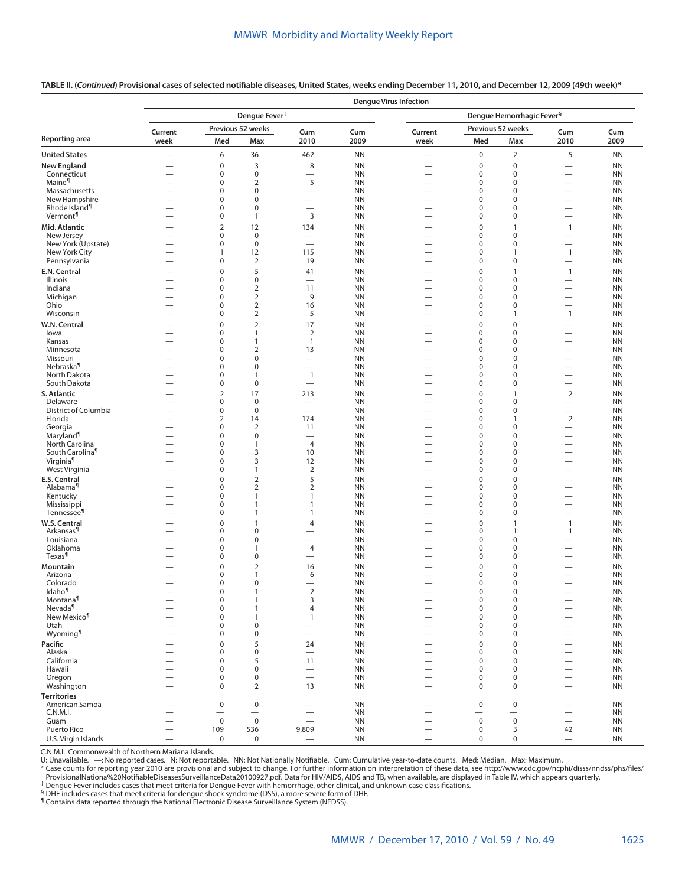**TABLE II. (*Continued*) Provisional cases of selected notifiable diseases, United States, weeks ending December 11, 2010, and December 12, 2009 (49th week)***

| Reporting area | Dengue Virus Infection | | | | | | | | | |
|---|---|---|---|---|---|---|---|---|---|---|
| | Dengue Fever† | | | | | Dengue Hemorrhagic Fever§ | | | | |
| | Current week | Previous 52 weeks Med | Previous 52 weeks Max | Cum 2010 | Cum 2009 | Current week | Previous 52 weeks Med | Previous 52 weeks Max | Cum 2010 | Cum 2009 |
| **United States** | — | 6 | 36 | 462 | NN | — | 0 | 2 | 5 | NN |
| **New England** | — | 0 | 3 | 8 | NN | — | 0 | 0 | — | NN |
| Connecticut | — | 0 | 0 | — | NN | — | 0 | 0 | — | NN |
| Maine¶ | — | 0 | 2 | 5 | NN | — | 0 | 0 | — | NN |
| Massachusetts | — | 0 | 0 | — | NN | — | 0 | 0 | — | NN |
| New Hampshire | — | 0 | 0 | — | NN | — | 0 | 0 | — | NN |
| Rhode Island¶ | — | 0 | 0 | — | NN | — | 0 | 0 | — | NN |
| Vermont¶ | — | 0 | 1 | 3 | NN | — | 0 | 0 | — | NN |
| **Mid. Atlantic** | — | 2 | 12 | 134 | NN | — | 0 | 1 | 1 | NN |
| New Jersey | — | 0 | 0 | — | NN | — | 0 | 0 | — | NN |
| New York (Upstate) | — | 0 | 0 | — | NN | — | 0 | 0 | — | NN |
| New York City | — | 1 | 12 | 115 | NN | — | 0 | 1 | 1 | NN |
| Pennsylvania | — | 0 | 2 | 19 | NN | — | 0 | 0 | — | NN |
| **E.N. Central** | — | 0 | 5 | 41 | NN | — | 0 | 1 | 1 | NN |
| Illinois | — | 0 | 0 | — | NN | — | 0 | 0 | — | NN |
| Indiana | — | 0 | 2 | 11 | NN | — | 0 | 0 | — | NN |
| Michigan | — | 0 | 2 | 9 | NN | — | 0 | 0 | — | NN |
| Ohio | — | 0 | 2 | 16 | NN | — | 0 | 0 | — | NN |
| Wisconsin | — | 0 | 2 | 5 | NN | — | 0 | 1 | 1 | NN |
| **W.N. Central** | — | 0 | 2 | 17 | NN | — | 0 | 0 | — | NN |
| Iowa | — | 0 | 1 | 2 | NN | — | 0 | 0 | — | NN |
| Kansas | — | 0 | 1 | 1 | NN | — | 0 | 0 | — | NN |
| Minnesota | — | 0 | 2 | 13 | NN | — | 0 | 0 | — | NN |
| Missouri | — | 0 | 0 | — | NN | — | 0 | 0 | — | NN |
| Nebraska¶ | — | 0 | 0 | — | NN | — | 0 | 0 | — | NN |
| North Dakota | — | 0 | 1 | 1 | NN | — | 0 | 0 | — | NN |
| South Dakota | — | 0 | 0 | — | NN | — | 0 | 0 | — | NN |
| **S. Atlantic** | — | 2 | 17 | 213 | NN | — | 0 | 1 | 2 | NN |
| Delaware | — | 0 | 0 | — | NN | — | 0 | 0 | — | NN |
| District of Columbia | — | 0 | 0 | — | NN | — | 0 | 0 | — | NN |
| Florida | — | 2 | 14 | 174 | NN | — | 0 | 1 | 2 | NN |
| Georgia | — | 0 | 2 | 11 | NN | — | 0 | 0 | — | NN |
| Maryland¶ | — | 0 | 0 | — | NN | — | 0 | 0 | — | NN |
| North Carolina | — | 0 | 1 | 4 | NN | — | 0 | 0 | — | NN |
| South Carolina¶ | — | 0 | 3 | 10 | NN | — | 0 | 0 | — | NN |
| Virginia¶ | — | 0 | 3 | 12 | NN | — | 0 | 0 | — | NN |
| West Virginia | — | 0 | 1 | 2 | NN | — | 0 | 0 | — | NN |
| **E.S. Central** | — | 0 | 2 | 5 | NN | — | 0 | 0 | — | NN |
| Alabama¶ | — | 0 | 2 | 2 | NN | — | 0 | 0 | — | NN |
| Kentucky | — | 0 | 1 | 1 | NN | — | 0 | 0 | — | NN |
| Mississippi | — | 0 | 1 | 1 | NN | — | 0 | 0 | — | NN |
| Tennessee¶ | — | 0 | 1 | 1 | NN | — | 0 | 0 | — | NN |
| **W.S. Central** | — | 0 | 1 | 4 | NN | — | 0 | 1 | 1 | NN |
| Arkansas¶ | — | 0 | 0 | — | NN | — | 0 | 1 | 1 | NN |
| Louisiana | — | 0 | 0 | — | NN | — | 0 | 0 | — | NN |
| Oklahoma | — | 0 | 1 | 4 | NN | — | 0 | 0 | — | NN |
| Texas¶ | — | 0 | 0 | — | NN | — | 0 | 0 | — | NN |
| **Mountain** | — | 0 | 2 | 16 | NN | — | 0 | 0 | — | NN |
| Arizona | — | 0 | 1 | 6 | NN | — | 0 | 0 | — | NN |
| Colorado | — | 0 | 0 | — | NN | — | 0 | 0 | — | NN |
| Idaho¶ | — | 0 | 1 | 2 | NN | — | 0 | 0 | — | NN |
| Montana¶ | — | 0 | 1 | 3 | NN | — | 0 | 0 | — | NN |
| Nevada¶ | — | 0 | 1 | 4 | NN | — | 0 | 0 | — | NN |
| New Mexico¶ | — | 0 | 1 | 1 | NN | — | 0 | 0 | — | NN |
| Utah | — | 0 | 0 | — | NN | — | 0 | 0 | — | NN |
| Wyoming¶ | — | 0 | 0 | — | NN | — | 0 | 0 | — | NN |
| **Pacific** | — | 0 | 5 | 24 | NN | — | 0 | 0 | — | NN |
| Alaska | — | 0 | 0 | — | NN | — | 0 | 0 | — | NN |
| California | — | 0 | 5 | 11 | NN | — | 0 | 0 | — | NN |
| Hawaii | — | 0 | 0 | — | NN | — | 0 | 0 | — | NN |
| Oregon | — | 0 | 0 | — | NN | — | 0 | 0 | — | NN |
| Washington | — | 0 | 2 | 13 | NN | — | 0 | 0 | — | NN |
| **Territories** | | | | | | | | | | |
| American Samoa | — | 0 | 0 | — | NN | — | 0 | 0 | — | NN |
| C.N.M.I. | — | — | — | — | NN | — | — | — | — | NN |
| Guam | — | 0 | 0 | — | NN | — | 0 | 0 | — | NN |
| Puerto Rico | — | 109 | 536 | 9,809 | NN | — | 0 | 3 | 42 | NN |
| U.S. Virgin Islands | — | 0 | 0 | — | NN | — | 0 | 0 | — | NN |

C.N.M.I.: Commonwealth of Northern Mariana Islands.
U: Unavailable. —: No reported cases. N: Not reportable. NN: Not Nationally Notifiable. Cum: Cumulative year-to-date counts. Med: Median. Max: Maximum.
* Case counts for reporting year 2010 are provisional and subject to change. For further information on interpretation of these data, see http://www.cdc.gov/ncphi/disss/nndss/phs/files/ProvisionalNationa%20NotifiableDiseasesSurveillanceData20100927.pdf. Data for HIV/AIDS, AIDS and TB, when available, are displayed in Table IV, which appears quarterly.
† Dengue Fever includes cases that meet criteria for Dengue Fever with hemorrhage, other clinical, and unknown case classifications.
§ DHF includes cases that meet criteria for dengue shock syndrome (DSS), a more severe form of DHF.
¶ Contains data reported through the National Electronic Disease Surveillance System (NEDSS).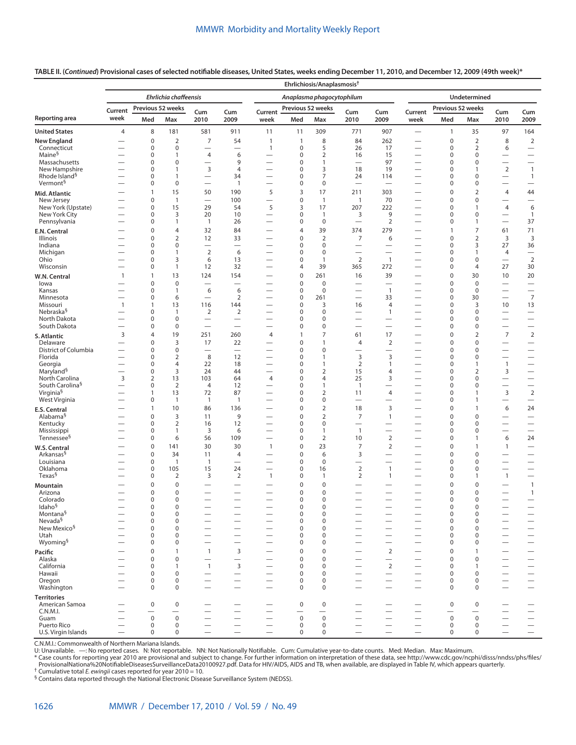**TABLE II. (*Continued*) Provisional cases of selected notifiable diseases, United States, weeks ending December 11, 2010, and December 12, 2009 (49th week)***

| Reporting area | Ehrlichiosis/Anaplasmosis† | | | | | | | | | | | | | | |
|---|---|---|---|---|---|---|---|---|---|---|---|---|---|---|---|
| | *Ehrlichia chaffeensis* | | | | | *Anaplasma phagocytophilum* | | | | | Undetermined | | | | |
| | Current week | Previous 52 weeks Med | Previous 52 weeks Max | Cum 2010 | Cum 2009 | Current week | Previous 52 weeks Med | Previous 52 weeks Max | Cum 2010 | Cum 2009 | Current week | Previous 52 weeks Med | Previous 52 weeks Max | Cum 2010 | Cum 2009 |
| **United States** | 4 | 8 | 181 | 581 | 911 | 11 | 11 | 309 | 771 | 907 | — | 1 | 35 | 97 | 164 |
| **New England** | — | 0 | 2 | 7 | 54 | 1 | 1 | 8 | 84 | 262 | — | 0 | 2 | 8 | 2 |
| Connecticut | — | 0 | 0 | — | — | 1 | 0 | 5 | 26 | 17 | — | 0 | 2 | 6 | — |
| Maine§ | — | 0 | 1 | 4 | 6 | — | 0 | 2 | 16 | 15 | — | 0 | 0 | — | — |
| Massachusetts | — | 0 | 0 | — | 9 | — | 0 | 1 | — | 97 | — | 0 | 0 | — | — |
| New Hampshire | — | 0 | 1 | 3 | 4 | — | 0 | 3 | 18 | 19 | — | 0 | 1 | 2 | 1 |
| Rhode Island§ | — | 0 | 1 | — | 34 | — | 0 | 7 | 24 | 114 | — | 0 | 0 | — | 1 |
| Vermont§ | — | 0 | 0 | — | 1 | — | 0 | 0 | — | — | — | 0 | 0 | — | — |
| **Mid. Atlantic** | — | 1 | 15 | 50 | 190 | 5 | 3 | 17 | 211 | 303 | — | 0 | 2 | 4 | 44 |
| New Jersey | — | 0 | 1 | — | 100 | — | 0 | 1 | 1 | 70 | — | 0 | 0 | — | — |
| New York (Upstate) | — | 0 | 15 | 29 | 54 | 5 | 3 | 17 | 207 | 222 | — | 0 | 1 | 4 | 6 |
| New York City | — | 0 | 3 | 20 | 10 | — | 0 | 1 | 3 | 9 | — | 0 | 0 | — | 1 |
| Pennsylvania | — | 0 | 1 | 1 | 26 | — | 0 | 0 | — | 2 | — | 0 | 1 | — | 37 |
| **E.N. Central** | — | 0 | 4 | 32 | 84 | — | 4 | 39 | 374 | 279 | — | 1 | 7 | 61 | 71 |
| Illinois | — | 0 | 2 | 12 | 33 | — | 0 | 2 | 7 | 6 | — | 0 | 2 | 3 | 3 |
| Indiana | — | 0 | 0 | — | — | — | 0 | 0 | — | — | — | 0 | 3 | 27 | 36 |
| Michigan | — | 0 | 1 | 2 | 6 | — | 0 | 0 | — | — | — | 0 | 1 | 4 | — |
| Ohio | — | 0 | 3 | 6 | 13 | — | 0 | 1 | 2 | 1 | — | 0 | 0 | — | 2 |
| Wisconsin | — | 0 | 1 | 12 | 32 | — | 4 | 39 | 365 | 272 | — | 0 | 4 | 27 | 30 |
| **W.N. Central** | 1 | 1 | 13 | 124 | 154 | — | 0 | 261 | 16 | 39 | — | 0 | 30 | 10 | 20 |
| Iowa | — | 0 | 0 | — | — | — | 0 | 0 | — | — | — | 0 | 0 | — | — |
| Kansas | — | 0 | 1 | 6 | 6 | — | 0 | 0 | — | 1 | — | 0 | 0 | — | — |
| Minnesota | — | 0 | 6 | — | 2 | — | 0 | 261 | — | 33 | — | 0 | 30 | — | 7 |
| Missouri | 1 | 1 | 13 | 116 | 144 | — | 0 | 3 | 16 | 4 | — | 0 | 3 | 10 | 13 |
| Nebraska§ | — | 0 | 1 | 2 | 2 | — | 0 | 0 | — | 1 | — | 0 | 0 | — | — |
| North Dakota | — | 0 | 0 | — | — | — | 0 | 0 | — | — | — | 0 | 0 | — | — |
| South Dakota | — | 0 | 0 | — | — | — | 0 | 0 | — | — | — | 0 | 0 | — | — |
| **S. Atlantic** | 3 | 4 | 19 | 251 | 260 | 4 | 1 | 7 | 61 | 17 | — | 0 | 2 | 7 | 2 |
| Delaware | — | 0 | 3 | 17 | 22 | — | 0 | 1 | 4 | 2 | — | 0 | 0 | — | — |
| District of Columbia | — | 0 | 0 | — | — | — | 0 | 0 | — | — | — | 0 | 0 | — | — |
| Florida | — | 0 | 2 | 8 | 12 | — | 0 | 1 | 3 | 3 | — | 0 | 0 | — | — |
| Georgia | — | 0 | 4 | 22 | 18 | — | 0 | 1 | 2 | 1 | — | 0 | 1 | 1 | — |
| Maryland§ | — | 0 | 3 | 24 | 44 | — | 0 | 2 | 15 | 4 | — | 0 | 2 | 3 | — |
| North Carolina | 3 | 2 | 13 | 103 | 64 | 4 | 0 | 4 | 25 | 3 | — | 0 | 0 | — | — |
| South Carolina§ | — | 0 | 2 | 4 | 12 | — | 0 | 1 | 1 | — | — | 0 | 0 | — | — |
| Virginia§ | — | 1 | 13 | 72 | 87 | — | 0 | 2 | 11 | 4 | — | 0 | 1 | 3 | 2 |
| West Virginia | — | 0 | 1 | 1 | 1 | — | 0 | 0 | — | — | — | 0 | 1 | — | — |
| **E.S. Central** | — | 1 | 10 | 86 | 136 | — | 0 | 2 | 18 | 3 | — | 0 | 1 | 6 | 24 |
| Alabama§ | — | 0 | 3 | 11 | 9 | — | 0 | 2 | 7 | 1 | — | 0 | 0 | — | — |
| Kentucky | — | 0 | 2 | 16 | 12 | — | 0 | 0 | — | — | — | 0 | 0 | — | — |
| Mississippi | — | 0 | 1 | 3 | 6 | — | 0 | 1 | 1 | — | — | 0 | 0 | — | — |
| Tennessee§ | — | 0 | 6 | 56 | 109 | — | 0 | 2 | 10 | 2 | — | 0 | 1 | 6 | 24 |
| **W.S. Central** | — | 0 | 141 | 30 | 30 | 1 | 0 | 23 | 7 | 2 | — | 0 | 1 | 1 | — |
| Arkansas§ | — | 0 | 34 | 11 | 4 | — | 0 | 6 | 3 | — | — | 0 | 0 | — | — |
| Louisiana | — | 0 | 1 | 1 | — | — | 0 | 0 | — | — | — | 0 | 0 | — | — |
| Oklahoma | — | 0 | 105 | 15 | 24 | — | 0 | 16 | 2 | 1 | — | 0 | 0 | — | — |
| Texas§ | — | 0 | 2 | 3 | 2 | 1 | 0 | 1 | 2 | 1 | — | 0 | 1 | 1 | — |
| **Mountain** | — | 0 | 0 | — | — | — | 0 | 0 | — | — | — | 0 | 0 | — | 1 |
| Arizona | — | 0 | 0 | — | — | — | 0 | 0 | — | — | — | 0 | 0 | — | 1 |
| Colorado | — | 0 | 0 | — | — | — | 0 | 0 | — | — | — | 0 | 0 | — | — |
| Idaho§ | — | 0 | 0 | — | — | — | 0 | 0 | — | — | — | 0 | 0 | — | — |
| Montana§ | — | 0 | 0 | — | — | — | 0 | 0 | — | — | — | 0 | 0 | — | — |
| Nevada§ | — | 0 | 0 | — | — | — | 0 | 0 | — | — | — | 0 | 0 | — | — |
| New Mexico§ | — | 0 | 0 | — | — | — | 0 | 0 | — | — | — | 0 | 0 | — | — |
| Utah | — | 0 | 0 | — | — | — | 0 | 0 | — | — | — | 0 | 0 | — | — |
| Wyoming§ | — | 0 | 0 | — | — | — | 0 | 0 | — | — | — | 0 | 0 | — | — |
| **Pacific** | — | 0 | 1 | 1 | 3 | — | 0 | 0 | — | 2 | — | 0 | 1 | — | — |
| Alaska | — | 0 | 0 | — | — | — | 0 | 0 | — | — | — | 0 | 0 | — | — |
| California | — | 0 | 1 | 1 | 3 | — | 0 | 0 | — | 2 | — | 0 | 1 | — | — |
| Hawaii | — | 0 | 0 | — | — | — | 0 | 0 | — | — | — | 0 | 0 | — | — |
| Oregon | — | 0 | 0 | — | — | — | 0 | 0 | — | — | — | 0 | 0 | — | — |
| Washington | — | 0 | 0 | — | — | — | 0 | 0 | — | — | — | 0 | 0 | — | — |
| **Territories** | | | | | | | | | | | | | | | |
| American Samoa | — | 0 | 0 | — | — | — | 0 | 0 | — | — | — | 0 | 0 | — | — |
| C.N.M.I. | — | — | — | — | — | — | — | — | — | — | — | — | — | — | — |
| Guam | — | 0 | 0 | — | — | — | 0 | 0 | — | — | — | 0 | 0 | — | — |
| Puerto Rico | — | 0 | 0 | — | — | — | 0 | 0 | — | — | — | 0 | 0 | — | — |
| U.S. Virgin Islands | — | 0 | 0 | — | — | — | 0 | 0 | — | — | — | 0 | 0 | — | — |

C.N.M.I.: Commonwealth of Northern Mariana Islands.
U: Unavailable. —: No reported cases. N: Not reportable. NN: Not Nationally Notifiable. Cum: Cumulative year-to-date counts. Med: Median. Max: Maximum.
* Case counts for reporting year 2010 are provisional and subject to change. For further information on interpretation of these data, see http://www.cdc.gov/ncphi/disss/nndss/phs/files/ProvisionalNationa%20NotifiableDiseasesSurveillanceData20100927.pdf. Data for HIV/AIDS, AIDS and TB, when available, are displayed in Table IV, which appears quarterly.
† Cumulative total *E. ewingii* cases reported for year 2010 = 10.
§ Contains data reported through the National Electronic Disease Surveillance System (NEDSS).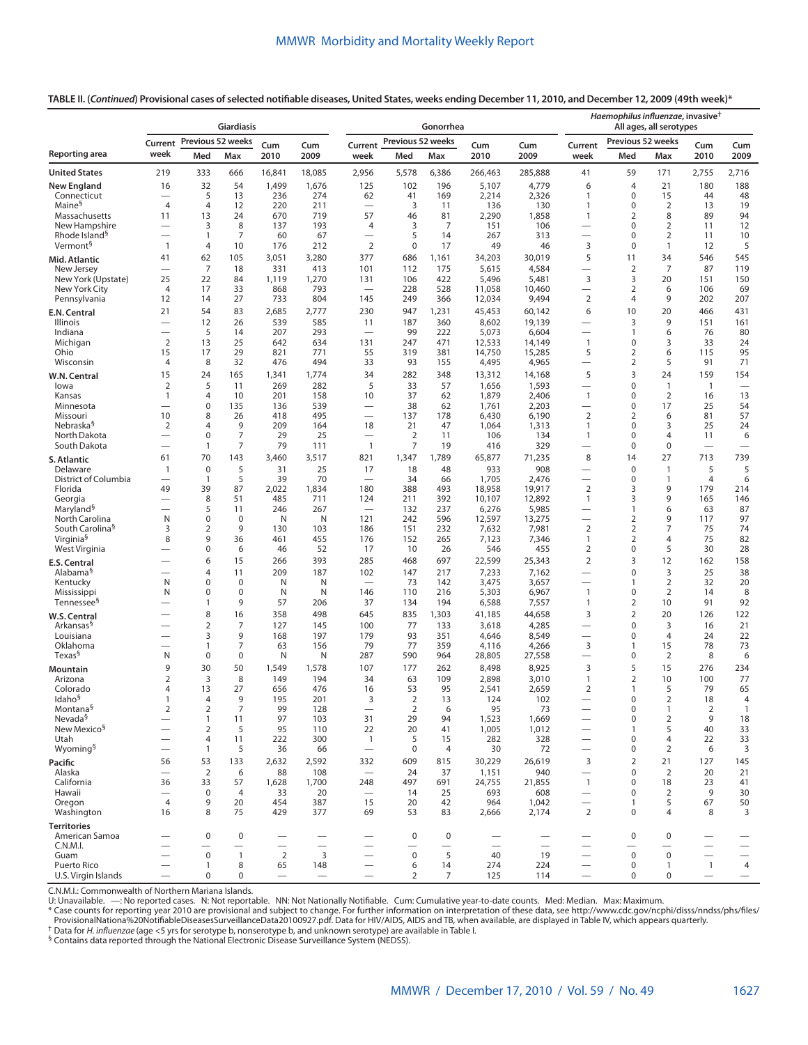**TABLE II. (*Continued*) Provisional cases of selected notifiable diseases, United States, weeks ending December 11, 2010, and December 12, 2009 (49th week)***

| Reporting area | Giardiasis | | | | | Gonorrhea | | | | | *Haemophilus influenzae*, invasive† All ages, all serotypes | | | | |
|---|---|---|---|---|---|---|---|---|---|---|---|---|---|---|---|
| | Current week | Previous 52 weeks Med | Previous 52 weeks Max | Cum 2010 | Cum 2009 | Current week | Previous 52 weeks Med | Previous 52 weeks Max | Cum 2010 | Cum 2009 | Current week | Previous 52 weeks Med | Previous 52 weeks Max | Cum 2010 | Cum 2009 |
| **United States** | 219 | 333 | 666 | 16,841 | 18,085 | 2,956 | 5,578 | 6,386 | 266,463 | 285,888 | 41 | 59 | 171 | 2,755 | 2,716 |
| **New England** | 16 | 32 | 54 | 1,499 | 1,676 | 125 | 102 | 196 | 5,107 | 4,779 | 6 | 4 | 21 | 180 | 188 |
| Connecticut | — | 5 | 13 | 236 | 274 | 62 | 41 | 169 | 2,214 | 2,326 | 1 | 0 | 15 | 44 | 48 |
| Maine§ | 4 | 4 | 12 | 220 | 211 | — | 3 | 11 | 136 | 130 | 1 | 0 | 2 | 13 | 19 |
| Massachusetts | 11 | 13 | 24 | 670 | 719 | 57 | 46 | 81 | 2,290 | 1,858 | 1 | 2 | 8 | 89 | 94 |
| New Hampshire | — | 3 | 8 | 137 | 193 | 4 | 3 | 7 | 151 | 106 | — | 0 | 2 | 11 | 12 |
| Rhode Island§ | — | 1 | 7 | 60 | 67 | — | 5 | 14 | 267 | 313 | — | 0 | 2 | 11 | 10 |
| Vermont§ | 1 | 4 | 10 | 176 | 212 | 2 | 0 | 17 | 49 | 46 | 3 | 0 | 1 | 12 | 5 |
| **Mid. Atlantic** | 41 | 62 | 105 | 3,051 | 3,280 | 377 | 686 | 1,161 | 34,203 | 30,019 | 5 | 11 | 34 | 546 | 545 |
| New Jersey | — | 7 | 18 | 331 | 413 | 101 | 112 | 175 | 5,615 | 4,584 | — | 2 | 7 | 87 | 119 |
| New York (Upstate) | 25 | 22 | 84 | 1,119 | 1,270 | 131 | 106 | 422 | 5,496 | 5,481 | 3 | 3 | 20 | 151 | 150 |
| New York City | 4 | 17 | 33 | 868 | 793 | — | 228 | 528 | 11,058 | 10,460 | — | 2 | 6 | 106 | 69 |
| Pennsylvania | 12 | 14 | 27 | 733 | 804 | 145 | 249 | 366 | 12,034 | 9,494 | 2 | 4 | 9 | 202 | 207 |
| **E.N. Central** | 21 | 54 | 83 | 2,685 | 2,777 | 230 | 947 | 1,231 | 45,453 | 60,142 | 6 | 10 | 20 | 466 | 431 |
| Illinois | — | 12 | 26 | 539 | 585 | 11 | 187 | 360 | 8,602 | 19,139 | — | 3 | 9 | 151 | 161 |
| Indiana | — | 5 | 14 | 207 | 293 | — | 99 | 222 | 5,073 | 6,604 | — | 1 | 6 | 76 | 80 |
| Michigan | 2 | 13 | 25 | 642 | 634 | 131 | 247 | 471 | 12,533 | 14,149 | 1 | 0 | 3 | 33 | 24 |
| Ohio | 15 | 17 | 29 | 821 | 771 | 55 | 319 | 381 | 14,750 | 15,285 | 5 | 2 | 6 | 115 | 95 |
| Wisconsin | 4 | 8 | 32 | 476 | 494 | 33 | 93 | 155 | 4,495 | 4,965 | — | 2 | 5 | 91 | 71 |
| **W.N. Central** | 15 | 24 | 165 | 1,341 | 1,774 | 34 | 282 | 348 | 13,312 | 14,168 | 5 | 3 | 24 | 159 | 154 |
| Iowa | 2 | 5 | 11 | 269 | 282 | 5 | 33 | 57 | 1,656 | 1,593 | — | 0 | 1 | 1 | — |
| Kansas | 1 | 4 | 10 | 201 | 158 | 10 | 37 | 62 | 1,879 | 2,406 | 1 | 0 | 2 | 16 | 13 |
| Minnesota | — | 0 | 135 | 136 | 539 | — | 38 | 62 | 1,761 | 2,203 | — | 0 | 17 | 25 | 54 |
| Missouri | 10 | 8 | 26 | 418 | 495 | — | 137 | 178 | 6,430 | 6,190 | 2 | 2 | 6 | 81 | 57 |
| Nebraska§ | 2 | 4 | 9 | 209 | 164 | 18 | 21 | 47 | 1,064 | 1,313 | 1 | 0 | 3 | 25 | 24 |
| North Dakota | — | 0 | 7 | 29 | 25 | — | 2 | 11 | 106 | 134 | 1 | 0 | 4 | 11 | 6 |
| South Dakota | — | 1 | 7 | 79 | 111 | 1 | 7 | 19 | 416 | 329 | — | 0 | 0 | — | — |
| **S. Atlantic** | 61 | 70 | 143 | 3,460 | 3,517 | 821 | 1,347 | 1,789 | 65,877 | 71,235 | 8 | 14 | 27 | 713 | 739 |
| Delaware | 1 | 0 | 5 | 31 | 25 | 17 | 18 | 48 | 933 | 908 | — | 0 | 1 | 5 | 5 |
| District of Columbia | — | 1 | 5 | 39 | 70 | — | 34 | 66 | 1,705 | 2,476 | — | 0 | 1 | 4 | 6 |
| Florida | 49 | 39 | 87 | 2,022 | 1,834 | 180 | 388 | 493 | 18,958 | 19,917 | 2 | 3 | 9 | 179 | 214 |
| Georgia | — | 8 | 51 | 485 | 711 | 124 | 211 | 392 | 10,107 | 12,892 | 1 | 3 | 9 | 165 | 146 |
| Maryland§ | — | 5 | 11 | 246 | 267 | — | 132 | 237 | 6,276 | 5,985 | — | 1 | 6 | 63 | 87 |
| North Carolina | N | 0 | 0 | N | N | 121 | 242 | 596 | 12,597 | 13,275 | — | 2 | 9 | 117 | 97 |
| South Carolina§ | 3 | 2 | 9 | 130 | 103 | 186 | 151 | 232 | 7,632 | 7,981 | 2 | 2 | 7 | 75 | 74 |
| Virginia§ | 8 | 9 | 36 | 461 | 455 | 176 | 152 | 265 | 7,123 | 7,346 | 1 | 2 | 4 | 75 | 82 |
| West Virginia | — | 0 | 6 | 46 | 52 | 17 | 10 | 26 | 546 | 455 | 2 | 0 | 5 | 30 | 28 |
| **E.S. Central** | — | 6 | 15 | 266 | 393 | 285 | 468 | 697 | 22,599 | 25,343 | 2 | 3 | 12 | 162 | 158 |
| Alabama§ | — | 4 | 11 | 209 | 187 | 102 | 147 | 217 | 7,233 | 7,162 | — | 0 | 3 | 25 | 38 |
| Kentucky | N | 0 | 0 | N | N | — | 73 | 142 | 3,475 | 3,657 | — | 1 | 2 | 32 | 20 |
| Mississippi | N | 0 | 0 | N | N | 146 | 110 | 216 | 5,303 | 6,967 | 1 | 0 | 2 | 14 | 8 |
| Tennessee§ | — | 1 | 9 | 57 | 206 | 37 | 134 | 194 | 6,588 | 7,557 | 1 | 2 | 10 | 91 | 92 |
| **W.S. Central** | — | 8 | 16 | 358 | 498 | 645 | 835 | 1,303 | 41,185 | 44,658 | 3 | 2 | 20 | 126 | 122 |
| Arkansas§ | — | 2 | 7 | 127 | 145 | 100 | 77 | 133 | 3,618 | 4,285 | — | 0 | 3 | 16 | 21 |
| Louisiana | — | 3 | 9 | 168 | 197 | 179 | 93 | 351 | 4,646 | 8,549 | — | 0 | 4 | 24 | 22 |
| Oklahoma | — | 1 | 7 | 63 | 156 | 79 | 77 | 359 | 4,116 | 4,266 | 3 | 1 | 15 | 78 | 73 |
| Texas§ | N | 0 | 0 | N | N | 287 | 590 | 964 | 28,805 | 27,558 | — | 0 | 2 | 8 | 6 |
| **Mountain** | 9 | 30 | 50 | 1,549 | 1,578 | 107 | 177 | 262 | 8,498 | 8,925 | 3 | 5 | 15 | 276 | 234 |
| Arizona | 2 | 3 | 8 | 149 | 194 | 34 | 63 | 109 | 2,898 | 3,010 | 1 | 2 | 10 | 100 | 77 |
| Colorado | 4 | 13 | 27 | 656 | 476 | 16 | 53 | 95 | 2,541 | 2,659 | 2 | 1 | 5 | 79 | 65 |
| Idaho§ | 1 | 4 | 9 | 195 | 201 | 3 | 2 | 13 | 124 | 102 | — | 0 | 2 | 18 | 4 |
| Montana§ | 2 | 2 | 7 | 99 | 128 | — | 2 | 6 | 95 | 73 | — | 0 | 1 | 2 | 1 |
| Nevada§ | — | 1 | 11 | 97 | 103 | 31 | 29 | 94 | 1,523 | 1,669 | — | 0 | 2 | 9 | 18 |
| New Mexico§ | — | 2 | 5 | 95 | 110 | 22 | 20 | 41 | 1,005 | 1,012 | — | 1 | 5 | 40 | 33 |
| Utah | — | 4 | 11 | 222 | 300 | 1 | 5 | 15 | 282 | 328 | — | 0 | 4 | 22 | 33 |
| Wyoming§ | — | 1 | 5 | 36 | 66 | — | 0 | 4 | 30 | 72 | — | 0 | 2 | 6 | 3 |
| **Pacific** | 56 | 53 | 133 | 2,632 | 2,592 | 332 | 609 | 815 | 30,229 | 26,619 | 3 | 2 | 21 | 127 | 145 |
| Alaska | — | 2 | 6 | 88 | 108 | — | 24 | 37 | 1,151 | 940 | — | 0 | 2 | 20 | 21 |
| California | 36 | 33 | 57 | 1,628 | 1,700 | 248 | 497 | 691 | 24,755 | 21,855 | 1 | 0 | 18 | 23 | 41 |
| Hawaii | — | 0 | 4 | 33 | 20 | — | 14 | 25 | 693 | 608 | — | 0 | 2 | 9 | 30 |
| Oregon | 4 | 9 | 20 | 454 | 387 | 15 | 20 | 42 | 964 | 1,042 | — | 1 | 5 | 67 | 50 |
| Washington | 16 | 8 | 75 | 429 | 377 | 69 | 53 | 83 | 2,666 | 2,174 | 2 | 0 | 4 | 8 | 3 |
| **Territories** | | | | | | | | | | | | | | | |
| American Samoa | — | 0 | 0 | — | — | — | 0 | 0 | — | — | — | 0 | 0 | — | — |
| C.N.M.I. | — | — | — | — | — | — | — | — | — | — | — | — | — | — | — |
| Guam | — | 0 | 1 | 2 | 3 | — | 0 | 5 | 40 | 19 | — | 0 | 0 | — | — |
| Puerto Rico | — | 1 | 8 | 65 | 148 | — | 6 | 14 | 274 | 224 | — | 0 | 1 | 1 | 4 |
| U.S. Virgin Islands | — | 0 | 0 | — | — | — | 2 | 7 | 125 | 114 | — | 0 | 0 | — | — |

C.N.M.I.: Commonwealth of Northern Mariana Islands.
U: Unavailable. —: No reported cases. N: Not reportable. NN: Not Nationally Notifiable. Cum: Cumulative year-to-date counts. Med: Median. Max: Maximum.
\* Case counts for reporting year 2010 are provisional and subject to change. For further information on interpretation of these data, see http://www.cdc.gov/ncphi/disss/nndss/phs/files/ProvisionalNationa%20NotifiableDiseasesSurveillanceData20100927.pdf. Data for HIV/AIDS, AIDS and TB, when available, are displayed in Table IV, which appears quarterly.
† Data for *H. influenzae* (age <5 yrs for serotype b, nonserotype b, and unknown serotype) are available in Table I.
§ Contains data reported through the National Electronic Disease Surveillance System (NEDSS).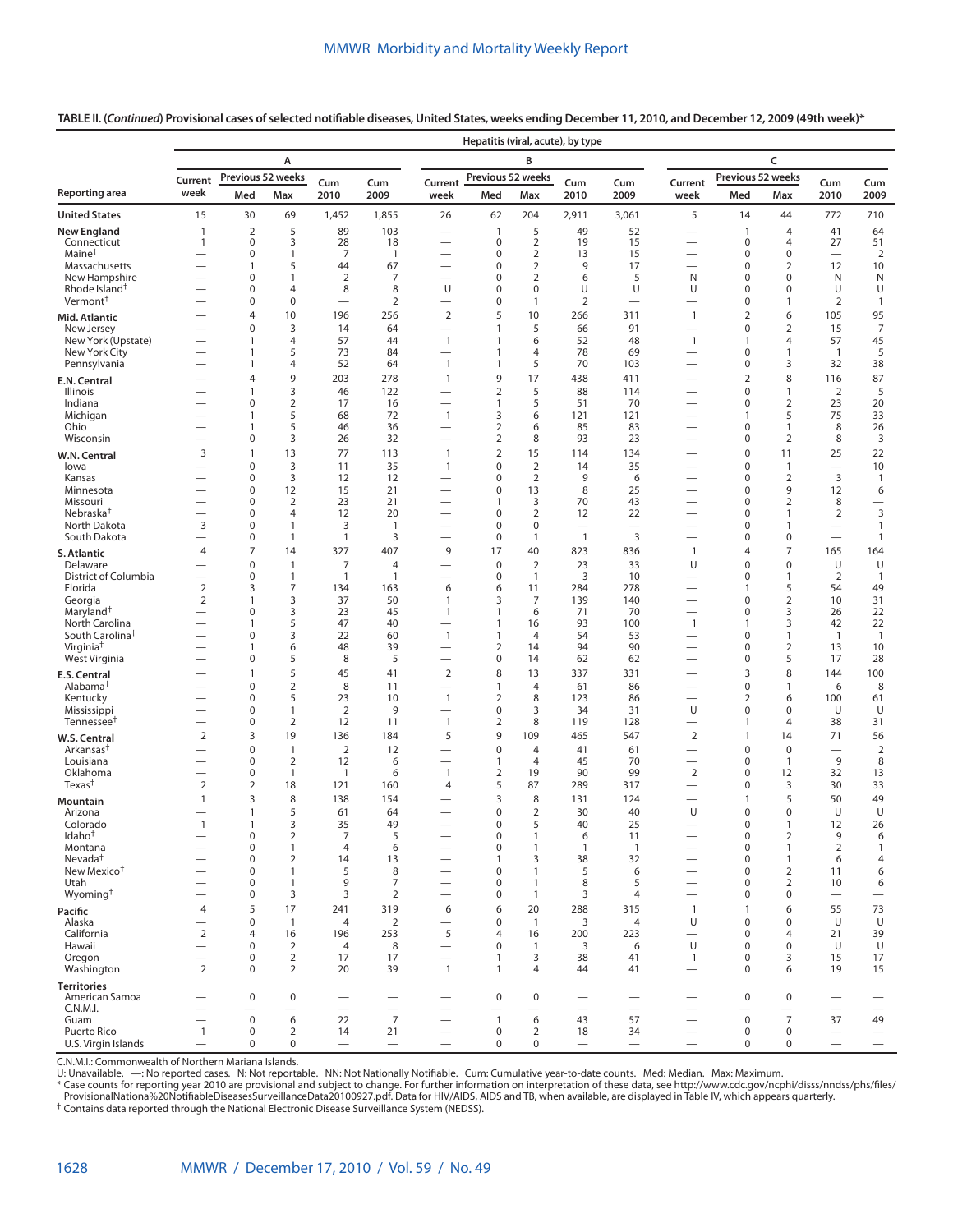**TABLE II. (*Continued*) Provisional cases of selected notifiable diseases, United States, weeks ending December 11, 2010, and December 12, 2009 (49th week)***

| Reporting area | Hepatitis (viral, acute), by type | | | | | | | | | | | | | | |
|---|---|---|---|---|---|---|---|---|---|---|---|---|---|---|---|
| | A | | | | | B | | | | | C | | | | |
| | Current week | Previous 52 weeks Med | Previous 52 weeks Max | Cum 2010 | Cum 2009 | Current week | Previous 52 weeks Med | Previous 52 weeks Max | Cum 2010 | Cum 2009 | Current week | Previous 52 weeks Med | Previous 52 weeks Max | Cum 2010 | Cum 2009 |
| **United States** | 15 | 30 | 69 | 1,452 | 1,855 | 26 | 62 | 204 | 2,911 | 3,061 | 5 | 14 | 44 | 772 | 710 |
| **New England** | 1 | 2 | 5 | 89 | 103 | — | 1 | 5 | 49 | 52 | — | 1 | 4 | 41 | 64 |
| Connecticut | 1 | 0 | 3 | 28 | 18 | — | 0 | 2 | 19 | 15 | — | 0 | 4 | 27 | 51 |
| Maine† | — | 0 | 1 | 7 | 1 | — | 0 | 2 | 13 | 15 | — | 0 | 0 | — | 2 |
| Massachusetts | — | 1 | 5 | 44 | 67 | — | 0 | 2 | 9 | 17 | — | 0 | 2 | 12 | 10 |
| New Hampshire | — | 0 | 1 | 2 | 7 | — | 0 | 2 | 6 | 5 | N | 0 | 0 | N | N |
| Rhode Island† | — | 0 | 4 | 8 | 8 | U | 0 | 0 | U | U | U | 0 | 0 | U | U |
| Vermont† | — | 0 | 0 | — | 2 | — | 0 | 1 | 2 | — | — | 0 | 1 | 2 | 1 |
| **Mid. Atlantic** | — | 4 | 10 | 196 | 256 | 2 | 5 | 10 | 266 | 311 | 1 | 2 | 6 | 105 | 95 |
| New Jersey | — | 0 | 3 | 14 | 64 | — | 1 | 5 | 66 | 91 | — | 0 | 2 | 15 | 7 |
| New York (Upstate) | — | 1 | 4 | 57 | 44 | 1 | 1 | 6 | 52 | 48 | 1 | 1 | 4 | 57 | 45 |
| New York City | — | 1 | 5 | 73 | 84 | — | 1 | 4 | 78 | 69 | — | 0 | 1 | 1 | 5 |
| Pennsylvania | — | 1 | 4 | 52 | 64 | 1 | 1 | 5 | 70 | 103 | — | 0 | 3 | 32 | 38 |
| **E.N. Central** | — | 4 | 9 | 203 | 278 | 1 | 9 | 17 | 438 | 411 | — | 2 | 8 | 116 | 87 |
| Illinois | — | 1 | 3 | 46 | 122 | — | 2 | 5 | 88 | 114 | — | 0 | 1 | 2 | 5 |
| Indiana | — | 0 | 2 | 17 | 16 | — | 1 | 5 | 51 | 70 | — | 0 | 2 | 23 | 20 |
| Michigan | — | 1 | 5 | 68 | 72 | 1 | 3 | 6 | 121 | 121 | — | 1 | 5 | 75 | 33 |
| Ohio | — | 1 | 5 | 46 | 36 | — | 2 | 6 | 85 | 83 | — | 0 | 1 | 8 | 26 |
| Wisconsin | — | 0 | 3 | 26 | 32 | — | 2 | 8 | 93 | 23 | — | 0 | 2 | 8 | 3 |
| **W.N. Central** | 3 | 1 | 13 | 77 | 113 | 1 | 2 | 15 | 114 | 134 | — | 0 | 11 | 25 | 22 |
| Iowa | — | 0 | 3 | 11 | 35 | 1 | 0 | 2 | 14 | 35 | — | 0 | 1 | — | 10 |
| Kansas | — | 0 | 3 | 12 | 12 | — | 0 | 2 | 9 | 6 | — | 0 | 2 | 3 | 1 |
| Minnesota | — | 0 | 12 | 15 | 21 | — | 0 | 13 | 8 | 25 | — | 0 | 9 | 12 | 6 |
| Missouri | — | 0 | 2 | 23 | 21 | — | 1 | 3 | 70 | 43 | — | 0 | 2 | 8 | — |
| Nebraska† | — | 0 | 4 | 12 | 20 | — | 0 | 2 | 12 | 22 | — | 0 | 1 | 2 | 3 |
| North Dakota | 3 | 0 | 1 | 3 | 1 | — | 0 | 0 | — | — | — | 0 | 1 | — | 1 |
| South Dakota | — | 0 | 1 | 1 | 3 | — | 0 | 1 | 1 | 3 | — | 0 | 0 | — | 1 |
| **S. Atlantic** | 4 | 7 | 14 | 327 | 407 | 9 | 17 | 40 | 823 | 836 | 1 | 4 | 7 | 165 | 164 |
| Delaware | — | 0 | 1 | 7 | 4 | — | 0 | 2 | 23 | 33 | U | 0 | 0 | U | U |
| District of Columbia | — | 0 | 1 | 1 | 1 | — | 0 | 1 | 3 | 10 | — | 0 | 1 | 2 | 1 |
| Florida | 2 | 3 | 7 | 134 | 163 | 6 | 6 | 11 | 284 | 278 | — | 1 | 5 | 54 | 49 |
| Georgia | 2 | 1 | 3 | 37 | 50 | 1 | 3 | 7 | 139 | 140 | — | 0 | 2 | 10 | 31 |
| Maryland† | — | 0 | 3 | 23 | 45 | 1 | 1 | 6 | 71 | 70 | — | 0 | 3 | 26 | 22 |
| North Carolina | — | 1 | 5 | 47 | 40 | — | 1 | 16 | 93 | 100 | 1 | 1 | 3 | 42 | 22 |
| South Carolina† | — | 0 | 3 | 22 | 60 | 1 | 1 | 4 | 54 | 53 | — | 0 | 1 | 1 | 1 |
| Virginia† | — | 1 | 6 | 48 | 39 | — | 2 | 14 | 94 | 90 | — | 0 | 2 | 13 | 10 |
| West Virginia | — | 0 | 5 | 8 | 5 | — | 0 | 14 | 62 | 62 | — | 0 | 5 | 17 | 28 |
| **E.S. Central** | — | 1 | 5 | 45 | 41 | 2 | 8 | 13 | 337 | 331 | — | 3 | 8 | 144 | 100 |
| Alabama† | — | 0 | 2 | 8 | 11 | — | 1 | 4 | 61 | 86 | — | 0 | 1 | 6 | 8 |
| Kentucky | — | 0 | 5 | 23 | 10 | 1 | 2 | 8 | 123 | 86 | — | 2 | 6 | 100 | 61 |
| Mississippi | — | 0 | 1 | 2 | 9 | — | 0 | 3 | 34 | 31 | U | 0 | 0 | U | U |
| Tennessee† | — | 0 | 2 | 12 | 11 | 1 | 2 | 8 | 119 | 128 | — | 1 | 4 | 38 | 31 |
| **W.S. Central** | 2 | 3 | 19 | 136 | 184 | 5 | 9 | 109 | 465 | 547 | 2 | 1 | 14 | 71 | 56 |
| Arkansas† | — | 0 | 1 | 2 | 12 | — | 0 | 4 | 41 | 61 | — | 0 | 0 | — | 2 |
| Louisiana | — | 0 | 2 | 12 | 6 | — | 1 | 4 | 45 | 70 | — | 0 | 1 | 9 | 8 |
| Oklahoma | — | 0 | 1 | 1 | 6 | 1 | 2 | 19 | 90 | 99 | 2 | 0 | 12 | 32 | 13 |
| Texas† | 2 | 2 | 18 | 121 | 160 | 4 | 5 | 87 | 289 | 317 | — | 0 | 3 | 30 | 33 |
| **Mountain** | 1 | 3 | 8 | 138 | 154 | — | 3 | 8 | 131 | 124 | — | 1 | 5 | 50 | 49 |
| Arizona | — | 1 | 5 | 61 | 64 | — | 0 | 2 | 30 | 40 | U | 0 | 0 | U | U |
| Colorado | 1 | 1 | 3 | 35 | 49 | — | 0 | 5 | 40 | 25 | — | 0 | 1 | 12 | 26 |
| Idaho† | — | 0 | 2 | 7 | 5 | — | 0 | 1 | 6 | 11 | — | 0 | 2 | 9 | 6 |
| Montana† | — | 0 | 1 | 4 | 6 | — | 0 | 1 | 1 | 1 | — | 0 | 1 | 2 | 1 |
| Nevada† | — | 0 | 2 | 14 | 13 | — | 1 | 3 | 38 | 32 | — | 0 | 1 | 6 | 4 |
| New Mexico† | — | 0 | 1 | 5 | 8 | — | 0 | 1 | 5 | 6 | — | 0 | 2 | 11 | 6 |
| Utah | — | 0 | 1 | 9 | 7 | — | 0 | 1 | 8 | 5 | — | 0 | 2 | 10 | 6 |
| Wyoming† | — | 0 | 3 | 3 | 2 | — | 0 | 1 | 3 | 4 | — | 0 | 0 | — | — |
| **Pacific** | 4 | 5 | 17 | 241 | 319 | 6 | 6 | 20 | 288 | 315 | 1 | 1 | 6 | 55 | 73 |
| Alaska | — | 0 | 1 | 4 | 2 | — | 0 | 1 | 3 | 4 | U | 0 | 0 | U | U |
| California | 2 | 4 | 16 | 196 | 253 | 5 | 4 | 16 | 200 | 223 | — | 0 | 4 | 21 | 39 |
| Hawaii | — | 0 | 2 | 4 | 8 | — | 0 | 1 | 3 | 6 | U | 0 | 0 | U | U |
| Oregon | — | 0 | 2 | 17 | 17 | — | 1 | 3 | 38 | 41 | 1 | 0 | 3 | 15 | 17 |
| Washington | 2 | 0 | 2 | 20 | 39 | 1 | 1 | 4 | 44 | 41 | — | 0 | 6 | 19 | 15 |
| **Territories** | | | | | | | | | | | | | | | |
| American Samoa | — | 0 | 0 | — | — | — | 0 | 0 | — | — | — | 0 | 0 | — | — |
| C.N.M.I. | — | — | — | — | — | — | — | — | — | — | — | — | — | — | — |
| Guam | — | 0 | 6 | 22 | 7 | — | 1 | 6 | 43 | 57 | — | 0 | 7 | 37 | 49 |
| Puerto Rico | 1 | 0 | 2 | 14 | 21 | — | 0 | 2 | 18 | 34 | — | 0 | 0 | — | — |
| U.S. Virgin Islands | — | 0 | 0 | — | — | — | 0 | 0 | — | — | — | 0 | 0 | — | — |

C.N.M.I.: Commonwealth of Northern Mariana Islands.
U: Unavailable. —: No reported cases. N: Not reportable. NN: Not Nationally Notifiable. Cum: Cumulative year-to-date counts. Med: Median. Max: Maximum.
* Case counts for reporting year 2010 are provisional and subject to change. For further information on interpretation of these data, see http://www.cdc.gov/ncphi/disss/nndss/phs/files/ProvisionalNationa%20NotifiableDiseasesSurveillanceData20100927.pdf. Data for HIV/AIDS, AIDS and TB, when available, are displayed in Table IV, which appears quarterly.
† Contains data reported through the National Electronic Disease Surveillance System (NEDSS).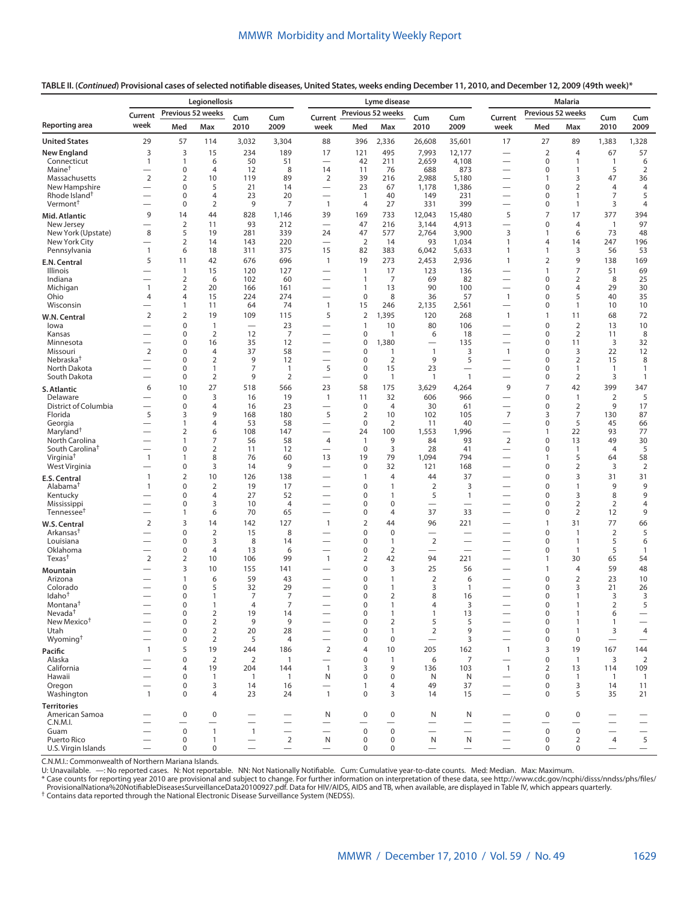**TABLE II. (*Continued*) Provisional cases of selected notifiable diseases, United States, weeks ending December 11, 2010, and December 12, 2009 (49th week)***

| Reporting area | Legionellosis | | | | | Lyme disease | | | | | Malaria | | | | |
|---|---|---|---|---|---|---|---|---|---|---|---|---|---|---|---|
| | Current week | Previous 52 weeks | | Cum 2010 | Cum 2009 | Current week | Previous 52 weeks | | Cum 2010 | Cum 2009 | Current week | Previous 52 weeks | | Cum 2010 | Cum 2009 |
| | | Med | Max | | | | Med | Max | | | | Med | Max | | |
| **United States** | 29 | 57 | 114 | 3,032 | 3,304 | 88 | 396 | 2,336 | 26,608 | 35,601 | 17 | 27 | 89 | 1,383 | 1,328 |
| **New England** | 3 | 3 | 15 | 234 | 189 | 17 | 121 | 495 | 7,993 | 12,177 | — | 2 | 4 | 67 | 57 |
| Connecticut | 1 | 1 | 6 | 50 | 51 | — | 42 | 211 | 2,659 | 4,108 | — | 0 | 1 | 1 | 6 |
| Maine† | — | 0 | 4 | 12 | 8 | 14 | 11 | 76 | 688 | 873 | — | 0 | 1 | 5 | 2 |
| Massachusetts | 2 | 2 | 10 | 119 | 89 | 2 | 39 | 216 | 2,988 | 5,180 | — | 1 | 3 | 47 | 36 |
| New Hampshire | — | 0 | 5 | 21 | 14 | — | 23 | 67 | 1,178 | 1,386 | — | 0 | 2 | 4 | 4 |
| Rhode Island† | — | 0 | 4 | 23 | 20 | — | 1 | 40 | 149 | 231 | — | 0 | 1 | 7 | 5 |
| Vermont† | — | 0 | 2 | 9 | 7 | 1 | 4 | 27 | 331 | 399 | — | 0 | 1 | 3 | 4 |
| **Mid. Atlantic** | 9 | 14 | 44 | 828 | 1,146 | 39 | 169 | 733 | 12,043 | 15,480 | 5 | 7 | 17 | 377 | 394 |
| New Jersey | — | 2 | 11 | 93 | 212 | — | 47 | 216 | 3,144 | 4,913 | — | 0 | 4 | 1 | 97 |
| New York (Upstate) | 8 | 5 | 19 | 281 | 339 | 24 | 47 | 577 | 2,764 | 3,900 | 3 | 1 | 6 | 73 | 48 |
| New York City | — | 2 | 14 | 143 | 220 | — | 2 | 14 | 93 | 1,034 | 1 | 4 | 14 | 247 | 196 |
| Pennsylvania | 1 | 6 | 18 | 311 | 375 | 15 | 82 | 383 | 6,042 | 5,633 | 1 | 1 | 3 | 56 | 53 |
| **E.N. Central** | 5 | 11 | 42 | 676 | 696 | 1 | 19 | 273 | 2,453 | 2,936 | 1 | 2 | 9 | 138 | 169 |
| Illinois | — | 1 | 15 | 120 | 127 | — | 1 | 17 | 123 | 136 | — | 1 | 7 | 51 | 69 |
| Indiana | — | 2 | 6 | 102 | 60 | — | 1 | 7 | 69 | 82 | — | 0 | 2 | 8 | 25 |
| Michigan | 1 | 2 | 20 | 166 | 161 | — | 1 | 13 | 90 | 100 | — | 0 | 4 | 29 | 30 |
| Ohio | 4 | 4 | 15 | 224 | 274 | — | 0 | 8 | 36 | 57 | 1 | 0 | 5 | 40 | 35 |
| Wisconsin | — | 1 | 11 | 64 | 74 | 1 | 15 | 246 | 2,135 | 2,561 | — | 0 | 1 | 10 | 10 |
| **W.N. Central** | 2 | 2 | 19 | 109 | 115 | 5 | 2 | 1,395 | 120 | 268 | 1 | 1 | 11 | 68 | 72 |
| Iowa | — | 0 | 1 | — | 23 | — | 1 | 10 | 80 | 106 | — | 0 | 2 | 13 | 10 |
| Kansas | — | 0 | 2 | 12 | 7 | — | 0 | 1 | 6 | 18 | — | 0 | 2 | 11 | 8 |
| Minnesota | — | 0 | 16 | 35 | 12 | — | 0 | 1,380 | — | 135 | — | 0 | 11 | 3 | 32 |
| Missouri | 2 | 0 | 4 | 37 | 58 | — | 0 | 1 | 1 | 3 | 1 | 0 | 3 | 22 | 12 |
| Nebraska† | — | 0 | 2 | 9 | 12 | — | 0 | 2 | 9 | 5 | — | 0 | 2 | 15 | 8 |
| North Dakota | — | 0 | 1 | 7 | 1 | 5 | 0 | 15 | 23 | — | — | 0 | 1 | 1 | 1 |
| South Dakota | — | 0 | 2 | 9 | 2 | — | 0 | 1 | 1 | 1 | — | 0 | 2 | 3 | 1 |
| **S. Atlantic** | 6 | 10 | 27 | 518 | 566 | 23 | 58 | 175 | 3,629 | 4,264 | 9 | 7 | 42 | 399 | 347 |
| Delaware | — | 0 | 3 | 16 | 19 | 1 | 11 | 32 | 606 | 966 | — | 0 | 1 | 2 | 5 |
| District of Columbia | — | 0 | 4 | 16 | 23 | — | 0 | 4 | 30 | 61 | — | 0 | 2 | 9 | 17 |
| Florida | 5 | 3 | 9 | 168 | 180 | 5 | 2 | 10 | 102 | 105 | 7 | 3 | 7 | 130 | 87 |
| Georgia | — | 1 | 4 | 53 | 58 | — | 0 | 2 | 11 | 40 | — | 0 | 5 | 45 | 66 |
| Maryland† | — | 2 | 6 | 108 | 147 | — | 24 | 100 | 1,553 | 1,996 | — | 1 | 22 | 93 | 77 |
| North Carolina | — | 1 | 7 | 56 | 58 | 4 | 1 | 9 | 84 | 93 | 2 | 0 | 13 | 49 | 30 |
| South Carolina† | — | 0 | 2 | 11 | 12 | — | 0 | 3 | 28 | 41 | — | 0 | 1 | 4 | 5 |
| Virginia† | 1 | 1 | 8 | 76 | 60 | 13 | 19 | 79 | 1,094 | 794 | — | 1 | 5 | 64 | 58 |
| West Virginia | — | 0 | 3 | 14 | 9 | — | 0 | 32 | 121 | 168 | — | 0 | 2 | 3 | 2 |
| **E.S. Central** | 1 | 2 | 10 | 126 | 138 | — | 1 | 4 | 44 | 37 | — | 0 | 3 | 31 | 31 |
| Alabama† | 1 | 0 | 2 | 19 | 17 | — | 0 | 1 | 2 | 3 | — | 0 | 1 | 9 | 9 |
| Kentucky | — | 0 | 4 | 27 | 52 | — | 0 | 1 | 5 | 1 | — | 0 | 3 | 8 | 9 |
| Mississippi | — | 0 | 3 | 10 | 4 | — | 0 | 0 | — | — | — | 0 | 2 | 2 | 4 |
| Tennessee† | — | 1 | 6 | 70 | 65 | — | 0 | 4 | 37 | 33 | — | 0 | 2 | 12 | 9 |
| **W.S. Central** | 2 | 3 | 14 | 142 | 127 | 1 | 2 | 44 | 96 | 221 | — | 1 | 31 | 77 | 66 |
| Arkansas† | — | 0 | 2 | 15 | 8 | — | 0 | 0 | — | — | — | 0 | 1 | 2 | 5 |
| Louisiana | — | 0 | 3 | 8 | 14 | — | 0 | 1 | 2 | — | — | 0 | 1 | 5 | 6 |
| Oklahoma | — | 0 | 4 | 13 | 6 | — | 0 | 2 | — | — | — | 0 | 1 | 5 | 1 |
| Texas† | 2 | 2 | 10 | 106 | 99 | 1 | 2 | 42 | 94 | 221 | — | 1 | 30 | 65 | 54 |
| **Mountain** | — | 3 | 10 | 155 | 141 | — | 0 | 3 | 25 | 56 | — | 1 | 4 | 59 | 48 |
| Arizona | — | 1 | 6 | 59 | 43 | — | 0 | 1 | 2 | 6 | — | 0 | 2 | 23 | 10 |
| Colorado | — | 0 | 5 | 32 | 29 | — | 0 | 1 | 3 | 1 | — | 0 | 3 | 21 | 26 |
| Idaho† | — | 0 | 1 | 7 | 7 | — | 0 | 2 | 8 | 16 | — | 0 | 1 | 3 | 3 |
| Montana† | — | 0 | 1 | 4 | 7 | — | 0 | 1 | 4 | 3 | — | 0 | 1 | 2 | 5 |
| Nevada† | — | 0 | 2 | 19 | 14 | — | 0 | 1 | 1 | 13 | — | 0 | 1 | 6 | — |
| New Mexico† | — | 0 | 2 | 9 | 9 | — | 0 | 2 | 5 | 5 | — | 0 | 1 | 1 | — |
| Utah | — | 0 | 2 | 20 | 28 | — | 0 | 1 | 2 | 9 | — | 0 | 1 | 3 | 4 |
| Wyoming† | — | 0 | 2 | 5 | 4 | — | 0 | 0 | — | 3 | — | 0 | 0 | — | — |
| **Pacific** | 1 | 5 | 19 | 244 | 186 | 2 | 4 | 10 | 205 | 162 | 1 | 3 | 19 | 167 | 144 |
| Alaska | — | 0 | 2 | 2 | 1 | — | 0 | 1 | 6 | 7 | — | 0 | 1 | 3 | 2 |
| California | — | 4 | 19 | 204 | 144 | 1 | 3 | 9 | 136 | 103 | 1 | 2 | 13 | 114 | 109 |
| Hawaii | — | 0 | 1 | 1 | 1 | N | 0 | 0 | N | N | — | 0 | 1 | 1 | 1 |
| Oregon | — | 0 | 3 | 14 | 16 | — | 1 | 4 | 49 | 37 | — | 0 | 3 | 14 | 11 |
| Washington | 1 | 0 | 4 | 23 | 24 | 1 | 0 | 3 | 14 | 15 | — | 0 | 5 | 35 | 21 |
| **Territories** | | | | | | | | | | | | | | | |
| American Samoa | — | 0 | 0 | — | — | N | 0 | 0 | N | N | — | 0 | 0 | — | — |
| C.N.M.I. | — | — | — | — | — | — | — | — | — | — | — | — | — | — | — |
| Guam | — | 0 | 1 | 1 | — | — | 0 | 0 | — | — | — | 0 | 0 | — | — |
| Puerto Rico | — | 0 | 1 | — | 2 | N | 0 | 0 | N | N | — | 0 | 2 | 4 | 5 |
| U.S. Virgin Islands | — | 0 | 0 | — | — | — | 0 | 0 | — | — | — | 0 | 0 | — | — |

C.N.M.I.: Commonwealth of Northern Mariana Islands.
U: Unavailable. —: No reported cases. N: Not reportable. NN: Not Nationally Notifiable. Cum: Cumulative year-to-date counts. Med: Median. Max: Maximum.
* Case counts for reporting year 2010 are provisional and subject to change. For further information on interpretation of these data, see http://www.cdc.gov/ncphi/disss/nndss/phs/files/ProvisionalNationa%20NotifiableDiseasesSurveillanceData20100927.pdf. Data for HIV/AIDS, AIDS and TB, when available, are displayed in Table IV, which appears quarterly.
† Contains data reported through the National Electronic Disease Surveillance System (NEDSS).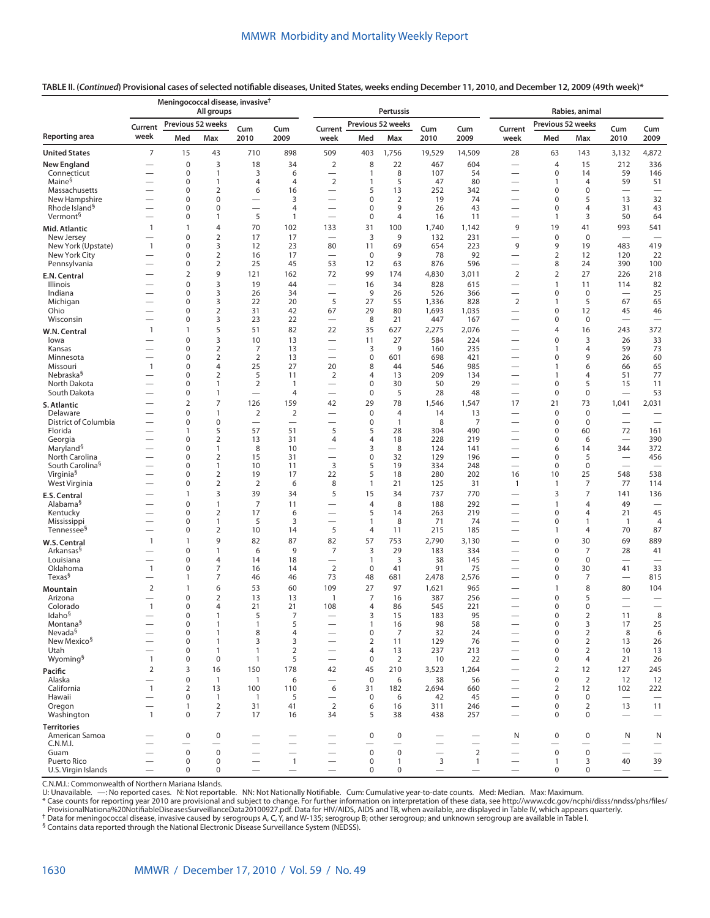**TABLE II. (*Continued*) Provisional cases of selected notifiable diseases, United States, weeks ending December 11, 2010, and December 12, 2009 (49th week)***

| Reporting area | Meningococcal disease, invasive† All groups | | | | | Pertussis | | | | | Rabies, animal | | | | |
|---|---|---|---|---|---|---|---|---|---|---|---|---|---|---|---|
| | Current week | Previous 52 weeks Med | Previous 52 weeks Max | Cum 2010 | Cum 2009 | Current week | Previous 52 weeks Med | Previous 52 weeks Max | Cum 2010 | Cum 2009 | Current week | Previous 52 weeks Med | Previous 52 weeks Max | Cum 2010 | Cum 2009 |
| **United States** | 7 | 15 | 43 | 710 | 898 | 509 | 403 | 1,756 | 19,529 | 14,509 | 28 | 63 | 143 | 3,132 | 4,872 |
| **New England** | — | 0 | 3 | 18 | 34 | 2 | 8 | 22 | 467 | 604 | — | 4 | 15 | 212 | 336 |
| Connecticut | — | 0 | 1 | 3 | 6 | — | 1 | 8 | 107 | 54 | — | 0 | 14 | 59 | 146 |
| Maine§ | — | 0 | 1 | 4 | 4 | 2 | 1 | 5 | 47 | 80 | — | 1 | 4 | 59 | 51 |
| Massachusetts | — | 0 | 2 | 6 | 16 | — | 5 | 13 | 252 | 342 | — | 0 | 0 | — | — |
| New Hampshire | — | 0 | 0 | — | 3 | — | 0 | 2 | 19 | 74 | — | 0 | 5 | 13 | 32 |
| Rhode Island§ | — | 0 | 0 | — | 4 | — | 0 | 9 | 26 | 43 | — | 0 | 4 | 31 | 43 |
| Vermont§ | — | 0 | 1 | 5 | 1 | — | 0 | 4 | 16 | 11 | — | 1 | 3 | 50 | 64 |
| **Mid. Atlantic** | 1 | 1 | 4 | 70 | 102 | 133 | 31 | 100 | 1,740 | 1,142 | 9 | 19 | 41 | 993 | 541 |
| New Jersey | — | 0 | 2 | 17 | 17 | — | 3 | 9 | 132 | 231 | — | 0 | 0 | — | — |
| New York (Upstate) | 1 | 0 | 3 | 12 | 23 | 80 | 11 | 69 | 654 | 223 | 9 | 9 | 19 | 483 | 419 |
| New York City | — | 0 | 2 | 16 | 17 | — | 0 | 9 | 78 | 92 | — | 2 | 12 | 120 | 22 |
| Pennsylvania | — | 0 | 2 | 25 | 45 | 53 | 12 | 63 | 876 | 596 | — | 8 | 24 | 390 | 100 |
| **E.N. Central** | — | 2 | 9 | 121 | 162 | 72 | 99 | 174 | 4,830 | 3,011 | 2 | 2 | 27 | 226 | 218 |
| Illinois | — | 0 | 3 | 19 | 44 | — | 16 | 34 | 828 | 615 | — | 1 | 11 | 114 | 82 |
| Indiana | — | 0 | 3 | 26 | 34 | — | 9 | 26 | 526 | 366 | — | 0 | 0 | — | 25 |
| Michigan | — | 0 | 3 | 22 | 20 | 5 | 27 | 55 | 1,336 | 828 | 2 | 1 | 5 | 67 | 65 |
| Ohio | — | 0 | 2 | 31 | 42 | 67 | 29 | 80 | 1,693 | 1,035 | — | 0 | 12 | 45 | 46 |
| Wisconsin | — | 0 | 3 | 23 | 22 | — | 8 | 21 | 447 | 167 | — | 0 | 0 | — | — |
| **W.N. Central** | 1 | 1 | 5 | 51 | 82 | 22 | 35 | 627 | 2,275 | 2,076 | — | 4 | 16 | 243 | 372 |
| Iowa | — | 0 | 3 | 10 | 13 | — | 11 | 27 | 584 | 224 | — | 0 | 3 | 26 | 33 |
| Kansas | — | 0 | 2 | 7 | 13 | — | 3 | 9 | 160 | 235 | — | 1 | 4 | 59 | 73 |
| Minnesota | — | 0 | 2 | 2 | 13 | — | 0 | 601 | 698 | 421 | — | 0 | 9 | 26 | 60 |
| Missouri | 1 | 0 | 4 | 25 | 27 | 20 | 8 | 44 | 546 | 985 | — | 1 | 6 | 66 | 65 |
| Nebraska§ | — | 0 | 2 | 5 | 11 | 2 | 4 | 13 | 209 | 134 | — | 1 | 4 | 51 | 77 |
| North Dakota | — | 0 | 1 | 2 | 1 | — | 0 | 30 | 50 | 29 | — | 0 | 5 | 15 | 11 |
| South Dakota | — | 0 | 1 | — | 4 | — | 0 | 5 | 28 | 48 | — | 0 | 0 | — | 53 |
| **S. Atlantic** | — | 2 | 7 | 126 | 159 | 42 | 29 | 78 | 1,546 | 1,547 | 17 | 21 | 73 | 1,041 | 2,031 |
| Delaware | — | 0 | 1 | 2 | 2 | — | 0 | 4 | 14 | 13 | — | 0 | 0 | — | — |
| District of Columbia | — | 0 | 0 | — | — | — | 0 | 1 | 8 | 7 | — | 0 | 0 | — | — |
| Florida | — | 1 | 5 | 57 | 51 | 5 | 5 | 28 | 304 | 490 | — | 0 | 60 | 72 | 161 |
| Georgia | — | 0 | 2 | 13 | 31 | 4 | 4 | 18 | 228 | 219 | — | 0 | 6 | — | 390 |
| Maryland§ | — | 0 | 1 | 8 | 10 | — | 3 | 8 | 124 | 141 | — | 6 | 14 | 344 | 372 |
| North Carolina | — | 0 | 2 | 15 | 31 | — | 0 | 32 | 129 | 196 | — | 0 | 5 | — | 456 |
| South Carolina§ | — | 0 | 1 | 10 | 11 | 3 | 5 | 19 | 334 | 248 | — | 0 | 0 | — | — |
| Virginia§ | — | 0 | 2 | 19 | 17 | 22 | 5 | 18 | 280 | 202 | 16 | 10 | 25 | 548 | 538 |
| West Virginia | — | 0 | 2 | 2 | 6 | 8 | 1 | 21 | 125 | 31 | 1 | 1 | 7 | 77 | 114 |
| **E.S. Central** | — | 1 | 3 | 39 | 34 | 5 | 15 | 34 | 737 | 770 | — | 3 | 7 | 141 | 136 |
| Alabama§ | — | 0 | 1 | 7 | 11 | — | 4 | 8 | 188 | 292 | — | 1 | 4 | 49 | — |
| Kentucky | — | 0 | 2 | 17 | 6 | — | 5 | 14 | 263 | 219 | — | 0 | 4 | 21 | 45 |
| Mississippi | — | 0 | 1 | 5 | 3 | — | 1 | 8 | 71 | 74 | — | 0 | 1 | 1 | 4 |
| Tennessee§ | — | 0 | 2 | 10 | 14 | 5 | 4 | 11 | 215 | 185 | — | 1 | 4 | 70 | 87 |
| **W.S. Central** | 1 | 1 | 9 | 82 | 87 | 82 | 57 | 753 | 2,790 | 3,130 | — | 0 | 30 | 69 | 889 |
| Arkansas§ | — | 0 | 1 | 6 | 9 | 7 | 3 | 29 | 183 | 334 | — | 0 | 7 | 28 | 41 |
| Louisiana | — | 0 | 4 | 14 | 18 | — | 1 | 3 | 38 | 145 | — | 0 | 0 | — | — |
| Oklahoma | 1 | 0 | 7 | 16 | 14 | 2 | 0 | 41 | 91 | 75 | — | 0 | 30 | 41 | 33 |
| Texas§ | — | 1 | 7 | 46 | 46 | 73 | 48 | 681 | 2,478 | 2,576 | — | 0 | 7 | — | 815 |
| **Mountain** | 2 | 1 | 6 | 53 | 60 | 109 | 27 | 97 | 1,621 | 965 | — | 1 | 8 | 80 | 104 |
| Arizona | — | 0 | 2 | 13 | 13 | 1 | 7 | 16 | 387 | 256 | — | 0 | 5 | — | — |
| Colorado | 1 | 0 | 4 | 21 | 21 | 108 | 4 | 86 | 545 | 221 | — | 0 | 0 | — | — |
| Idaho§ | — | 0 | 1 | 5 | 7 | — | 3 | 15 | 183 | 95 | — | 0 | 2 | 11 | 8 |
| Montana§ | — | 0 | 1 | 1 | 5 | — | 1 | 16 | 98 | 58 | — | 0 | 3 | 17 | 25 |
| Nevada§ | — | 0 | 1 | 8 | 4 | — | 0 | 7 | 32 | 24 | — | 0 | 2 | 8 | 6 |
| New Mexico§ | — | 0 | 1 | 3 | 3 | — | 2 | 11 | 129 | 76 | — | 0 | 2 | 13 | 26 |
| Utah | — | 0 | 1 | 1 | 2 | — | 4 | 13 | 237 | 213 | — | 0 | 2 | 10 | 13 |
| Wyoming§ | 1 | 0 | 0 | 1 | 5 | — | 0 | 2 | 10 | 22 | — | 0 | 4 | 21 | 26 |
| **Pacific** | 2 | 3 | 16 | 150 | 178 | 42 | 45 | 210 | 3,523 | 1,264 | — | 2 | 12 | 127 | 245 |
| Alaska | — | 0 | 1 | 1 | 6 | — | 0 | 6 | 38 | 56 | — | 0 | 2 | 12 | 12 |
| California | 1 | 2 | 13 | 100 | 110 | 6 | 31 | 182 | 2,694 | 660 | — | 2 | 12 | 102 | 222 |
| Hawaii | — | 0 | 1 | 1 | 5 | — | 0 | 6 | 42 | 45 | — | 0 | 0 | — | — |
| Oregon | — | 1 | 2 | 31 | 41 | 2 | 6 | 16 | 311 | 246 | — | 0 | 2 | 13 | 11 |
| Washington | 1 | 0 | 7 | 17 | 16 | 34 | 5 | 38 | 438 | 257 | — | 0 | 0 | — | — |
| **Territories** | | | | | | | | | | | | | | | |
| American Samoa | — | 0 | 0 | — | — | — | 0 | 0 | — | — | N | 0 | 0 | N | N |
| C.N.M.I. | — | — | — | — | — | — | — | — | — | — | — | — | — | — | — |
| Guam | — | 0 | 0 | — | — | — | 0 | 0 | — | 2 | — | 0 | 0 | — | — |
| Puerto Rico | — | 0 | 0 | — | 1 | — | 0 | 1 | 3 | 1 | — | 1 | 3 | 40 | 39 |
| U.S. Virgin Islands | — | 0 | 0 | — | — | — | 0 | 0 | — | — | — | 0 | 0 | — | — |

C.N.M.I.: Commonwealth of Northern Mariana Islands.
U: Unavailable. —: No reported cases. N: Not reportable. NN: Not Nationally Notifiable. Cum: Cumulative year-to-date counts. Med: Median. Max: Maximum.
\* Case counts for reporting year 2010 are provisional and subject to change. For further information on interpretation of these data, see http://www.cdc.gov/ncphi/disss/nndss/phs/files/ProvisionalNationa%20NotifiableDiseasesSurveillanceData20100927.pdf. Data for HIV/AIDS, AIDS and TB, when available, are displayed in Table IV, which appears quarterly.
† Data for meningococcal disease, invasive caused by serogroups A, C, Y, and W-135; serogroup B; other serogroup; and unknown serogroup are available in Table I.
§ Contains data reported through the National Electronic Disease Surveillance System (NEDSS).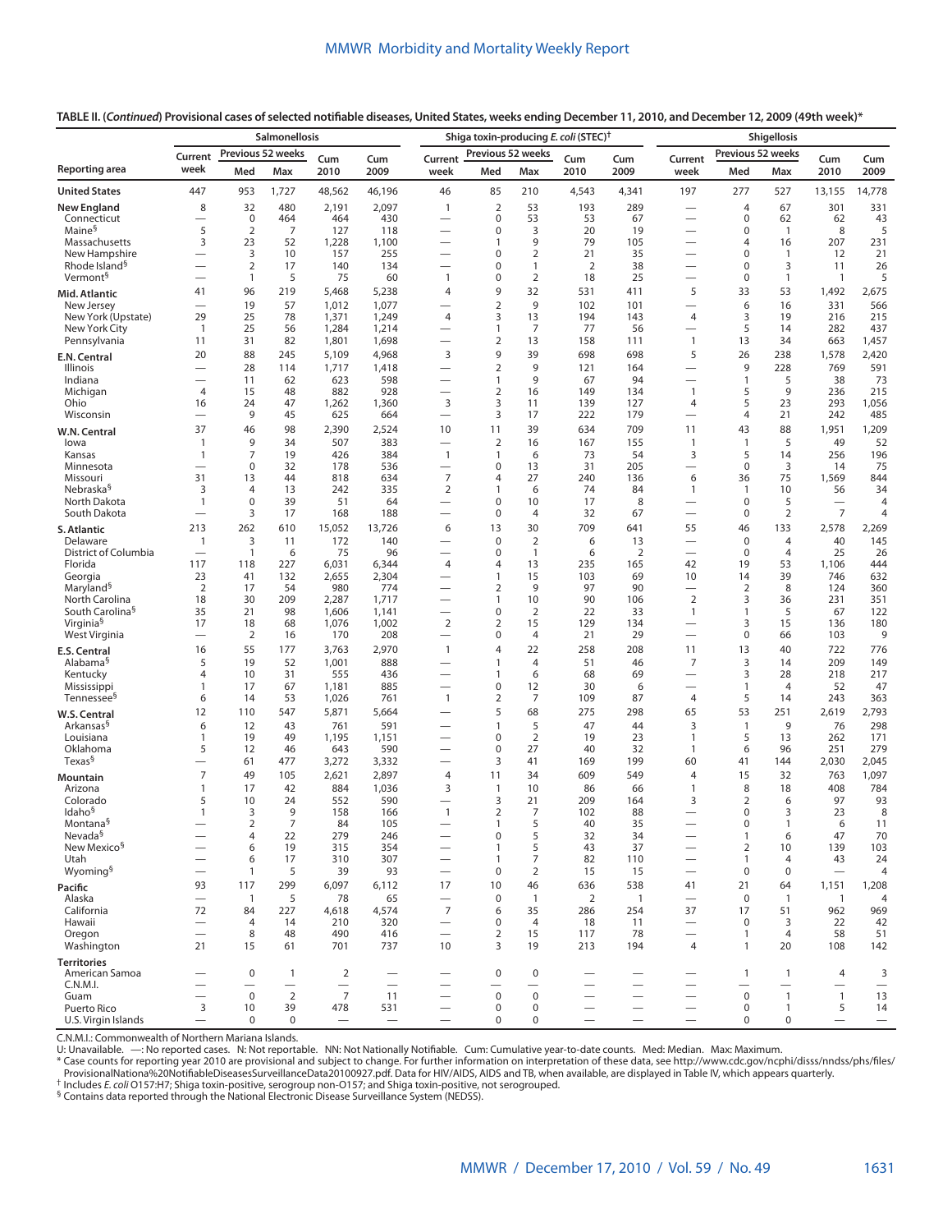**TABLE II. (*Continued*) Provisional cases of selected notifiable diseases, United States, weeks ending December 11, 2010, and December 12, 2009 (49th week)***

| Reporting area | Salmonellosis | | | | | Shiga toxin-producing *E. coli* (STEC)[†] | | | | | Shigellosis | | | | |
|---|---|---|---|---|---|---|---|---|---|---|---|---|---|---|---|
| | Current week | Previous 52 weeks Med | Previous 52 weeks Max | Cum 2010 | Cum 2009 | Current week | Previous 52 weeks Med | Previous 52 weeks Max | Cum 2010 | Cum 2009 | Current week | Previous 52 weeks Med | Previous 52 weeks Max | Cum 2010 | Cum 2009 |
| **United States** | 447 | 953 | 1,727 | 48,562 | 46,196 | 46 | 85 | 210 | 4,543 | 4,341 | 197 | 277 | 527 | 13,155 | 14,778 |
| **New England** | 8 | 32 | 480 | 2,191 | 2,097 | 1 | 2 | 53 | 193 | 289 | — | 4 | 67 | 301 | 331 |
| Connecticut | — | 0 | 464 | 464 | 430 | — | 0 | 53 | 53 | 67 | — | 0 | 62 | 62 | 43 |
| Maine[§] | 5 | 2 | 7 | 127 | 118 | — | 0 | 3 | 20 | 19 | — | 0 | 1 | 8 | 5 |
| Massachusetts | 3 | 23 | 52 | 1,228 | 1,100 | — | 1 | 9 | 79 | 105 | — | 4 | 16 | 207 | 231 |
| New Hampshire | — | 3 | 10 | 157 | 255 | — | 0 | 2 | 21 | 35 | — | 0 | 1 | 12 | 21 |
| Rhode Island[§] | — | 2 | 17 | 140 | 134 | — | 0 | 1 | 2 | 38 | — | 0 | 3 | 11 | 26 |
| Vermont[§] | — | 1 | 5 | 75 | 60 | 1 | 0 | 2 | 18 | 25 | — | 0 | 1 | 1 | 5 |
| **Mid. Atlantic** | 41 | 96 | 219 | 5,468 | 5,238 | 4 | 9 | 32 | 531 | 411 | 5 | 33 | 53 | 1,492 | 2,675 |
| New Jersey | — | 19 | 57 | 1,012 | 1,077 | — | 2 | 9 | 102 | 101 | — | 6 | 16 | 331 | 566 |
| New York (Upstate) | 29 | 25 | 78 | 1,371 | 1,249 | 4 | 3 | 13 | 194 | 143 | 4 | 3 | 19 | 216 | 215 |
| New York City | 1 | 25 | 56 | 1,284 | 1,214 | — | 1 | 7 | 77 | 56 | — | 5 | 14 | 282 | 437 |
| Pennsylvania | 11 | 31 | 82 | 1,801 | 1,698 | — | 2 | 13 | 158 | 111 | 1 | 13 | 34 | 663 | 1,457 |
| **E.N. Central** | 20 | 88 | 245 | 5,109 | 4,968 | 3 | 9 | 39 | 698 | 698 | 5 | 26 | 238 | 1,578 | 2,420 |
| Illinois | — | 28 | 114 | 1,717 | 1,418 | — | 2 | 9 | 121 | 164 | — | 9 | 228 | 769 | 591 |
| Indiana | — | 11 | 62 | 623 | 598 | — | 1 | 9 | 67 | 94 | — | 1 | 5 | 38 | 73 |
| Michigan | 4 | 15 | 48 | 882 | 928 | — | 2 | 16 | 149 | 134 | 1 | 5 | 9 | 236 | 215 |
| Ohio | 16 | 24 | 47 | 1,262 | 1,360 | 3 | 3 | 11 | 139 | 127 | 4 | 5 | 23 | 293 | 1,056 |
| Wisconsin | — | 9 | 45 | 625 | 664 | — | 3 | 17 | 222 | 179 | — | 4 | 21 | 242 | 485 |
| **W.N. Central** | 37 | 46 | 98 | 2,390 | 2,524 | 10 | 11 | 39 | 634 | 709 | 11 | 43 | 88 | 1,951 | 1,209 |
| Iowa | 1 | 9 | 34 | 507 | 383 | — | 2 | 16 | 167 | 155 | 1 | 1 | 5 | 49 | 52 |
| Kansas | 1 | 7 | 19 | 426 | 384 | 1 | 1 | 6 | 73 | 54 | 3 | 5 | 14 | 256 | 196 |
| Minnesota | — | 0 | 32 | 178 | 536 | — | 0 | 13 | 31 | 205 | — | 0 | 3 | 14 | 75 |
| Missouri | 31 | 13 | 44 | 818 | 634 | 7 | 4 | 27 | 240 | 136 | 6 | 36 | 75 | 1,569 | 844 |
| Nebraska[§] | 3 | 4 | 13 | 242 | 335 | 2 | 1 | 6 | 74 | 84 | 1 | 1 | 10 | 56 | 34 |
| North Dakota | 1 | 0 | 39 | 51 | 64 | — | 0 | 10 | 17 | 8 | — | 0 | 5 | — | 4 |
| South Dakota | — | 3 | 17 | 168 | 188 | — | 0 | 4 | 32 | 67 | — | 0 | 2 | 7 | 4 |
| **S. Atlantic** | 213 | 262 | 610 | 15,052 | 13,726 | 6 | 13 | 30 | 709 | 641 | 55 | 46 | 133 | 2,578 | 2,269 |
| Delaware | 1 | 3 | 11 | 172 | 140 | — | 0 | 2 | 6 | 13 | — | 0 | 4 | 40 | 145 |
| District of Columbia | — | 1 | 6 | 75 | 96 | — | 0 | 1 | 6 | 2 | — | 0 | 4 | 25 | 26 |
| Florida | 117 | 118 | 227 | 6,031 | 6,344 | 4 | 4 | 13 | 235 | 165 | 42 | 19 | 53 | 1,106 | 444 |
| Georgia | 23 | 41 | 132 | 2,655 | 2,304 | — | 1 | 15 | 103 | 69 | 10 | 14 | 39 | 746 | 632 |
| Maryland[§] | 2 | 17 | 54 | 980 | 774 | — | 2 | 9 | 97 | 90 | — | 2 | 8 | 124 | 360 |
| North Carolina | 18 | 30 | 209 | 2,287 | 1,717 | — | 1 | 10 | 90 | 106 | 2 | 3 | 36 | 231 | 351 |
| South Carolina[§] | 35 | 21 | 98 | 1,606 | 1,141 | — | 0 | 2 | 22 | 33 | 1 | 1 | 5 | 67 | 122 |
| Virginia[§] | 17 | 18 | 68 | 1,076 | 1,002 | 2 | 2 | 15 | 129 | 134 | — | 3 | 15 | 136 | 180 |
| West Virginia | — | 2 | 16 | 170 | 208 | — | 0 | 4 | 21 | 29 | — | 0 | 66 | 103 | 9 |
| **E.S. Central** | 16 | 55 | 177 | 3,763 | 2,970 | 1 | 4 | 22 | 258 | 208 | 11 | 13 | 40 | 722 | 776 |
| Alabama[§] | 5 | 19 | 52 | 1,001 | 888 | — | 1 | 4 | 51 | 46 | 7 | 3 | 14 | 209 | 149 |
| Kentucky | 4 | 10 | 31 | 555 | 436 | — | 1 | 6 | 68 | 69 | — | 3 | 28 | 218 | 217 |
| Mississippi | 1 | 17 | 67 | 1,181 | 885 | — | 0 | 12 | 30 | 6 | — | 1 | 4 | 52 | 47 |
| Tennessee[§] | 6 | 14 | 53 | 1,026 | 761 | 1 | 2 | 7 | 109 | 87 | 4 | 5 | 14 | 243 | 363 |
| **W.S. Central** | 12 | 110 | 547 | 5,871 | 5,664 | — | 5 | 68 | 275 | 298 | 65 | 53 | 251 | 2,619 | 2,793 |
| Arkansas[§] | 6 | 12 | 43 | 761 | 591 | — | 1 | 5 | 47 | 44 | 3 | 1 | 9 | 76 | 298 |
| Louisiana | 1 | 19 | 49 | 1,195 | 1,151 | — | 0 | 2 | 19 | 23 | 1 | 5 | 13 | 262 | 171 |
| Oklahoma | 5 | 12 | 46 | 643 | 590 | — | 0 | 27 | 40 | 32 | 1 | 6 | 96 | 251 | 279 |
| Texas[§] | — | 61 | 477 | 3,272 | 3,332 | — | 3 | 41 | 169 | 199 | 60 | 41 | 144 | 2,030 | 2,045 |
| **Mountain** | 7 | 49 | 105 | 2,621 | 2,897 | 4 | 11 | 34 | 609 | 549 | 4 | 15 | 32 | 763 | 1,097 |
| Arizona | 1 | 17 | 42 | 884 | 1,036 | 3 | 1 | 10 | 86 | 66 | 1 | 8 | 18 | 408 | 784 |
| Colorado | 5 | 10 | 24 | 552 | 590 | — | 3 | 21 | 209 | 164 | 3 | 2 | 6 | 97 | 93 |
| Idaho[§] | 1 | 3 | 9 | 158 | 166 | 1 | 2 | 7 | 102 | 88 | — | 0 | 3 | 23 | 8 |
| Montana[§] | — | 2 | 7 | 84 | 105 | — | 1 | 5 | 40 | 35 | — | 0 | 1 | 6 | 11 |
| Nevada[§] | — | 4 | 22 | 279 | 246 | — | 0 | 5 | 32 | 34 | — | 1 | 6 | 47 | 70 |
| New Mexico[§] | — | 6 | 19 | 315 | 354 | — | 1 | 5 | 43 | 37 | — | 2 | 10 | 139 | 103 |
| Utah | — | 6 | 17 | 310 | 307 | — | 1 | 7 | 82 | 110 | — | 1 | 4 | 43 | 24 |
| Wyoming[§] | — | 1 | 5 | 39 | 93 | — | 0 | 2 | 15 | 15 | — | 0 | 0 | — | 4 |
| **Pacific** | 93 | 117 | 299 | 6,097 | 6,112 | 17 | 10 | 46 | 636 | 538 | 41 | 21 | 64 | 1,151 | 1,208 |
| Alaska | — | 1 | 5 | 78 | 65 | — | 0 | 1 | 2 | 1 | — | 0 | 1 | 1 | 4 |
| California | 72 | 84 | 227 | 4,618 | 4,574 | 7 | 6 | 35 | 286 | 254 | 37 | 17 | 51 | 962 | 969 |
| Hawaii | — | 4 | 14 | 210 | 320 | — | 0 | 4 | 18 | 11 | — | 0 | 3 | 22 | 42 |
| Oregon | — | 8 | 48 | 490 | 416 | — | 2 | 15 | 117 | 78 | — | 1 | 4 | 58 | 51 |
| Washington | 21 | 15 | 61 | 701 | 737 | 10 | 3 | 19 | 213 | 194 | 4 | 1 | 20 | 108 | 142 |
| **Territories** | | | | | | | | | | | | | | | |
| American Samoa | — | 0 | 1 | 2 | — | — | 0 | 0 | — | — | — | 1 | 1 | 4 | 3 |
| C.N.M.I. | — | — | — | — | — | — | — | — | — | — | — | — | — | — | — |
| Guam | — | 0 | 2 | 7 | 11 | — | 0 | 0 | — | — | — | 0 | 1 | 1 | 13 |
| Puerto Rico | 3 | 10 | 39 | 478 | 531 | — | 0 | 0 | — | — | — | 0 | 1 | 5 | 14 |
| U.S. Virgin Islands | — | 0 | 0 | — | — | — | 0 | 0 | — | — | — | 0 | 0 | — | — |

C.N.M.I.: Commonwealth of Northern Mariana Islands.
U: Unavailable. —: No reported cases. N: Not reportable. NN: Not Nationally Notifiable. Cum: Cumulative year-to-date counts. Med: Median. Max: Maximum.
* Case counts for reporting year 2010 are provisional and subject to change. For further information on interpretation of these data, see http://www.cdc.gov/ncphi/disss/nndss/phs/files/ProvisionalNationa%20NotifiableDiseasesSurveillanceData20100927.pdf. Data for HIV/AIDS, AIDS and TB, when available, are displayed in Table IV, which appears quarterly.
† Includes *E. coli* O157:H7; Shiga toxin-positive, serogroup non-O157; and Shiga toxin-positive, not serogrouped.
§ Contains data reported through the National Electronic Disease Surveillance System (NEDSS).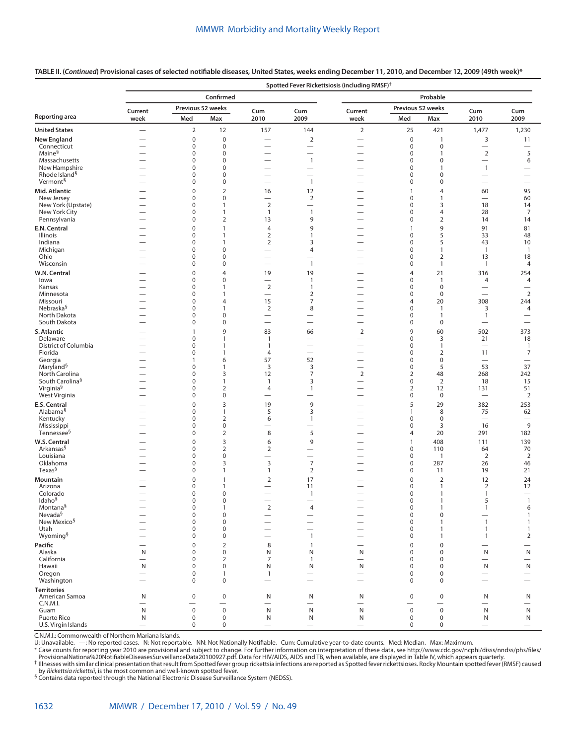**TABLE II. (*Continued*) Provisional cases of selected notifiable diseases, United States, weeks ending December 11, 2010, and December 12, 2009 (49th week)***

| Reporting area | Spotted Fever Rickettsiosis (including RMSF)† | | | | | | | | | |
|---|---|---|---|---|---|---|---|---|---|---|
| | Confirmed | | | | | Probable | | | | |
| | Current week | Previous 52 weeks Med | Previous 52 weeks Max | Cum 2010 | Cum 2009 | Current week | Previous 52 weeks Med | Previous 52 weeks Max | Cum 2010 | Cum 2009 |
| **United States** | — | 2 | 12 | 157 | 144 | 2 | 25 | 421 | 1,477 | 1,230 |
| **New England** | — | 0 | 0 | — | 2 | — | 0 | 1 | 3 | 11 |
| Connecticut | — | 0 | 0 | — | — | — | 0 | 0 | — | — |
| Maine§ | — | 0 | 0 | — | — | — | 0 | 1 | 2 | 5 |
| Massachusetts | — | 0 | 0 | — | 1 | — | 0 | 0 | — | 6 |
| New Hampshire | — | 0 | 0 | — | — | — | 0 | 1 | 1 | — |
| Rhode Island§ | — | 0 | 0 | — | — | — | 0 | 0 | — | — |
| Vermont§ | — | 0 | 0 | — | 1 | — | 0 | 0 | — | — |
| **Mid. Atlantic** | — | 0 | 2 | 16 | 12 | — | 1 | 4 | 60 | 95 |
| New Jersey | — | 0 | 0 | — | 2 | — | 0 | 1 | — | 60 |
| New York (Upstate) | — | 0 | 1 | 2 | — | — | 0 | 3 | 18 | 14 |
| New York City | — | 0 | 1 | 1 | 1 | — | 0 | 4 | 28 | 7 |
| Pennsylvania | — | 0 | 2 | 13 | 9 | — | 0 | 2 | 14 | 14 |
| **E.N. Central** | — | 0 | 1 | 4 | 9 | — | 1 | 9 | 91 | 81 |
| Illinois | — | 0 | 1 | 2 | 1 | — | 0 | 5 | 33 | 48 |
| Indiana | — | 0 | 1 | 2 | 3 | — | 0 | 5 | 43 | 10 |
| Michigan | — | 0 | 0 | — | 4 | — | 0 | 1 | 1 | 1 |
| Ohio | — | 0 | 0 | — | — | — | 0 | 2 | 13 | 18 |
| Wisconsin | — | 0 | 0 | — | 1 | — | 0 | 1 | 1 | 4 |
| **W.N. Central** | — | 0 | 4 | 19 | 19 | — | 4 | 21 | 316 | 254 |
| Iowa | — | 0 | 0 | — | 1 | — | 0 | 1 | 4 | 4 |
| Kansas | — | 0 | 1 | 2 | 1 | — | 0 | 0 | — | — |
| Minnesota | — | 0 | 1 | — | 2 | — | 0 | 0 | — | 2 |
| Missouri | — | 0 | 4 | 15 | 7 | — | 4 | 20 | 308 | 244 |
| Nebraska§ | — | 0 | 1 | 2 | 8 | — | 0 | 1 | 3 | 4 |
| North Dakota | — | 0 | 0 | — | — | — | 0 | 1 | 1 | — |
| South Dakota | — | 0 | 0 | — | — | — | 0 | 0 | — | — |
| **S. Atlantic** | — | 1 | 9 | 83 | 66 | 2 | 9 | 60 | 502 | 373 |
| Delaware | — | 0 | 1 | 1 | — | — | 0 | 3 | 21 | 18 |
| District of Columbia | — | 0 | 1 | 1 | — | — | 0 | 1 | — | 1 |
| Florida | — | 0 | 1 | 4 | — | — | 0 | 2 | 11 | 7 |
| Georgia | — | 1 | 6 | 57 | 52 | — | 0 | 0 | — | — |
| Maryland§ | — | 0 | 1 | 3 | 3 | — | 0 | 5 | 53 | 37 |
| North Carolina | — | 0 | 3 | 12 | 7 | 2 | 2 | 48 | 268 | 242 |
| South Carolina§ | — | 0 | 1 | 1 | 3 | — | 0 | 2 | 18 | 15 |
| Virginia§ | — | 0 | 2 | 4 | 1 | — | 2 | 12 | 131 | 51 |
| West Virginia | — | 0 | 0 | — | — | — | 0 | 0 | — | 2 |
| **E.S. Central** | — | 0 | 3 | 19 | 9 | — | 5 | 29 | 382 | 253 |
| Alabama§ | — | 0 | 1 | 5 | 3 | — | 1 | 8 | 75 | 62 |
| Kentucky | — | 0 | 2 | 6 | 1 | — | 0 | 0 | — | — |
| Mississippi | — | 0 | 0 | — | — | — | 0 | 3 | 16 | 9 |
| Tennessee§ | — | 0 | 2 | 8 | 5 | — | 4 | 20 | 291 | 182 |
| **W.S. Central** | — | 0 | 3 | 6 | 9 | — | 1 | 408 | 111 | 139 |
| Arkansas§ | — | 0 | 2 | 2 | — | — | 0 | 110 | 64 | 70 |
| Louisiana | — | 0 | 0 | — | — | — | 0 | 1 | 2 | 2 |
| Oklahoma | — | 0 | 3 | 3 | 7 | — | 0 | 287 | 26 | 46 |
| Texas§ | — | 0 | 1 | 1 | 2 | — | 0 | 11 | 19 | 21 |
| **Mountain** | — | 0 | 1 | 2 | 17 | — | 0 | 2 | 12 | 24 |
| Arizona | — | 0 | 1 | — | 11 | — | 0 | 1 | 2 | 12 |
| Colorado | — | 0 | 0 | — | 1 | — | 0 | 1 | 1 | — |
| Idaho§ | — | 0 | 0 | — | — | — | 0 | 1 | 5 | 1 |
| Montana§ | — | 0 | 1 | 2 | 4 | — | 0 | 1 | 1 | 6 |
| Nevada§ | — | 0 | 0 | — | — | — | 0 | 0 | — | 1 |
| New Mexico§ | — | 0 | 0 | — | — | — | 0 | 1 | 1 | 1 |
| Utah | — | 0 | 0 | — | — | — | 0 | 1 | 1 | 1 |
| Wyoming§ | — | 0 | 0 | — | 1 | — | 0 | 1 | 1 | 2 |
| **Pacific** | — | 0 | 2 | 8 | 1 | — | 0 | 0 | — | — |
| Alaska | N | 0 | 0 | N | N | N | 0 | 0 | N | N |
| California | — | 0 | 2 | 7 | 1 | — | 0 | 0 | — | — |
| Hawaii | N | 0 | 0 | N | N | N | 0 | 0 | N | N |
| Oregon | — | 0 | 1 | 1 | — | — | 0 | 0 | — | — |
| Washington | — | 0 | 0 | — | — | — | 0 | 0 | — | — |
| **Territories** | | | | | | | | | | |
| American Samoa | N | 0 | 0 | N | N | N | 0 | 0 | N | N |
| C.N.M.I. | — | — | — | — | — | — | — | — | — | — |
| Guam | N | 0 | 0 | N | N | N | 0 | 0 | N | N |
| Puerto Rico | N | 0 | 0 | N | N | N | 0 | 0 | N | N |
| U.S. Virgin Islands | — | 0 | 0 | — | — | — | 0 | 0 | — | — |

C.N.M.I.: Commonwealth of Northern Mariana Islands.
U: Unavailable. —: No reported cases. N: Not reportable. NN: Not Nationally Notifiable. Cum: Cumulative year-to-date counts. Med: Median. Max: Maximum.
\* Case counts for reporting year 2010 are provisional and subject to change. For further information on interpretation of these data, see http://www.cdc.gov/ncphi/disss/nndss/phs/files/ProvisionalNationa%20NotifiableDiseasesSurveillanceData20100927.pdf. Data for HIV/AIDS, AIDS and TB, when available, are displayed in Table IV, which appears quarterly.
† Illnesses with similar clinical presentation that result from Spotted fever group rickettsia infections are reported as Spotted fever rickettsioses. Rocky Mountain spotted fever (RMSF) caused by *Rickettsia rickettsii*, is the most common and well-known spotted fever.
§ Contains data reported through the National Electronic Disease Surveillance System (NEDSS).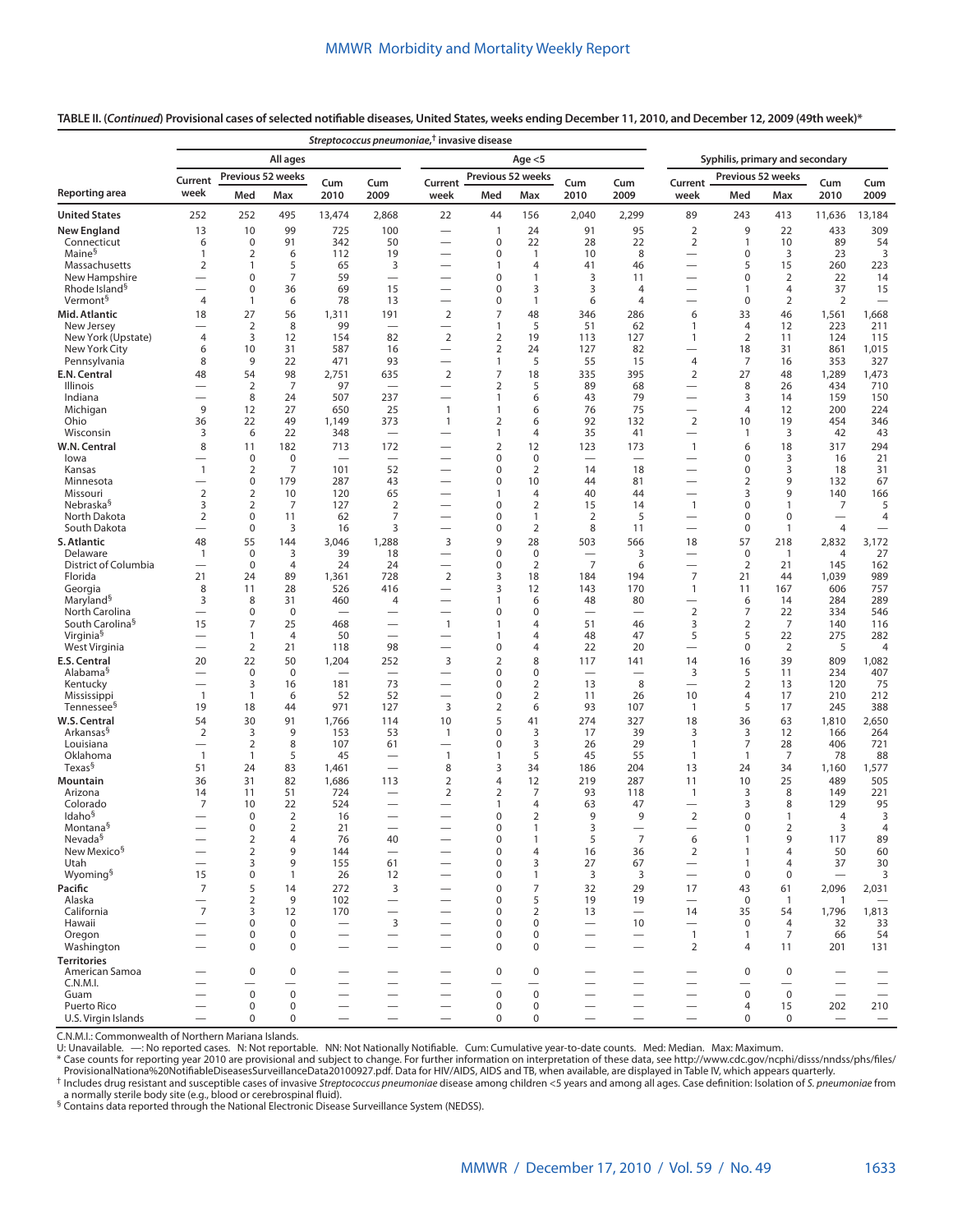**TABLE II. (*Continued*) Provisional cases of selected notifiable diseases, United States, weeks ending December 11, 2010, and December 12, 2009 (49th week)***

| Reporting area | *Streptococcus pneumoniae*,† invasive disease — All ages — Current week | All ages — Previous 52 weeks Med | All ages — Previous 52 weeks Max | All ages — Cum 2010 | All ages — Cum 2009 | Age <5 — Current week | Age <5 — Previous 52 weeks Med | Age <5 — Previous 52 weeks Max | Age <5 — Cum 2010 | Age <5 — Cum 2009 | Syphilis, primary and secondary — Current week | Syphilis — Previous 52 weeks Med | Syphilis — Previous 52 weeks Max | Syphilis — Cum 2010 | Syphilis — Cum 2009 |
|---|---|---|---|---|---|---|---|---|---|---|---|---|---|---|---|
| **United States** | 252 | 252 | 495 | 13,474 | 2,868 | 22 | 44 | 156 | 2,040 | 2,299 | 89 | 243 | 413 | 11,636 | 13,184 |
| **New England** | 13 | 10 | 99 | 725 | 100 | — | 1 | 24 | 91 | 95 | 2 | 9 | 22 | 433 | 309 |
| Connecticut | 6 | 0 | 91 | 342 | 50 | — | 0 | 22 | 28 | 22 | 2 | 1 | 10 | 89 | 54 |
| Maine§ | 1 | 2 | 6 | 112 | 19 | — | 0 | 1 | 10 | 8 | — | 0 | 3 | 23 | 3 |
| Massachusetts | 2 | 1 | 5 | 65 | 3 | — | 1 | 4 | 41 | 46 | — | 5 | 15 | 260 | 223 |
| New Hampshire | — | 0 | 7 | 59 | — | — | 0 | 1 | 3 | 11 | — | 0 | 2 | 22 | 14 |
| Rhode Island§ | — | 0 | 36 | 69 | 15 | — | 0 | 3 | 3 | 4 | — | 1 | 4 | 37 | 15 |
| Vermont§ | 4 | 1 | 6 | 78 | 13 | — | 0 | 1 | 6 | 4 | — | 0 | 2 | 2 | — |
| **Mid. Atlantic** | 18 | 27 | 56 | 1,311 | 191 | 2 | 7 | 48 | 346 | 286 | 6 | 33 | 46 | 1,561 | 1,668 |
| New Jersey | — | 2 | 8 | 99 | — | — | 1 | 5 | 51 | 62 | 1 | 4 | 12 | 223 | 211 |
| New York (Upstate) | 4 | 3 | 12 | 154 | 82 | 2 | 2 | 19 | 113 | 127 | 1 | 2 | 11 | 124 | 115 |
| New York City | 6 | 10 | 31 | 587 | 16 | — | 2 | 24 | 127 | 82 | — | 18 | 31 | 861 | 1,015 |
| Pennsylvania | 8 | 9 | 22 | 471 | 93 | — | 1 | 5 | 55 | 15 | 4 | 7 | 16 | 353 | 327 |
| **E.N. Central** | 48 | 54 | 98 | 2,751 | 635 | 2 | 7 | 18 | 335 | 395 | 2 | 27 | 48 | 1,289 | 1,473 |
| Illinois | — | 2 | 7 | 97 | — | — | 2 | 5 | 89 | 68 | — | 8 | 26 | 434 | 710 |
| Indiana | — | 8 | 24 | 507 | 237 | — | 1 | 6 | 43 | 79 | — | 3 | 14 | 159 | 150 |
| Michigan | 9 | 12 | 27 | 650 | 25 | 1 | 1 | 6 | 76 | 75 | — | 4 | 12 | 200 | 224 |
| Ohio | 36 | 22 | 49 | 1,149 | 373 | 1 | 2 | 6 | 92 | 132 | 2 | 10 | 19 | 454 | 346 |
| Wisconsin | 3 | 6 | 22 | 348 | — | — | 1 | 4 | 35 | 41 | — | 1 | 3 | 42 | 43 |
| **W.N. Central** | 8 | 11 | 182 | 713 | 172 | — | 2 | 12 | 123 | 173 | 1 | 6 | 18 | 317 | 294 |
| Iowa | — | 0 | 0 | — | — | — | 0 | 0 | — | — | — | 0 | 3 | 16 | 21 |
| Kansas | 1 | 2 | 7 | 101 | 52 | — | 0 | 2 | 14 | 18 | — | 0 | 3 | 18 | 31 |
| Minnesota | — | 0 | 179 | 287 | 43 | — | 0 | 10 | 44 | 81 | — | 2 | 9 | 132 | 67 |
| Missouri | 2 | 2 | 10 | 120 | 65 | — | 1 | 4 | 40 | 44 | — | 3 | 9 | 140 | 166 |
| Nebraska§ | 3 | 2 | 7 | 127 | 2 | — | 0 | 2 | 15 | 14 | 1 | 0 | 1 | 7 | 5 |
| North Dakota | 2 | 0 | 11 | 62 | 7 | — | 0 | 1 | 2 | 5 | — | 0 | 0 | — | 4 |
| South Dakota | — | 0 | 3 | 16 | 3 | — | 0 | 2 | 8 | 11 | — | 0 | 1 | 4 | — |
| **S. Atlantic** | 48 | 55 | 144 | 3,046 | 1,288 | 3 | 9 | 28 | 503 | 566 | 18 | 57 | 218 | 2,832 | 3,172 |
| Delaware | 1 | 0 | 3 | 39 | 18 | — | 0 | 0 | — | 3 | — | 0 | 1 | 4 | 27 |
| District of Columbia | — | 0 | 4 | 24 | 24 | — | 0 | 2 | 7 | 6 | — | 2 | 21 | 145 | 162 |
| Florida | 21 | 24 | 89 | 1,361 | 728 | 2 | 3 | 18 | 184 | 194 | 7 | 21 | 44 | 1,039 | 989 |
| Georgia | 8 | 11 | 28 | 526 | 416 | — | 3 | 12 | 143 | 170 | 1 | 11 | 167 | 606 | 757 |
| Maryland§ | 3 | 8 | 31 | 460 | 4 | — | 1 | 6 | 48 | 80 | — | 6 | 14 | 284 | 289 |
| North Carolina | — | 0 | 0 | — | — | — | 0 | 0 | — | — | 2 | 7 | 22 | 334 | 546 |
| South Carolina§ | 15 | 7 | 25 | 468 | — | 1 | 1 | 4 | 51 | 46 | 3 | 2 | 7 | 140 | 116 |
| Virginia§ | — | 1 | 4 | 50 | — | — | 1 | 4 | 48 | 47 | 5 | 5 | 22 | 275 | 282 |
| West Virginia | — | 2 | 21 | 118 | 98 | — | 0 | 4 | 22 | 20 | — | 0 | 2 | 5 | 4 |
| **E.S. Central** | 20 | 22 | 50 | 1,204 | 252 | 3 | 2 | 8 | 117 | 141 | 14 | 16 | 39 | 809 | 1,082 |
| Alabama§ | — | 0 | 0 | — | — | — | 0 | 0 | — | — | 3 | 5 | 11 | 234 | 407 |
| Kentucky | — | 3 | 16 | 181 | 73 | — | 0 | 2 | 13 | 8 | — | 2 | 13 | 120 | 75 |
| Mississippi | 1 | 1 | 6 | 52 | 52 | — | 0 | 2 | 11 | 26 | 10 | 4 | 17 | 210 | 212 |
| Tennessee§ | 19 | 18 | 44 | 971 | 127 | 3 | 2 | 6 | 93 | 107 | 1 | 5 | 17 | 245 | 388 |
| **W.S. Central** | 54 | 30 | 91 | 1,766 | 114 | 10 | 5 | 41 | 274 | 327 | 18 | 36 | 63 | 1,810 | 2,650 |
| Arkansas§ | 2 | 3 | 9 | 153 | 53 | 1 | 0 | 3 | 17 | 39 | 3 | 3 | 12 | 166 | 264 |
| Louisiana | — | 2 | 8 | 107 | 61 | — | 0 | 3 | 26 | 29 | 1 | 7 | 28 | 406 | 721 |
| Oklahoma | 1 | 1 | 5 | 45 | — | 1 | 1 | 5 | 45 | 55 | 1 | 1 | 7 | 78 | 88 |
| Texas§ | 51 | 24 | 83 | 1,461 | — | 8 | 3 | 34 | 186 | 204 | 13 | 24 | 34 | 1,160 | 1,577 |
| **Mountain** | 36 | 31 | 82 | 1,686 | 113 | 2 | 4 | 12 | 219 | 287 | 11 | 10 | 25 | 489 | 505 |
| Arizona | 14 | 11 | 51 | 724 | — | 2 | 2 | 7 | 93 | 118 | 1 | 3 | 8 | 149 | 221 |
| Colorado | 7 | 10 | 22 | 524 | — | — | 1 | 4 | 63 | 47 | — | 3 | 8 | 129 | 95 |
| Idaho§ | — | 0 | 2 | 16 | — | — | 0 | 2 | 9 | 9 | 2 | 0 | 1 | 4 | 3 |
| Montana§ | — | 0 | 2 | 21 | — | — | 0 | 1 | 3 | — | — | 0 | 2 | 3 | 4 |
| Nevada§ | — | 2 | 4 | 76 | 40 | — | 0 | 1 | 5 | 7 | 6 | 1 | 9 | 117 | 89 |
| New Mexico§ | — | 2 | 9 | 144 | — | — | 0 | 4 | 16 | 36 | 2 | 1 | 4 | 50 | 60 |
| Utah | — | 3 | 9 | 155 | 61 | — | 0 | 3 | 27 | 67 | — | 1 | 4 | 37 | 30 |
| Wyoming§ | 15 | 0 | 1 | 26 | 12 | — | 0 | 1 | 3 | 3 | — | 0 | 0 | — | 3 |
| **Pacific** | 7 | 5 | 14 | 272 | 3 | — | 0 | 7 | 32 | 29 | 17 | 43 | 61 | 2,096 | 2,031 |
| Alaska | — | 2 | 9 | 102 | — | — | 0 | 5 | 19 | 19 | — | 0 | 1 | 1 | — |
| California | 7 | 3 | 12 | 170 | — | — | 0 | 2 | 13 | — | 14 | 35 | 54 | 1,796 | 1,813 |
| Hawaii | — | 0 | 0 | — | 3 | — | 0 | 0 | — | 10 | — | 0 | 4 | 32 | 33 |
| Oregon | — | 0 | 0 | — | — | — | 0 | 0 | — | — | 1 | 1 | 7 | 66 | 54 |
| Washington | — | 0 | 0 | — | — | — | 0 | 0 | — | — | 2 | 4 | 11 | 201 | 131 |
| **Territories** | | | | | | | | | | | | | | | |
| American Samoa | — | 0 | 0 | — | — | — | 0 | 0 | — | — | — | 0 | 0 | — | — |
| C.N.M.I. | — | — | — | — | — | — | — | — | — | — | — | — | — | — | — |
| Guam | — | 0 | 0 | — | — | — | 0 | 0 | — | — | — | 0 | 0 | — | — |
| Puerto Rico | — | 0 | 0 | — | — | — | 0 | 0 | — | — | — | 4 | 15 | 202 | 210 |
| U.S. Virgin Islands | — | 0 | 0 | — | — | — | 0 | 0 | — | — | — | 0 | 0 | — | — |

C.N.M.I.: Commonwealth of Northern Mariana Islands.
U: Unavailable. —: No reported cases. N: Not reportable. NN: Not Nationally Notifiable. Cum: Cumulative year-to-date counts. Med: Median. Max: Maximum.
* Case counts for reporting year 2010 are provisional and subject to change. For further information on interpretation of these data, see http://www.cdc.gov/ncphi/disss/nndss/phs/files/ProvisionalNationa%20NotifiableDiseasesSurveillanceData20100927.pdf. Data for HIV/AIDS, AIDS and TB, when available, are displayed in Table IV, which appears quarterly.
† Includes drug resistant and susceptible cases of invasive *Streptococcus pneumoniae* disease among children <5 years and among all ages. Case definition: Isolation of *S. pneumoniae* from a normally sterile body site (e.g., blood or cerebrospinal fluid).
§ Contains data reported through the National Electronic Disease Surveillance System (NEDSS).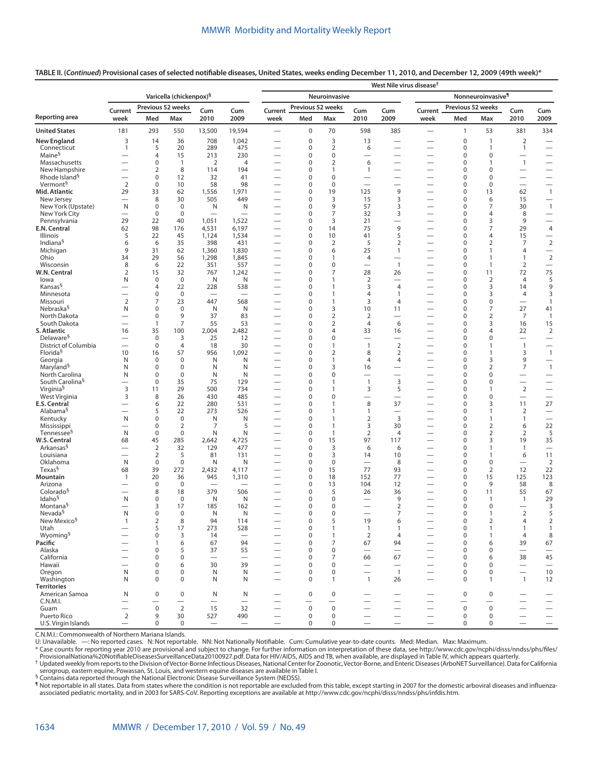**TABLE II. (*Continued*) Provisional cases of selected notifiable diseases, United States, weeks ending December 11, 2010, and December 12, 2009 (49th week)***

| Reporting area | Varicella (chickenpox)§ | | | | | West Nile virus disease† Neuroinvasive | | | | | West Nile virus disease† Nonneuroinvasive¶ | | | | |
|---|---|---|---|---|---|---|---|---|---|---|---|---|---|---|---|
| | Current week | Previous 52 weeks Med | Previous 52 weeks Max | Cum 2010 | Cum 2009 | Current week | Previous 52 weeks Med | Previous 52 weeks Max | Cum 2010 | Cum 2009 | Current week | Previous 52 weeks Med | Previous 52 weeks Max | Cum 2010 | Cum 2009 |
| **United States** | 181 | 293 | 550 | 13,500 | 19,594 | — | 0 | 70 | 598 | 385 | — | 1 | 53 | 381 | 334 |
| **New England** | 3 | 14 | 36 | 708 | 1,042 | — | 0 | 3 | 13 | — | — | 0 | 1 | 2 | — |
| Connecticut | 1 | 5 | 20 | 289 | 475 | — | 0 | 2 | 6 | — | — | 0 | 1 | 1 | — |
| Maine§ | — | 4 | 15 | 213 | 230 | — | 0 | 0 | — | — | — | 0 | 0 | — | — |
| Massachusetts | — | 0 | 1 | 2 | 4 | — | 0 | 2 | 6 | — | — | 0 | 1 | 1 | — |
| New Hampshire | — | 2 | 8 | 114 | 194 | — | 0 | 1 | 1 | — | — | 0 | 0 | — | — |
| Rhode Island§ | — | 0 | 12 | 32 | 41 | — | 0 | 0 | — | — | — | 0 | 0 | — | — |
| Vermont§ | 2 | 0 | 10 | 58 | 98 | — | 0 | 0 | — | — | — | 0 | 0 | — | — |
| **Mid. Atlantic** | 29 | 33 | 62 | 1,556 | 1,971 | — | 0 | 19 | 125 | 9 | — | 0 | 13 | 62 | 1 |
| New Jersey | — | 8 | 30 | 505 | 449 | — | 0 | 3 | 15 | 3 | — | 0 | 6 | 15 | — |
| New York (Upstate) | N | 0 | 0 | N | N | — | 0 | 9 | 57 | 3 | — | 0 | 7 | 30 | 1 |
| New York City | — | 0 | 0 | — | — | — | 0 | 7 | 32 | 3 | — | 0 | 4 | 8 | — |
| Pennsylvania | 29 | 22 | 40 | 1,051 | 1,522 | — | 0 | 3 | 21 | — | — | 0 | 3 | 9 | — |
| **E.N. Central** | 62 | 98 | 176 | 4,531 | 6,197 | — | 0 | 14 | 75 | 9 | — | 0 | 7 | 29 | 4 |
| Illinois | 5 | 22 | 45 | 1,124 | 1,534 | — | 0 | 10 | 41 | 5 | — | 0 | 4 | 15 | — |
| Indiana§ | 6 | 6 | 35 | 398 | 431 | — | 0 | 2 | 5 | 2 | — | 0 | 2 | 7 | 2 |
| Michigan | 9 | 31 | 62 | 1,360 | 1,830 | — | 0 | 6 | 25 | 1 | — | 0 | 1 | 4 | — |
| Ohio | 34 | 29 | 56 | 1,298 | 1,845 | — | 0 | 1 | 4 | — | — | 0 | 1 | 1 | 2 |
| Wisconsin | 8 | 6 | 22 | 351 | 557 | — | 0 | 0 | — | 1 | — | 0 | 1 | 2 | — |
| **W.N. Central** | 2 | 15 | 32 | 767 | 1,242 | — | 0 | 7 | 28 | 26 | — | 0 | 11 | 72 | 75 |
| Iowa | N | 0 | 0 | N | N | — | 0 | 1 | 2 | — | — | 0 | 2 | 4 | 5 |
| Kansas§ | — | 4 | 22 | 228 | 538 | — | 0 | 1 | 3 | 4 | — | 0 | 3 | 14 | 9 |
| Minnesota | — | 0 | 0 | — | — | — | 0 | 1 | 4 | 1 | — | 0 | 3 | 4 | 3 |
| Missouri | 2 | 7 | 23 | 447 | 568 | — | 0 | 1 | 3 | 4 | — | 0 | 0 | — | 1 |
| Nebraska§ | N | 0 | 0 | N | N | — | 0 | 3 | 10 | 11 | — | 0 | 7 | 27 | 41 |
| North Dakota | — | 0 | 9 | 37 | 83 | — | 0 | 2 | 2 | — | — | 0 | 2 | 7 | 1 |
| South Dakota | — | 1 | 7 | 55 | 53 | — | 0 | 2 | 4 | 6 | — | 0 | 3 | 16 | 15 |
| **S. Atlantic** | 16 | 35 | 100 | 2,004 | 2,482 | — | 0 | 4 | 33 | 16 | — | 0 | 4 | 22 | 2 |
| Delaware§ | — | 0 | 3 | 25 | 12 | — | 0 | 0 | — | — | — | 0 | 0 | — | — |
| District of Columbia | — | 0 | 4 | 18 | 30 | — | 0 | 1 | 1 | 2 | — | 0 | 1 | 1 | — |
| Florida§ | 10 | 16 | 57 | 956 | 1,092 | — | 0 | 2 | 8 | 2 | — | 0 | 1 | 3 | 1 |
| Georgia | N | 0 | 0 | N | N | — | 0 | 1 | 4 | 4 | — | 0 | 3 | 9 | — |
| Maryland§ | N | 0 | 0 | N | N | — | 0 | 3 | 16 | — | — | 0 | 2 | 7 | 1 |
| North Carolina | N | 0 | 0 | N | N | — | 0 | 0 | — | — | — | 0 | 0 | — | — |
| South Carolina§ | — | 0 | 35 | 75 | 129 | — | 0 | 1 | 1 | 3 | — | 0 | 0 | — | — |
| Virginia§ | 3 | 11 | 29 | 500 | 734 | — | 0 | 1 | 3 | 5 | — | 0 | 1 | 2 | — |
| West Virginia | 3 | 8 | 26 | 430 | 485 | — | 0 | 0 | — | — | — | 0 | 0 | — | — |
| **E.S. Central** | — | 6 | 22 | 280 | 531 | — | 0 | 1 | 8 | 37 | — | 0 | 3 | 11 | 27 |
| Alabama§ | — | 5 | 22 | 273 | 526 | — | 0 | 1 | 1 | — | — | 0 | 1 | 2 | — |
| Kentucky | N | 0 | 0 | N | N | — | 0 | 1 | 2 | 3 | — | 0 | 1 | 1 | — |
| Mississippi | — | 0 | 2 | 7 | 5 | — | 0 | 1 | 3 | 30 | — | 0 | 2 | 6 | 22 |
| Tennessee§ | N | 0 | 0 | N | N | — | 0 | 1 | 2 | 4 | — | 0 | 2 | 2 | 5 |
| **W.S. Central** | 68 | 45 | 285 | 2,642 | 4,725 | — | 0 | 15 | 97 | 117 | — | 0 | 3 | 19 | 35 |
| Arkansas§ | — | 2 | 32 | 129 | 477 | — | 0 | 3 | 6 | 6 | — | 0 | 1 | 1 | — |
| Louisiana | — | 2 | 5 | 81 | 131 | — | 0 | 3 | 14 | 10 | — | 0 | 1 | 6 | 11 |
| Oklahoma | N | 0 | 0 | N | N | — | 0 | 0 | — | 8 | — | 0 | 0 | — | 2 |
| Texas§ | 68 | 39 | 272 | 2,432 | 4,117 | — | 0 | 15 | 77 | 93 | — | 0 | 2 | 12 | 22 |
| **Mountain** | 1 | 20 | 36 | 945 | 1,310 | — | 0 | 18 | 152 | 77 | — | 0 | 15 | 125 | 123 |
| Arizona | — | 0 | 0 | — | — | — | 0 | 13 | 104 | 12 | — | 0 | 9 | 58 | 8 |
| Colorado§ | — | 8 | 18 | 379 | 506 | — | 0 | 5 | 26 | 36 | — | 0 | 11 | 55 | 67 |
| Idaho§ | N | 0 | 0 | N | N | — | 0 | 0 | — | 9 | — | 0 | 1 | 1 | 29 |
| Montana§ | — | 3 | 17 | 185 | 162 | — | 0 | 0 | — | 2 | — | 0 | 0 | — | 3 |
| Nevada§ | N | 0 | 0 | N | N | — | 0 | 0 | — | 7 | — | 0 | 1 | 2 | 5 |
| New Mexico§ | 1 | 2 | 8 | 94 | 114 | — | 0 | 5 | 19 | 6 | — | 0 | 2 | 4 | 2 |
| Utah | — | 5 | 17 | 273 | 528 | — | 0 | 1 | 1 | 1 | — | 0 | 1 | 1 | 1 |
| Wyoming§ | — | 0 | 3 | 14 | — | — | 0 | 1 | 2 | 4 | — | 0 | 1 | 4 | 8 |
| **Pacific** | — | 1 | 6 | 67 | 94 | — | 0 | 7 | 67 | 94 | — | 0 | 6 | 39 | 67 |
| Alaska | — | 0 | 5 | 37 | 55 | — | 0 | 0 | — | — | — | 0 | 0 | — | — |
| California | — | 0 | 0 | — | — | — | 0 | 7 | 66 | 67 | — | 0 | 6 | 38 | 45 |
| Hawaii | — | 0 | 6 | 30 | 39 | — | 0 | 0 | — | — | — | 0 | 0 | — | — |
| Oregon | N | 0 | 0 | N | N | — | 0 | 0 | — | 1 | — | 0 | 0 | — | 10 |
| Washington | N | 0 | 0 | N | N | — | 0 | 1 | 1 | 26 | — | 0 | 1 | 1 | 12 |
| **Territories** | | | | | | | | | | | | | | | |
| American Samoa | N | 0 | 0 | N | N | — | 0 | 0 | — | — | — | 0 | 0 | — | — |
| C.N.M.I. | — | — | — | — | — | — | — | — | — | — | — | — | — | — | — |
| Guam | — | 0 | 2 | 15 | 32 | — | 0 | 0 | — | — | — | 0 | 0 | — | — |
| Puerto Rico | 2 | 9 | 30 | 527 | 490 | — | 0 | 0 | — | — | — | 0 | 0 | — | — |
| U.S. Virgin Islands | — | 0 | 0 | — | — | — | 0 | 0 | — | — | — | 0 | 0 | — | — |

C.N.M.I.: Commonwealth of Northern Mariana Islands.

U: Unavailable. —: No reported cases. N: Not reportable. NN: Not Nationally Notifiable. Cum: Cumulative year-to-date counts. Med: Median. Max: Maximum.

\* Case counts for reporting year 2010 are provisional and subject to change. For further information on interpretation of these data, see http://www.cdc.gov/ncphi/disss/nndss/phs/files/ProvisionalNationa%20NotifiableDiseasesSurveillanceData20100927.pdf. Data for HIV/AIDS, AIDS and TB, when available, are displayed in Table IV, which appears quarterly.

† Updated weekly from reports to the Division of Vector-Borne Infectious Diseases, National Center for Zoonotic, Vector-Borne, and Enteric Diseases (ArboNET Surveillance). Data for California serogroup, eastern equine, Powassan, St. Louis, and western equine diseases are available in Table I.

§ Contains data reported through the National Electronic Disease Surveillance System (NEDSS).

¶ Not reportable in all states. Data from states where the condition is not reportable are excluded from this table, except starting in 2007 for the domestic arboviral diseases and influenza-associated pediatric mortality, and in 2003 for SARS-CoV. Reporting exceptions are available at http://www.cdc.gov/ncphi/disss/nndss/phs/infdis.htm.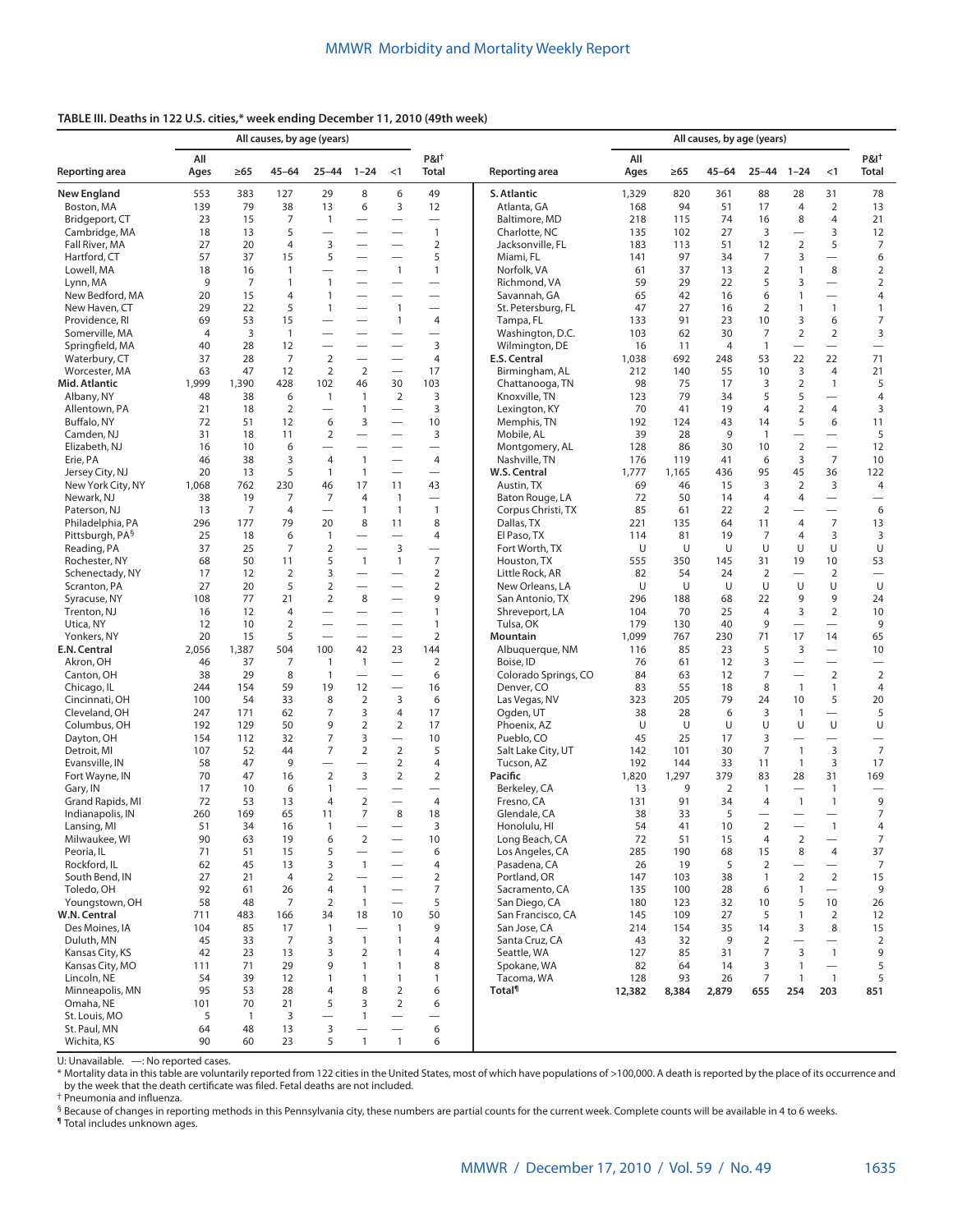**TABLE III. Deaths in 122 U.S. cities,* week ending December 11, 2010 (49th week)**

| Reporting area | All causes, by age (years) | | | | | | P&I[†] |
|---|---|---|---|---|---|---|---|
| | All Ages | ≥65 | 45–64 | 25–44 | 1–24 | <1 | Total |
| **New England** | 553 | 383 | 127 | 29 | 8 | 6 | 49 |
| Boston, MA | 139 | 79 | 38 | 13 | 6 | 3 | 12 |
| Bridgeport, CT | 23 | 15 | 7 | 1 | — | — | — |
| Cambridge, MA | 18 | 13 | 5 | — | — | — | 1 |
| Fall River, MA | 27 | 20 | 4 | 3 | — | — | 2 |
| Hartford, CT | 57 | 37 | 15 | 5 | — | — | 5 |
| Lowell, MA | 18 | 16 | 1 | — | — | 1 | 1 |
| Lynn, MA | 9 | 7 | 1 | 1 | — | — | — |
| New Bedford, MA | 20 | 15 | 4 | 1 | — | — | — |
| New Haven, CT | 29 | 22 | 5 | 1 | — | 1 | — |
| Providence, RI | 69 | 53 | 15 | — | — | 1 | 4 |
| Somerville, MA | 4 | 3 | 1 | — | — | — | — |
| Springfield, MA | 40 | 28 | 12 | — | — | — | 3 |
| Waterbury, CT | 37 | 28 | 7 | 2 | — | — | 4 |
| Worcester, MA | 63 | 47 | 12 | 2 | 2 | — | 17 |
| **Mid. Atlantic** | 1,999 | 1,390 | 428 | 102 | 46 | 30 | 103 |
| Albany, NY | 48 | 38 | 6 | 1 | 1 | 2 | 3 |
| Allentown, PA | 21 | 18 | 2 | — | 1 | — | 3 |
| Buffalo, NY | 72 | 51 | 12 | 6 | 3 | — | 10 |
| Camden, NJ | 31 | 18 | 11 | 2 | — | — | 3 |
| Elizabeth, NJ | 16 | 10 | 6 | — | — | — | — |
| Erie, PA | 46 | 38 | 3 | 4 | 1 | — | 4 |
| Jersey City, NJ | 20 | 13 | 5 | 1 | 1 | — | — |
| New York City, NY | 1,068 | 762 | 230 | 46 | 17 | 11 | 43 |
| Newark, NJ | 38 | 19 | 7 | 7 | 4 | 1 | — |
| Paterson, NJ | 13 | 7 | 4 | — | 1 | 1 | 1 |
| Philadelphia, PA | 296 | 177 | 79 | 20 | 8 | 11 | 8 |
| Pittsburgh, PA[§] | 25 | 18 | 6 | 1 | — | — | 4 |
| Reading, PA | 37 | 25 | 7 | 2 | — | 3 | — |
| Rochester, NY | 68 | 50 | 11 | 5 | 1 | 1 | 7 |
| Schenectady, NY | 17 | 12 | 2 | 3 | — | — | 2 |
| Scranton, PA | 27 | 20 | 5 | 2 | — | — | 2 |
| Syracuse, NY | 108 | 77 | 21 | 2 | 8 | — | 9 |
| Trenton, NJ | 16 | 12 | 4 | — | — | — | 1 |
| Utica, NY | 12 | 10 | 2 | — | — | — | 1 |
| Yonkers, NY | 20 | 15 | 5 | — | — | — | 2 |
| **E.N. Central** | 2,056 | 1,387 | 504 | 100 | 42 | 23 | 144 |
| Akron, OH | 46 | 37 | 7 | 1 | 1 | — | 2 |
| Canton, OH | 38 | 29 | 8 | 1 | — | — | 6 |
| Chicago, IL | 244 | 154 | 59 | 19 | 12 | — | 16 |
| Cincinnati, OH | 100 | 54 | 33 | 8 | 2 | 3 | 6 |
| Cleveland, OH | 247 | 171 | 62 | 7 | 3 | 4 | 17 |
| Columbus, OH | 192 | 129 | 50 | 9 | 2 | 2 | 17 |
| Dayton, OH | 154 | 112 | 32 | 7 | 3 | — | 10 |
| Detroit, MI | 107 | 52 | 44 | 7 | 2 | 2 | 5 |
| Evansville, IN | 58 | 47 | 9 | — | — | 2 | 4 |
| Fort Wayne, IN | 70 | 47 | 16 | 2 | 3 | 2 | 2 |
| Gary, IN | 17 | 10 | 6 | 1 | — | — | — |
| Grand Rapids, MI | 72 | 53 | 13 | 4 | 2 | — | 4 |
| Indianapolis, IN | 260 | 169 | 65 | 11 | 7 | 8 | 18 |
| Lansing, MI | 51 | 34 | 16 | 1 | — | — | 3 |
| Milwaukee, WI | 90 | 63 | 19 | 6 | 2 | — | 10 |
| Peoria, IL | 71 | 51 | 15 | 5 | — | — | 6 |
| Rockford, IL | 62 | 45 | 13 | 3 | 1 | — | 4 |
| South Bend, IN | 27 | 21 | 4 | 2 | — | — | 2 |
| Toledo, OH | 92 | 61 | 26 | 4 | 1 | — | 7 |
| Youngstown, OH | 58 | 48 | 7 | 2 | 1 | — | 5 |
| **W.N. Central** | 711 | 483 | 166 | 34 | 18 | 10 | 50 |
| Des Moines, IA | 104 | 85 | 17 | 1 | — | 1 | 9 |
| Duluth, MN | 45 | 33 | 7 | 3 | 1 | 1 | 4 |
| Kansas City, KS | 42 | 23 | 13 | 3 | 2 | 1 | 4 |
| Kansas City, MO | 111 | 71 | 29 | 9 | 1 | 1 | 8 |
| Lincoln, NE | 54 | 39 | 12 | 1 | 1 | 1 | 1 |
| Minneapolis, MN | 95 | 53 | 28 | 4 | 8 | 2 | 6 |
| Omaha, NE | 101 | 70 | 21 | 5 | 3 | 2 | 6 |
| St. Louis, MO | 5 | 1 | 3 | — | 1 | — | — |
| St. Paul, MN | 64 | 48 | 13 | 3 | — | — | 6 |
| Wichita, KS | 90 | 60 | 23 | 5 | 1 | 1 | 6 |
| **S. Atlantic** | 1,329 | 820 | 361 | 88 | 28 | 31 | 78 |
| Atlanta, GA | 168 | 94 | 51 | 17 | 4 | 2 | 13 |
| Baltimore, MD | 218 | 115 | 74 | 16 | 8 | 4 | 21 |
| Charlotte, NC | 135 | 102 | 27 | 3 | — | 3 | 12 |
| Jacksonville, FL | 183 | 113 | 51 | 12 | 2 | 5 | 7 |
| Miami, FL | 141 | 97 | 34 | 7 | 3 | — | 6 |
| Norfolk, VA | 61 | 37 | 13 | 2 | 1 | 8 | 2 |
| Richmond, VA | 59 | 29 | 22 | 5 | 3 | — | 2 |
| Savannah, GA | 65 | 42 | 16 | 6 | 1 | — | 4 |
| St. Petersburg, FL | 47 | 27 | 16 | 2 | 1 | 1 | 1 |
| Tampa, FL | 133 | 91 | 23 | 10 | 3 | 6 | 7 |
| Washington, D.C. | 103 | 62 | 30 | 7 | 2 | 2 | 3 |
| Wilmington, DE | 16 | 11 | 4 | 1 | — | — | — |
| **E.S. Central** | 1,038 | 692 | 248 | 53 | 22 | 22 | 71 |
| Birmingham, AL | 212 | 140 | 55 | 10 | 3 | 4 | 21 |
| Chattanooga, TN | 98 | 75 | 17 | 3 | 2 | 1 | 5 |
| Knoxville, TN | 123 | 79 | 34 | 5 | 5 | — | 4 |
| Lexington, KY | 70 | 41 | 19 | 4 | 2 | 4 | 3 |
| Memphis, TN | 192 | 124 | 43 | 14 | 5 | 6 | 11 |
| Mobile, AL | 39 | 28 | 9 | 1 | — | — | 5 |
| Montgomery, AL | 128 | 86 | 30 | 10 | 2 | — | 12 |
| Nashville, TN | 176 | 119 | 41 | 6 | 3 | 7 | 10 |
| **W.S. Central** | 1,777 | 1,165 | 436 | 95 | 45 | 36 | 122 |
| Austin, TX | 69 | 46 | 15 | 3 | 2 | 3 | 4 |
| Baton Rouge, LA | 72 | 50 | 14 | 4 | 4 | — | — |
| Corpus Christi, TX | 85 | 61 | 22 | 2 | — | — | 6 |
| Dallas, TX | 221 | 135 | 64 | 11 | 4 | 7 | 13 |
| El Paso, TX | 114 | 81 | 19 | 7 | 4 | 3 | 3 |
| Fort Worth, TX | U | U | U | U | U | U | U |
| Houston, TX | 555 | 350 | 145 | 31 | 19 | 10 | 53 |
| Little Rock, AR | 82 | 54 | 24 | 2 | — | 2 | — |
| New Orleans, LA | U | U | U | U | U | U | U |
| San Antonio, TX | 296 | 188 | 68 | 22 | 9 | 9 | 24 |
| Shreveport, LA | 104 | 70 | 25 | 4 | 3 | 2 | 10 |
| Tulsa, OK | 179 | 130 | 40 | 9 | — | — | 9 |
| **Mountain** | 1,099 | 767 | 230 | 71 | 17 | 14 | 65 |
| Albuquerque, NM | 116 | 85 | 23 | 5 | 3 | — | 10 |
| Boise, ID | 76 | 61 | 12 | 3 | — | — | — |
| Colorado Springs, CO | 84 | 63 | 12 | 7 | — | 2 | 2 |
| Denver, CO | 83 | 55 | 18 | 8 | 1 | 1 | 4 |
| Las Vegas, NV | 323 | 205 | 79 | 24 | 10 | 5 | 20 |
| Ogden, UT | 38 | 28 | 6 | 3 | 1 | — | 5 |
| Phoenix, AZ | U | U | U | U | U | U | U |
| Pueblo, CO | 45 | 25 | 17 | 3 | — | — | — |
| Salt Lake City, UT | 142 | 101 | 30 | 7 | 1 | 3 | 7 |
| Tucson, AZ | 192 | 144 | 33 | 11 | 1 | 3 | 17 |
| **Pacific** | 1,820 | 1,297 | 379 | 83 | 28 | 31 | 169 |
| Berkeley, CA | 13 | 9 | 2 | 1 | — | 1 | — |
| Fresno, CA | 131 | 91 | 34 | 4 | 1 | 1 | 9 |
| Glendale, CA | 38 | 33 | 5 | — | — | — | 7 |
| Honolulu, HI | 54 | 41 | 10 | 2 | — | 1 | 4 |
| Long Beach, CA | 72 | 51 | 15 | 4 | 2 | — | 7 |
| Los Angeles, CA | 285 | 190 | 68 | 15 | 8 | 4 | 37 |
| Pasadena, CA | 26 | 19 | 5 | 2 | — | — | 7 |
| Portland, OR | 147 | 103 | 38 | 1 | 2 | 2 | 15 |
| Sacramento, CA | 135 | 100 | 28 | 6 | 1 | — | 9 |
| San Diego, CA | 180 | 123 | 32 | 10 | 5 | 10 | 26 |
| San Francisco, CA | 145 | 109 | 27 | 5 | 1 | 2 | 12 |
| San Jose, CA | 214 | 154 | 35 | 14 | 3 | 8 | 15 |
| Santa Cruz, CA | 43 | 32 | 9 | 2 | — | — | 2 |
| Seattle, WA | 127 | 85 | 31 | 7 | 3 | 1 | 9 |
| Spokane, WA | 82 | 64 | 14 | 3 | 1 | — | 5 |
| Tacoma, WA | 128 | 93 | 26 | 7 | 1 | 1 | 5 |
| **Total[¶]** | **12,382** | **8,384** | **2,879** | **655** | **254** | **203** | **851** |

U: Unavailable. —: No reported cases.

\* Mortality data in this table are voluntarily reported from 122 cities in the United States, most of which have populations of >100,000. A death is reported by the place of its occurrence and by the week that the death certificate was filed. Fetal deaths are not included.

† Pneumonia and influenza.

§ Because of changes in reporting methods in this Pennsylvania city, these numbers are partial counts for the current week. Complete counts will be available in 4 to 6 weeks.

¶ Total includes unknown ages.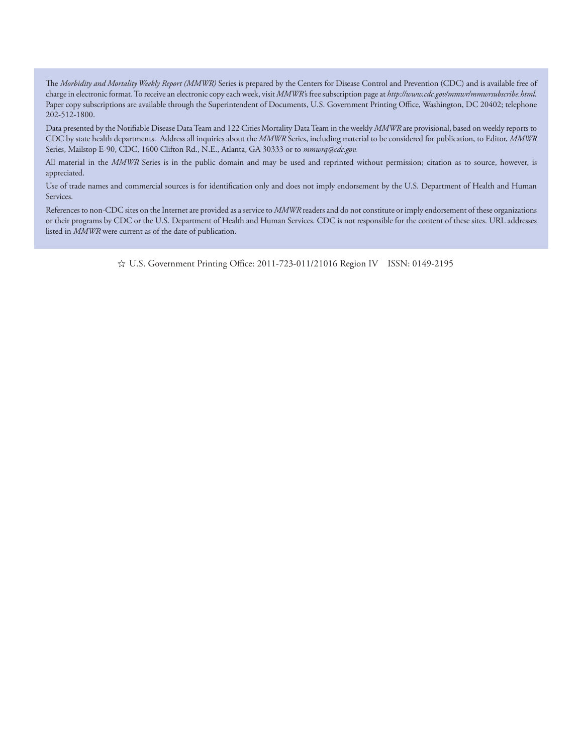The *Morbidity and Mortality Weekly Report (MMWR)* Series is prepared by the Centers for Disease Control and Prevention (CDC) and is available free of charge in electronic format. To receive an electronic copy each week, visit *MMWR*'s free subscription page at *http://www.cdc.gov/mmwr/mmwrsubscribe.html*. Paper copy subscriptions are available through the Superintendent of Documents, U.S. Government Printing Office, Washington, DC 20402; telephone 202-512-1800.

Data presented by the Notifiable Disease Data Team and 122 Cities Mortality Data Team in the weekly *MMWR* are provisional, based on weekly reports to CDC by state health departments. Address all inquiries about the *MMWR* Series, including material to be considered for publication, to Editor, *MMWR* Series, Mailstop E-90, CDC, 1600 Clifton Rd., N.E., Atlanta, GA 30333 or to *mmwrq@cdc.gov.*

All material in the *MMWR* Series is in the public domain and may be used and reprinted without permission; citation as to source, however, is appreciated.

Use of trade names and commercial sources is for identification only and does not imply endorsement by the U.S. Department of Health and Human Services.

References to non-CDC sites on the Internet are provided as a service to *MMWR* readers and do not constitute or imply endorsement of these organizations or their programs by CDC or the U.S. Department of Health and Human Services. CDC is not responsible for the content of these sites. URL addresses listed in *MMWR* were current as of the date of publication.

☆ U.S. Government Printing Office: 2011-723-011/21016 Region IV ISSN: 0149-2195